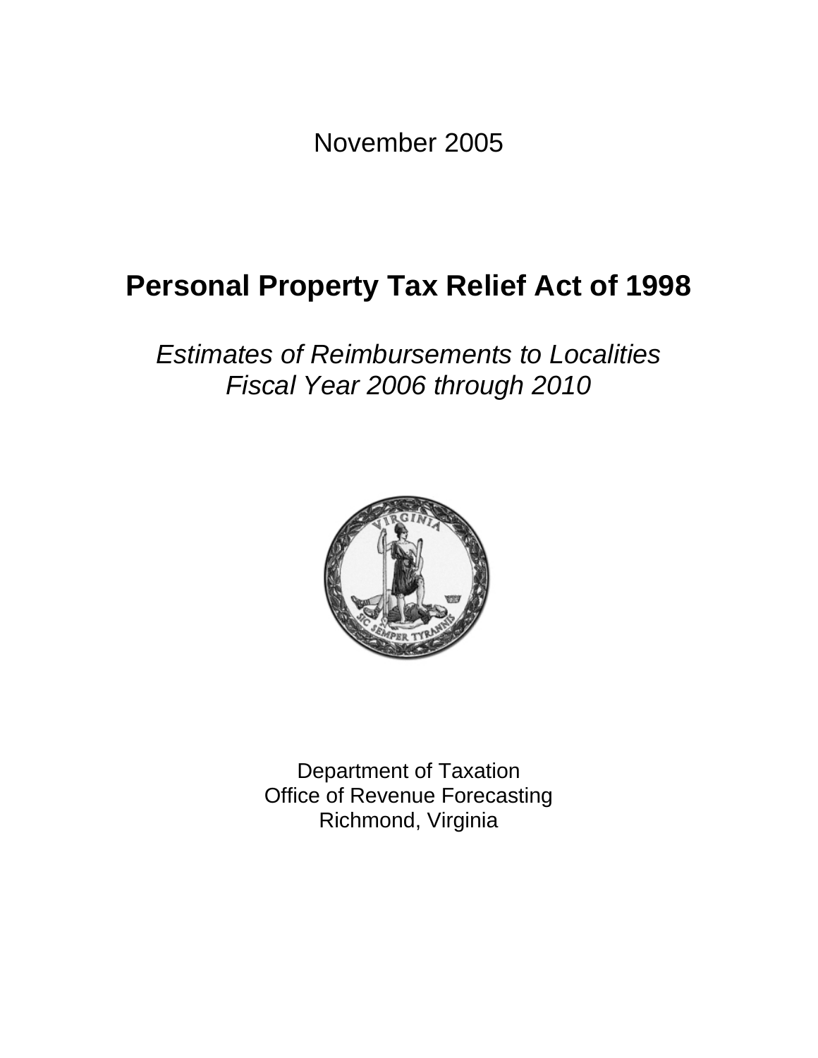November 2005

# Personal Property Tax Relief Act of 1998

*Estimates of Reimbursements to Localities*
*Fiscal Year 2006 through 2010*

Department of Taxation
Office of Revenue Forecasting
Richmond, Virginia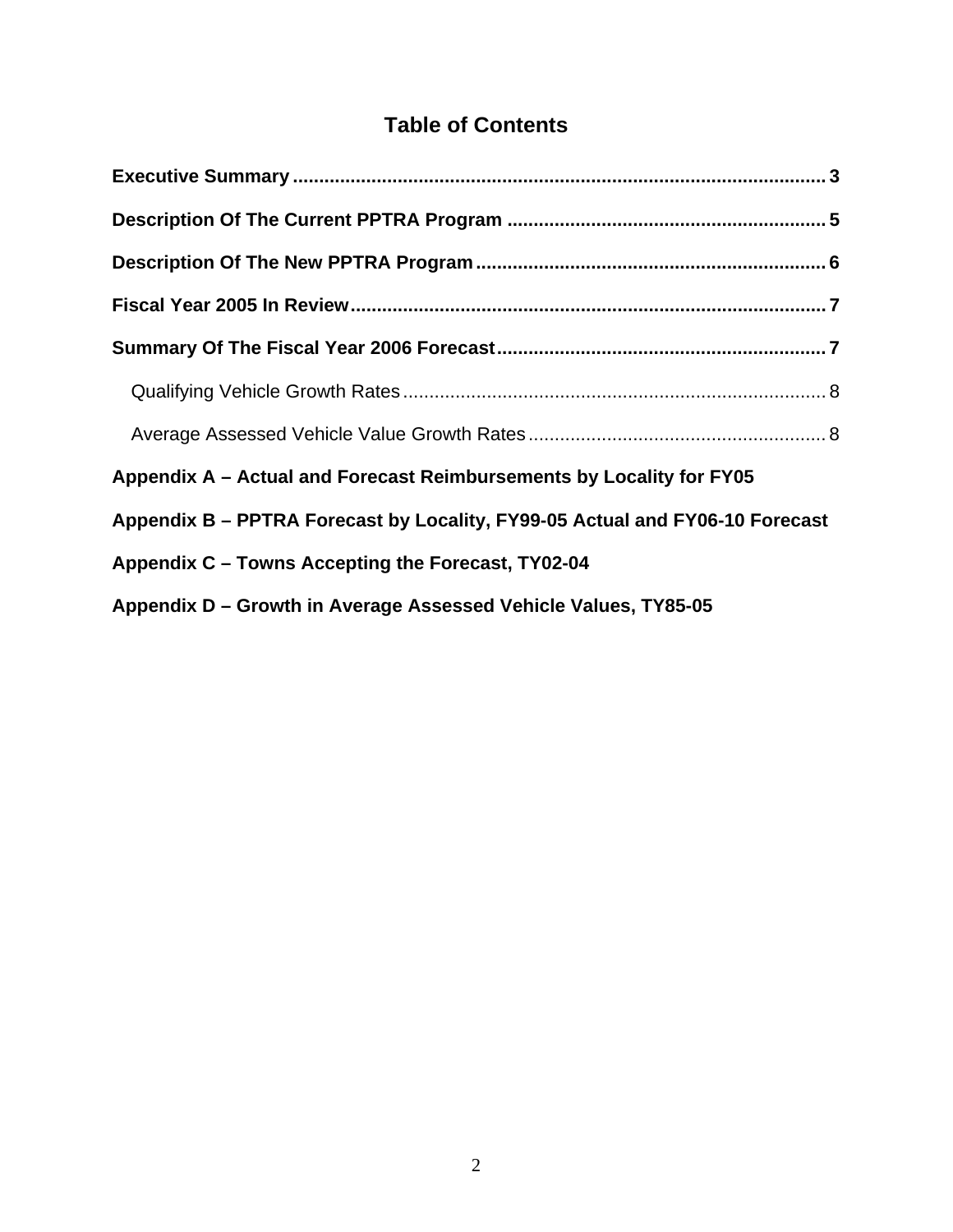# Table of Contents

**Executive Summary** ..................................................................................................... **3**

**Description Of The Current PPTRA Program** ............................................................ **5**

**Description Of The New PPTRA Program** .................................................................. **6**

**Fiscal Year 2005 In Review** .......................................................................................... **7**

**Summary Of The Fiscal Year 2006 Forecast** .............................................................. **7**

- Qualifying Vehicle Growth Rates ................................................................................ 8
- Average Assessed Vehicle Value Growth Rates ......................................................... 8

**Appendix A – Actual and Forecast Reimbursements by Locality for FY05**

**Appendix B – PPTRA Forecast by Locality, FY99-05 Actual and FY06-10 Forecast**

**Appendix C – Towns Accepting the Forecast, TY02-04**

**Appendix D – Growth in Average Assessed Vehicle Values, TY85-05**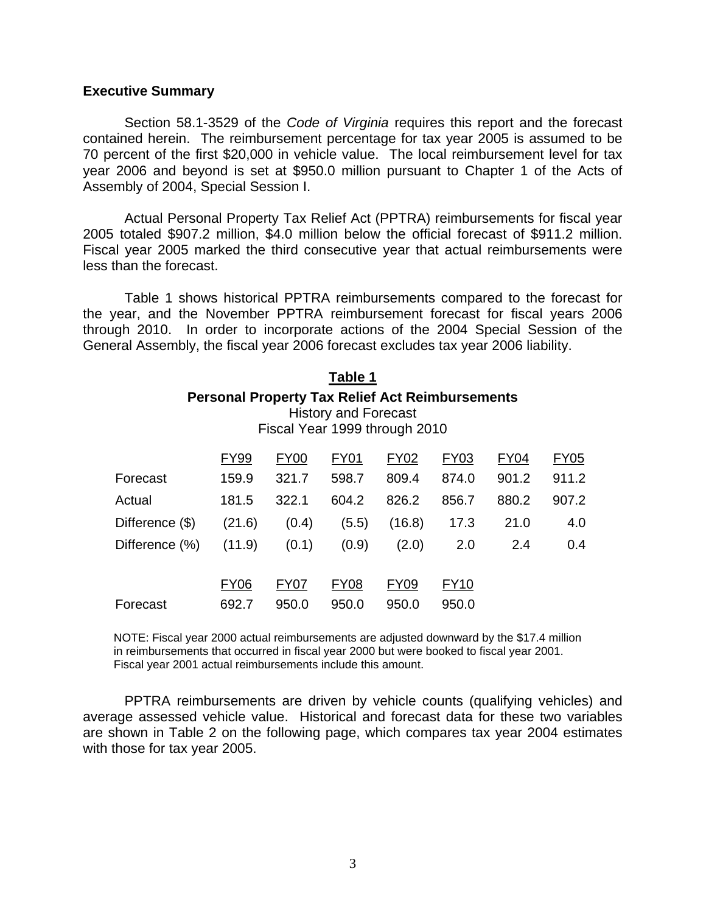**Executive Summary**

Section 58.1-3529 of the *Code of Virginia* requires this report and the forecast contained herein. The reimbursement percentage for tax year 2005 is assumed to be 70 percent of the first $20,000 in vehicle value. The local reimbursement level for tax year 2006 and beyond is set at $950.0 million pursuant to Chapter 1 of the Acts of Assembly of 2004, Special Session I.

Actual Personal Property Tax Relief Act (PPTRA) reimbursements for fiscal year 2005 totaled $907.2 million, $4.0 million below the official forecast of $911.2 million. Fiscal year 2005 marked the third consecutive year that actual reimbursements were less than the forecast.

Table 1 shows historical PPTRA reimbursements compared to the forecast for the year, and the November PPTRA reimbursement forecast for fiscal years 2006 through 2010. In order to incorporate actions of the 2004 Special Session of the General Assembly, the fiscal year 2006 forecast excludes tax year 2006 liability.

**Table 1**

**Personal Property Tax Relief Act Reimbursements**

History and Forecast

Fiscal Year 1999 through 2010

| | FY99 | FY00 | FY01 | FY02 | FY03 | FY04 | FY05 |
|---|---|---|---|---|---|---|---|
| Forecast | 159.9 | 321.7 | 598.7 | 809.4 | 874.0 | 901.2 | 911.2 |
| Actual | 181.5 | 322.1 | 604.2 | 826.2 | 856.7 | 880.2 | 907.2 |
| Difference ($) | (21.6) | (0.4) | (5.5) | (16.8) | 17.3 | 21.0 | 4.0 |
| Difference (%) | (11.9) | (0.1) | (0.9) | (2.0) | 2.0 | 2.4 | 0.4 |
| | **FY06** | **FY07** | **FY08** | **FY09** | **FY10** | | |
| Forecast | 692.7 | 950.0 | 950.0 | 950.0 | 950.0 | | |

NOTE: Fiscal year 2000 actual reimbursements are adjusted downward by the $17.4 million in reimbursements that occurred in fiscal year 2000 but were booked to fiscal year 2001. Fiscal year 2001 actual reimbursements include this amount.

PPTRA reimbursements are driven by vehicle counts (qualifying vehicles) and average assessed vehicle value. Historical and forecast data for these two variables are shown in Table 2 on the following page, which compares tax year 2004 estimates with those for tax year 2005.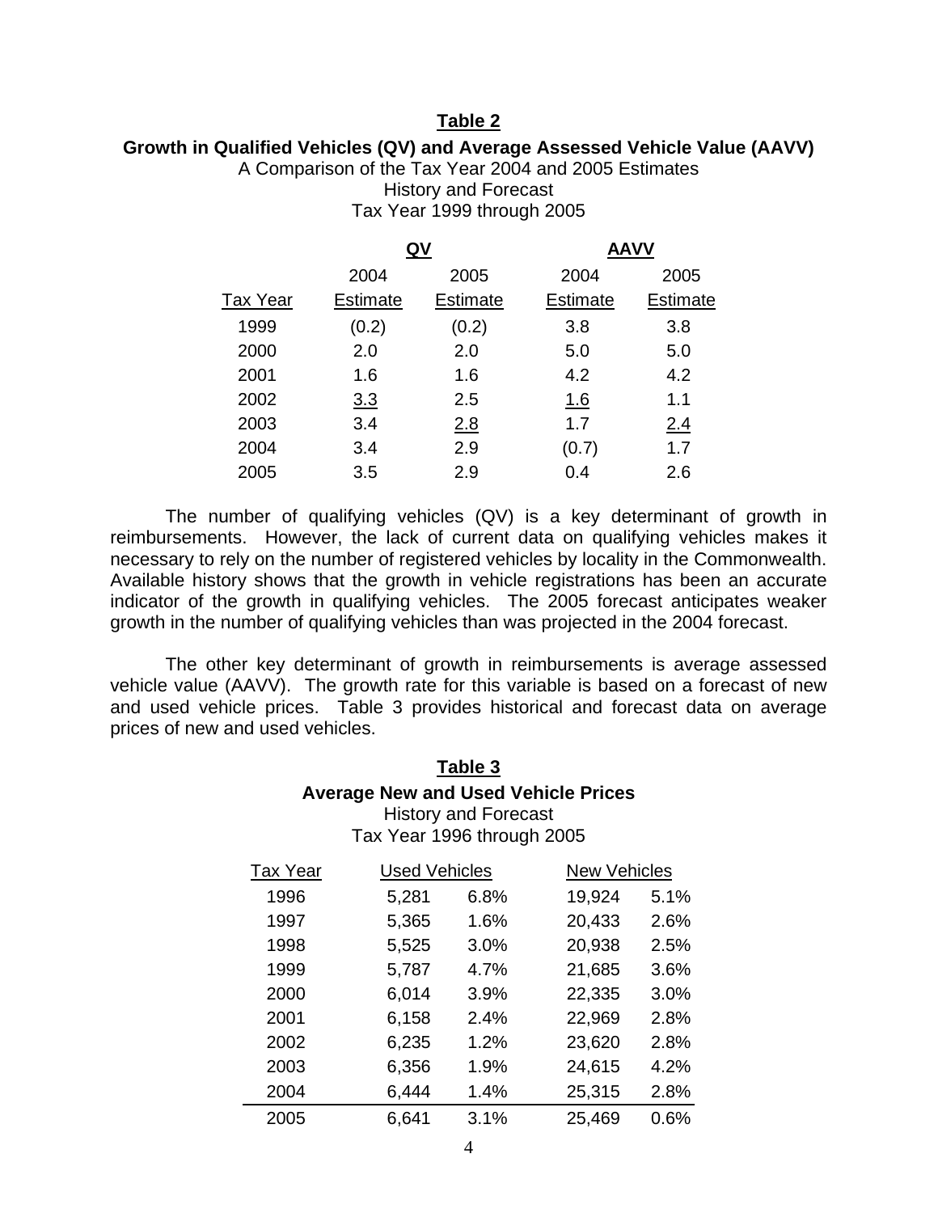**Table 2**

**Growth in Qualified Vehicles (QV) and Average Assessed Vehicle Value (AAVV)**

A Comparison of the Tax Year 2004 and 2005 Estimates
History and Forecast
Tax Year 1999 through 2005

| | QV | | AAVV | |
|---|---|---|---|---|
| Tax Year | 2004 Estimate | 2005 Estimate | 2004 Estimate | 2005 Estimate |
| 1999 | (0.2) | (0.2) | 3.8 | 3.8 |
| 2000 | 2.0 | 2.0 | 5.0 | 5.0 |
| 2001 | 1.6 | 1.6 | 4.2 | 4.2 |
| 2002 | 3.3 | 2.5 | 1.6 | 1.1 |
| 2003 | 3.4 | 2.8 | 1.7 | 2.4 |
| 2004 | 3.4 | 2.9 | (0.7) | 1.7 |
| 2005 | 3.5 | 2.9 | 0.4 | 2.6 |

The number of qualifying vehicles (QV) is a key determinant of growth in reimbursements. However, the lack of current data on qualifying vehicles makes it necessary to rely on the number of registered vehicles by locality in the Commonwealth. Available history shows that the growth in vehicle registrations has been an accurate indicator of the growth in qualifying vehicles. The 2005 forecast anticipates weaker growth in the number of qualifying vehicles than was projected in the 2004 forecast.

The other key determinant of growth in reimbursements is average assessed vehicle value (AAVV). The growth rate for this variable is based on a forecast of new and used vehicle prices. Table 3 provides historical and forecast data on average prices of new and used vehicles.

**Table 3**

**Average New and Used Vehicle Prices**

History and Forecast
Tax Year 1996 through 2005

| Tax Year | Used Vehicles | | New Vehicles | |
|---|---|---|---|---|
| 1996 | 5,281 | 6.8% | 19,924 | 5.1% |
| 1997 | 5,365 | 1.6% | 20,433 | 2.6% |
| 1998 | 5,525 | 3.0% | 20,938 | 2.5% |
| 1999 | 5,787 | 4.7% | 21,685 | 3.6% |
| 2000 | 6,014 | 3.9% | 22,335 | 3.0% |
| 2001 | 6,158 | 2.4% | 22,969 | 2.8% |
| 2002 | 6,235 | 1.2% | 23,620 | 2.8% |
| 2003 | 6,356 | 1.9% | 24,615 | 4.2% |
| 2004 | 6,444 | 1.4% | 25,315 | 2.8% |
| 2005 | 6,641 | 3.1% | 25,469 | 0.6% |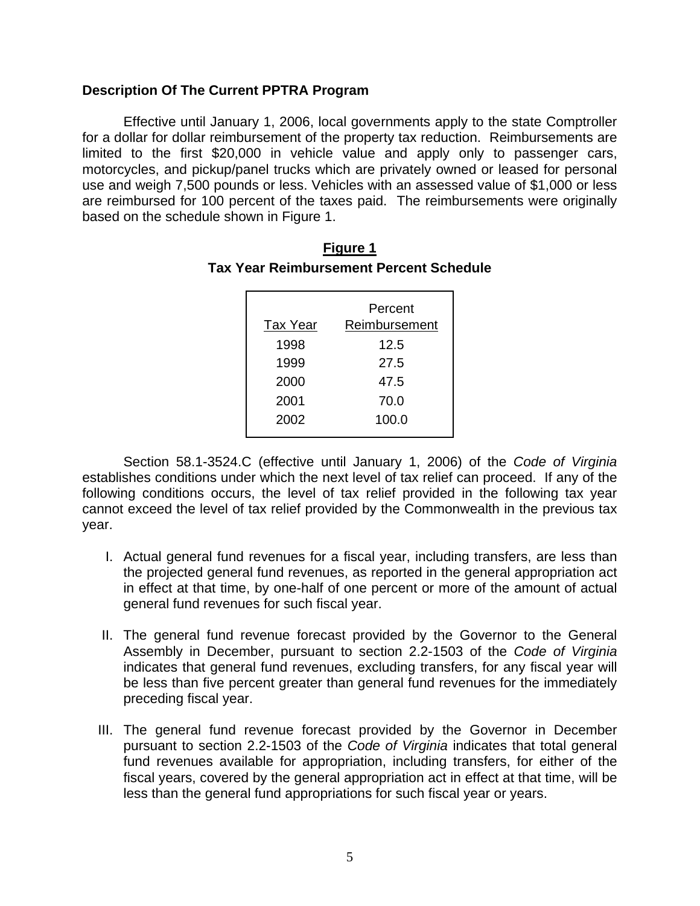## Description Of The Current PPTRA Program

Effective until January 1, 2006, local governments apply to the state Comptroller for a dollar for dollar reimbursement of the property tax reduction. Reimbursements are limited to the first $20,000 in vehicle value and apply only to passenger cars, motorcycles, and pickup/panel trucks which are privately owned or leased for personal use and weigh 7,500 pounds or less. Vehicles with an assessed value of $1,000 or less are reimbursed for 100 percent of the taxes paid. The reimbursements were originally based on the schedule shown in Figure 1.

**Figure 1**

**Tax Year Reimbursement Percent Schedule**

| Tax Year | Percent Reimbursement |
|---|---|
| 1998 | 12.5 |
| 1999 | 27.5 |
| 2000 | 47.5 |
| 2001 | 70.0 |
| 2002 | 100.0 |

Section 58.1-3524.C (effective until January 1, 2006) of the *Code of Virginia* establishes conditions under which the next level of tax relief can proceed. If any of the following conditions occurs, the level of tax relief provided in the following tax year cannot exceed the level of tax relief provided by the Commonwealth in the previous tax year.

I. Actual general fund revenues for a fiscal year, including transfers, are less than the projected general fund revenues, as reported in the general appropriation act in effect at that time, by one-half of one percent or more of the amount of actual general fund revenues for such fiscal year.

II. The general fund revenue forecast provided by the Governor to the General Assembly in December, pursuant to section 2.2-1503 of the *Code of Virginia* indicates that general fund revenues, excluding transfers, for any fiscal year will be less than five percent greater than general fund revenues for the immediately preceding fiscal year.

III. The general fund revenue forecast provided by the Governor in December pursuant to section 2.2-1503 of the *Code of Virginia* indicates that total general fund revenues available for appropriation, including transfers, for either of the fiscal years, covered by the general appropriation act in effect at that time, will be less than the general fund appropriations for such fiscal year or years.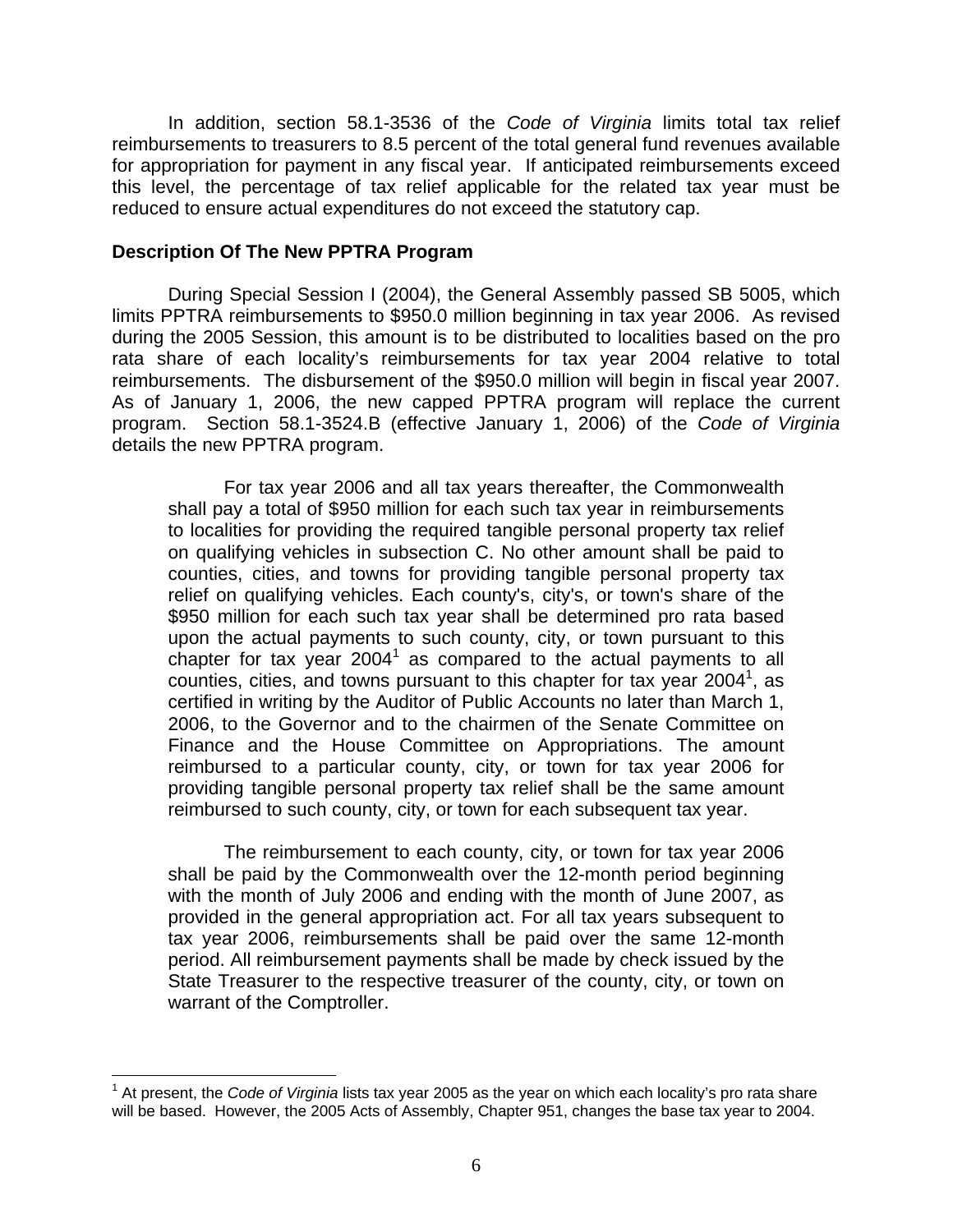In addition, section 58.1-3536 of the *Code of Virginia* limits total tax relief reimbursements to treasurers to 8.5 percent of the total general fund revenues available for appropriation for payment in any fiscal year. If anticipated reimbursements exceed this level, the percentage of tax relief applicable for the related tax year must be reduced to ensure actual expenditures do not exceed the statutory cap.

**Description Of The New PPTRA Program**

During Special Session I (2004), the General Assembly passed SB 5005, which limits PPTRA reimbursements to $950.0 million beginning in tax year 2006. As revised during the 2005 Session, this amount is to be distributed to localities based on the pro rata share of each locality's reimbursements for tax year 2004 relative to total reimbursements. The disbursement of the $950.0 million will begin in fiscal year 2007. As of January 1, 2006, the new capped PPTRA program will replace the current program. Section 58.1-3524.B (effective January 1, 2006) of the *Code of Virginia* details the new PPTRA program.

> For tax year 2006 and all tax years thereafter, the Commonwealth shall pay a total of $950 million for each such tax year in reimbursements to localities for providing the required tangible personal property tax relief on qualifying vehicles in subsection C. No other amount shall be paid to counties, cities, and towns for providing tangible personal property tax relief on qualifying vehicles. Each county's, city's, or town's share of the $950 million for each such tax year shall be determined pro rata based upon the actual payments to such county, city, or town pursuant to this chapter for tax year 2004[1] as compared to the actual payments to all counties, cities, and towns pursuant to this chapter for tax year 2004[1], as certified in writing by the Auditor of Public Accounts no later than March 1, 2006, to the Governor and to the chairmen of the Senate Committee on Finance and the House Committee on Appropriations. The amount reimbursed to a particular county, city, or town for tax year 2006 for providing tangible personal property tax relief shall be the same amount reimbursed to such county, city, or town for each subsequent tax year.
>
> The reimbursement to each county, city, or town for tax year 2006 shall be paid by the Commonwealth over the 12-month period beginning with the month of July 2006 and ending with the month of June 2007, as provided in the general appropriation act. For all tax years subsequent to tax year 2006, reimbursements shall be paid over the same 12-month period. All reimbursement payments shall be made by check issued by the State Treasurer to the respective treasurer of the county, city, or town on warrant of the Comptroller.

---

[1] At present, the *Code of Virginia* lists tax year 2005 as the year on which each locality's pro rata share will be based. However, the 2005 Acts of Assembly, Chapter 951, changes the base tax year to 2004.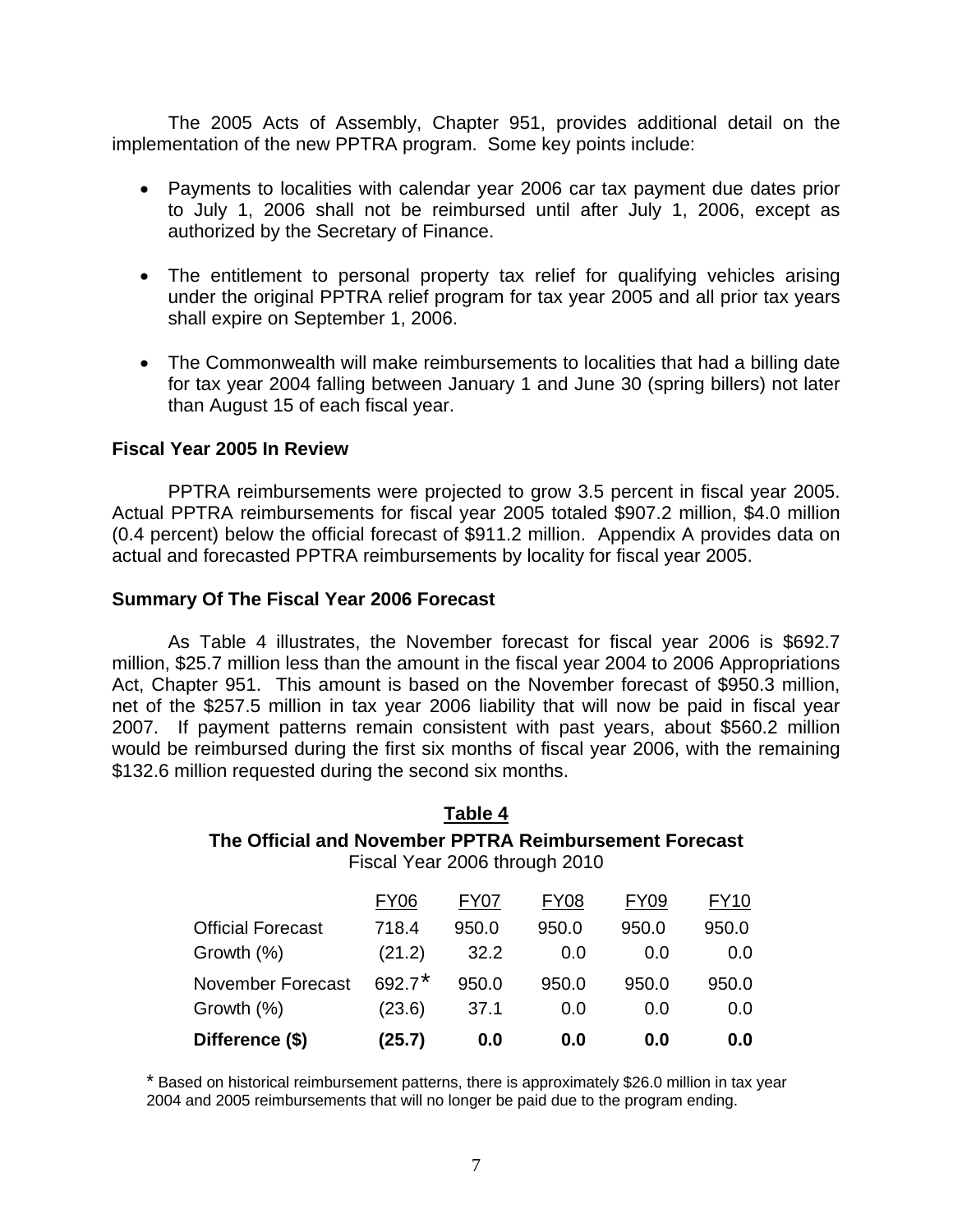The 2005 Acts of Assembly, Chapter 951, provides additional detail on the implementation of the new PPTRA program. Some key points include:

- Payments to localities with calendar year 2006 car tax payment due dates prior to July 1, 2006 shall not be reimbursed until after July 1, 2006, except as authorized by the Secretary of Finance.
- The entitlement to personal property tax relief for qualifying vehicles arising under the original PPTRA relief program for tax year 2005 and all prior tax years shall expire on September 1, 2006.
- The Commonwealth will make reimbursements to localities that had a billing date for tax year 2004 falling between January 1 and June 30 (spring billers) not later than August 15 of each fiscal year.

### Fiscal Year 2005 In Review

PPTRA reimbursements were projected to grow 3.5 percent in fiscal year 2005. Actual PPTRA reimbursements for fiscal year 2005 totaled $907.2 million, $4.0 million (0.4 percent) below the official forecast of $911.2 million. Appendix A provides data on actual and forecasted PPTRA reimbursements by locality for fiscal year 2005.

### Summary Of The Fiscal Year 2006 Forecast

As Table 4 illustrates, the November forecast for fiscal year 2006 is $692.7 million, $25.7 million less than the amount in the fiscal year 2004 to 2006 Appropriations Act, Chapter 951. This amount is based on the November forecast of $950.3 million, net of the $257.5 million in tax year 2006 liability that will now be paid in fiscal year 2007. If payment patterns remain consistent with past years, about $560.2 million would be reimbursed during the first six months of fiscal year 2006, with the remaining $132.6 million requested during the second six months.

**Table 4**

**The Official and November PPTRA Reimbursement Forecast**

Fiscal Year 2006 through 2010

| | FY06 | FY07 | FY08 | FY09 | FY10 |
|---|---|---|---|---|---|
| Official Forecast | 718.4 | 950.0 | 950.0 | 950.0 | 950.0 |
| Growth (%) | (21.2) | 32.2 | 0.0 | 0.0 | 0.0 |
| November Forecast | 692.7* | 950.0 | 950.0 | 950.0 | 950.0 |
| Growth (%) | (23.6) | 37.1 | 0.0 | 0.0 | 0.0 |
| **Difference ($)** | **(25.7)** | **0.0** | **0.0** | **0.0** | **0.0** |

* Based on historical reimbursement patterns, there is approximately $26.0 million in tax year 2004 and 2005 reimbursements that will no longer be paid due to the program ending.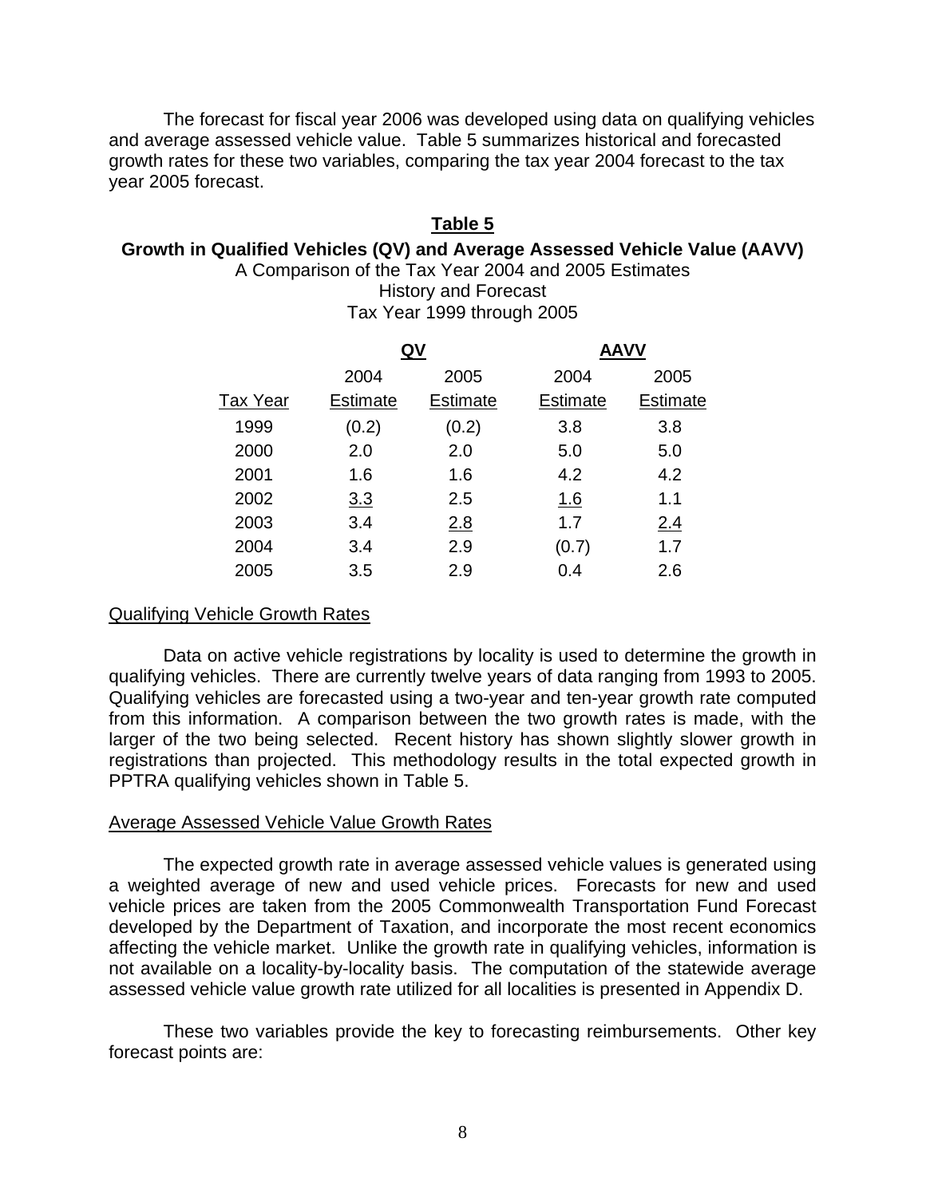The forecast for fiscal year 2006 was developed using data on qualifying vehicles and average assessed vehicle value. Table 5 summarizes historical and forecasted growth rates for these two variables, comparing the tax year 2004 forecast to the tax year 2005 forecast.

**Table 5**

**Growth in Qualified Vehicles (QV) and Average Assessed Vehicle Value (AAVV)**

A Comparison of the Tax Year 2004 and 2005 Estimates

History and Forecast

Tax Year 1999 through 2005

| | QV | | AAVV | |
|---|---|---|---|---|
| Tax Year | 2004 Estimate | 2005 Estimate | 2004 Estimate | 2005 Estimate |
| 1999 | (0.2) | (0.2) | 3.8 | 3.8 |
| 2000 | 2.0 | 2.0 | 5.0 | 5.0 |
| 2001 | 1.6 | 1.6 | 4.2 | 4.2 |
| 2002 | 3.3 | 2.5 | 1.6 | 1.1 |
| 2003 | 3.4 | 2.8 | 1.7 | 2.4 |
| 2004 | 3.4 | 2.9 | (0.7) | 1.7 |
| 2005 | 3.5 | 2.9 | 0.4 | 2.6 |

Qualifying Vehicle Growth Rates

Data on active vehicle registrations by locality is used to determine the growth in qualifying vehicles. There are currently twelve years of data ranging from 1993 to 2005. Qualifying vehicles are forecasted using a two-year and ten-year growth rate computed from this information. A comparison between the two growth rates is made, with the larger of the two being selected. Recent history has shown slightly slower growth in registrations than projected. This methodology results in the total expected growth in PPTRA qualifying vehicles shown in Table 5.

Average Assessed Vehicle Value Growth Rates

The expected growth rate in average assessed vehicle values is generated using a weighted average of new and used vehicle prices. Forecasts for new and used vehicle prices are taken from the 2005 Commonwealth Transportation Fund Forecast developed by the Department of Taxation, and incorporate the most recent economics affecting the vehicle market. Unlike the growth rate in qualifying vehicles, information is not available on a locality-by-locality basis. The computation of the statewide average assessed vehicle value growth rate utilized for all localities is presented in Appendix D.

These two variables provide the key to forecasting reimbursements. Other key forecast points are: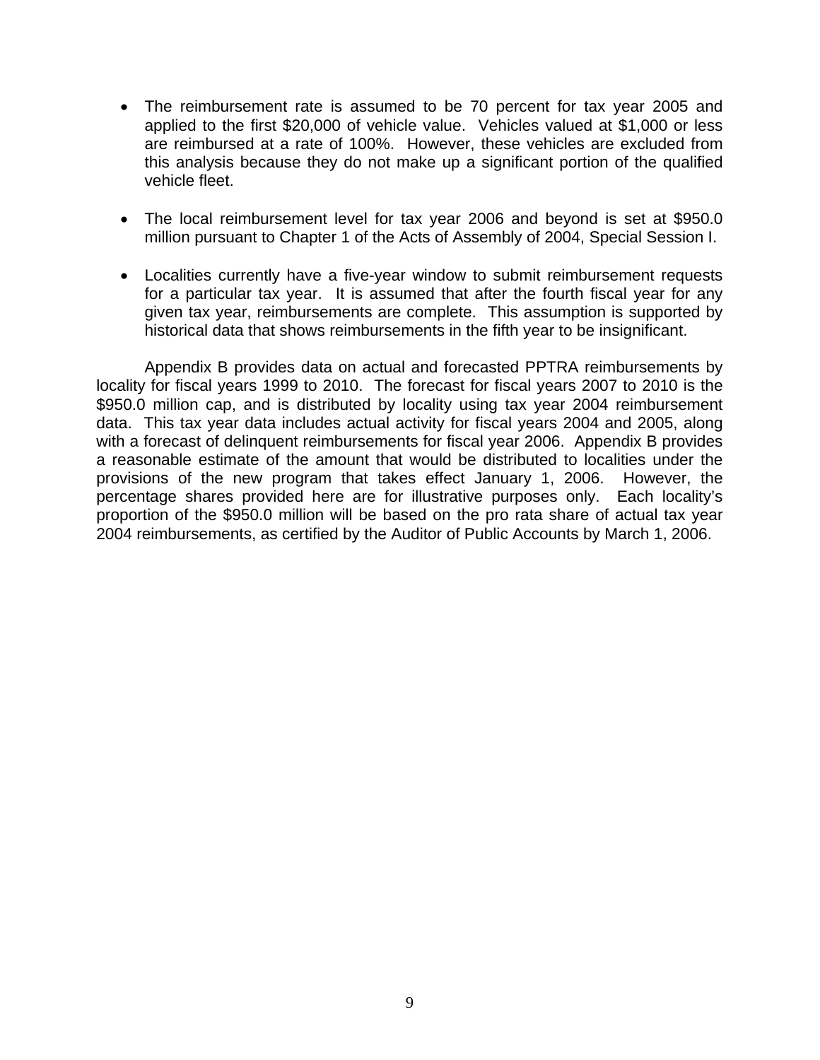- The reimbursement rate is assumed to be 70 percent for tax year 2005 and applied to the first $20,000 of vehicle value. Vehicles valued at $1,000 or less are reimbursed at a rate of 100%. However, these vehicles are excluded from this analysis because they do not make up a significant portion of the qualified vehicle fleet.

- The local reimbursement level for tax year 2006 and beyond is set at $950.0 million pursuant to Chapter 1 of the Acts of Assembly of 2004, Special Session I.

- Localities currently have a five-year window to submit reimbursement requests for a particular tax year. It is assumed that after the fourth fiscal year for any given tax year, reimbursements are complete. This assumption is supported by historical data that shows reimbursements in the fifth year to be insignificant.

Appendix B provides data on actual and forecasted PPTRA reimbursements by locality for fiscal years 1999 to 2010. The forecast for fiscal years 2007 to 2010 is the $950.0 million cap, and is distributed by locality using tax year 2004 reimbursement data. This tax year data includes actual activity for fiscal years 2004 and 2005, along with a forecast of delinquent reimbursements for fiscal year 2006. Appendix B provides a reasonable estimate of the amount that would be distributed to localities under the provisions of the new program that takes effect January 1, 2006. However, the percentage shares provided here are for illustrative purposes only. Each locality's proportion of the $950.0 million will be based on the pro rata share of actual tax year 2004 reimbursements, as certified by the Auditor of Public Accounts by March 1, 2006.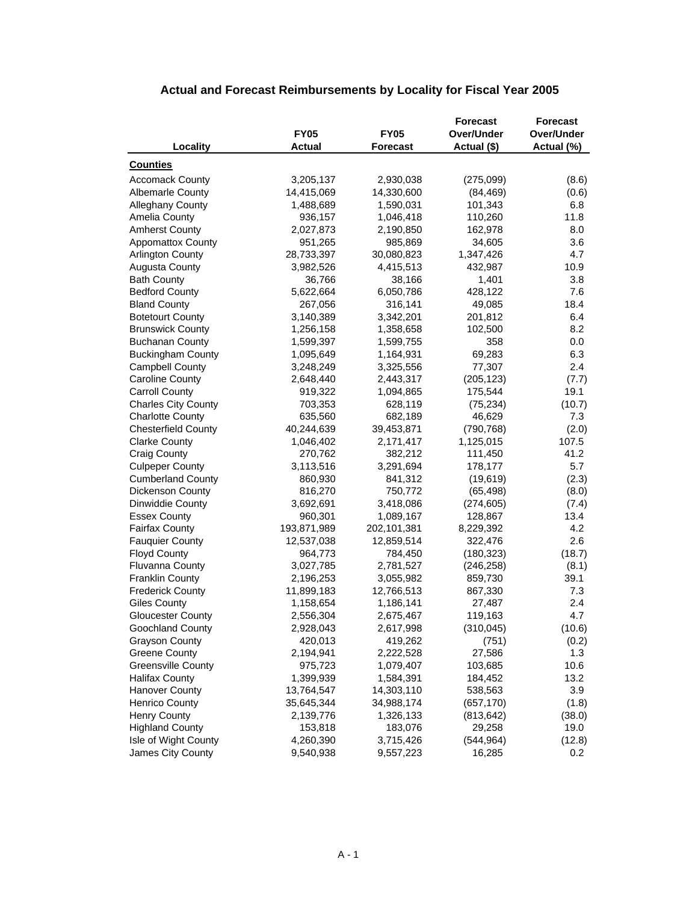## Actual and Forecast Reimbursements by Locality for Fiscal Year 2005

| Locality | FY05 Actual | FY05 Forecast | Forecast Over/Under Actual ($) | Forecast Over/Under Actual (%) |
|---|---|---|---|---|
| **Counties** | | | | |
| Accomack County | 3,205,137 | 2,930,038 | (275,099) | (8.6) |
| Albemarle County | 14,415,069 | 14,330,600 | (84,469) | (0.6) |
| Alleghany County | 1,488,689 | 1,590,031 | 101,343 | 6.8 |
| Amelia County | 936,157 | 1,046,418 | 110,260 | 11.8 |
| Amherst County | 2,027,873 | 2,190,850 | 162,978 | 8.0 |
| Appomattox County | 951,265 | 985,869 | 34,605 | 3.6 |
| Arlington County | 28,733,397 | 30,080,823 | 1,347,426 | 4.7 |
| Augusta County | 3,982,526 | 4,415,513 | 432,987 | 10.9 |
| Bath County | 36,766 | 38,166 | 1,401 | 3.8 |
| Bedford County | 5,622,664 | 6,050,786 | 428,122 | 7.6 |
| Bland County | 267,056 | 316,141 | 49,085 | 18.4 |
| Botetourt County | 3,140,389 | 3,342,201 | 201,812 | 6.4 |
| Brunswick County | 1,256,158 | 1,358,658 | 102,500 | 8.2 |
| Buchanan County | 1,599,397 | 1,599,755 | 358 | 0.0 |
| Buckingham County | 1,095,649 | 1,164,931 | 69,283 | 6.3 |
| Campbell County | 3,248,249 | 3,325,556 | 77,307 | 2.4 |
| Caroline County | 2,648,440 | 2,443,317 | (205,123) | (7.7) |
| Carroll County | 919,322 | 1,094,865 | 175,544 | 19.1 |
| Charles City County | 703,353 | 628,119 | (75,234) | (10.7) |
| Charlotte County | 635,560 | 682,189 | 46,629 | 7.3 |
| Chesterfield County | 40,244,639 | 39,453,871 | (790,768) | (2.0) |
| Clarke County | 1,046,402 | 2,171,417 | 1,125,015 | 107.5 |
| Craig County | 270,762 | 382,212 | 111,450 | 41.2 |
| Culpeper County | 3,113,516 | 3,291,694 | 178,177 | 5.7 |
| Cumberland County | 860,930 | 841,312 | (19,619) | (2.3) |
| Dickenson County | 816,270 | 750,772 | (65,498) | (8.0) |
| Dinwiddie County | 3,692,691 | 3,418,086 | (274,605) | (7.4) |
| Essex County | 960,301 | 1,089,167 | 128,867 | 13.4 |
| Fairfax County | 193,871,989 | 202,101,381 | 8,229,392 | 4.2 |
| Fauquier County | 12,537,038 | 12,859,514 | 322,476 | 2.6 |
| Floyd County | 964,773 | 784,450 | (180,323) | (18.7) |
| Fluvanna County | 3,027,785 | 2,781,527 | (246,258) | (8.1) |
| Franklin County | 2,196,253 | 3,055,982 | 859,730 | 39.1 |
| Frederick County | 11,899,183 | 12,766,513 | 867,330 | 7.3 |
| Giles County | 1,158,654 | 1,186,141 | 27,487 | 2.4 |
| Gloucester County | 2,556,304 | 2,675,467 | 119,163 | 4.7 |
| Goochland County | 2,928,043 | 2,617,998 | (310,045) | (10.6) |
| Grayson County | 420,013 | 419,262 | (751) | (0.2) |
| Greene County | 2,194,941 | 2,222,528 | 27,586 | 1.3 |
| Greensville County | 975,723 | 1,079,407 | 103,685 | 10.6 |
| Halifax County | 1,399,939 | 1,584,391 | 184,452 | 13.2 |
| Hanover County | 13,764,547 | 14,303,110 | 538,563 | 3.9 |
| Henrico County | 35,645,344 | 34,988,174 | (657,170) | (1.8) |
| Henry County | 2,139,776 | 1,326,133 | (813,642) | (38.0) |
| Highland County | 153,818 | 183,076 | 29,258 | 19.0 |
| Isle of Wight County | 4,260,390 | 3,715,426 | (544,964) | (12.8) |
| James City County | 9,540,938 | 9,557,223 | 16,285 | 0.2 |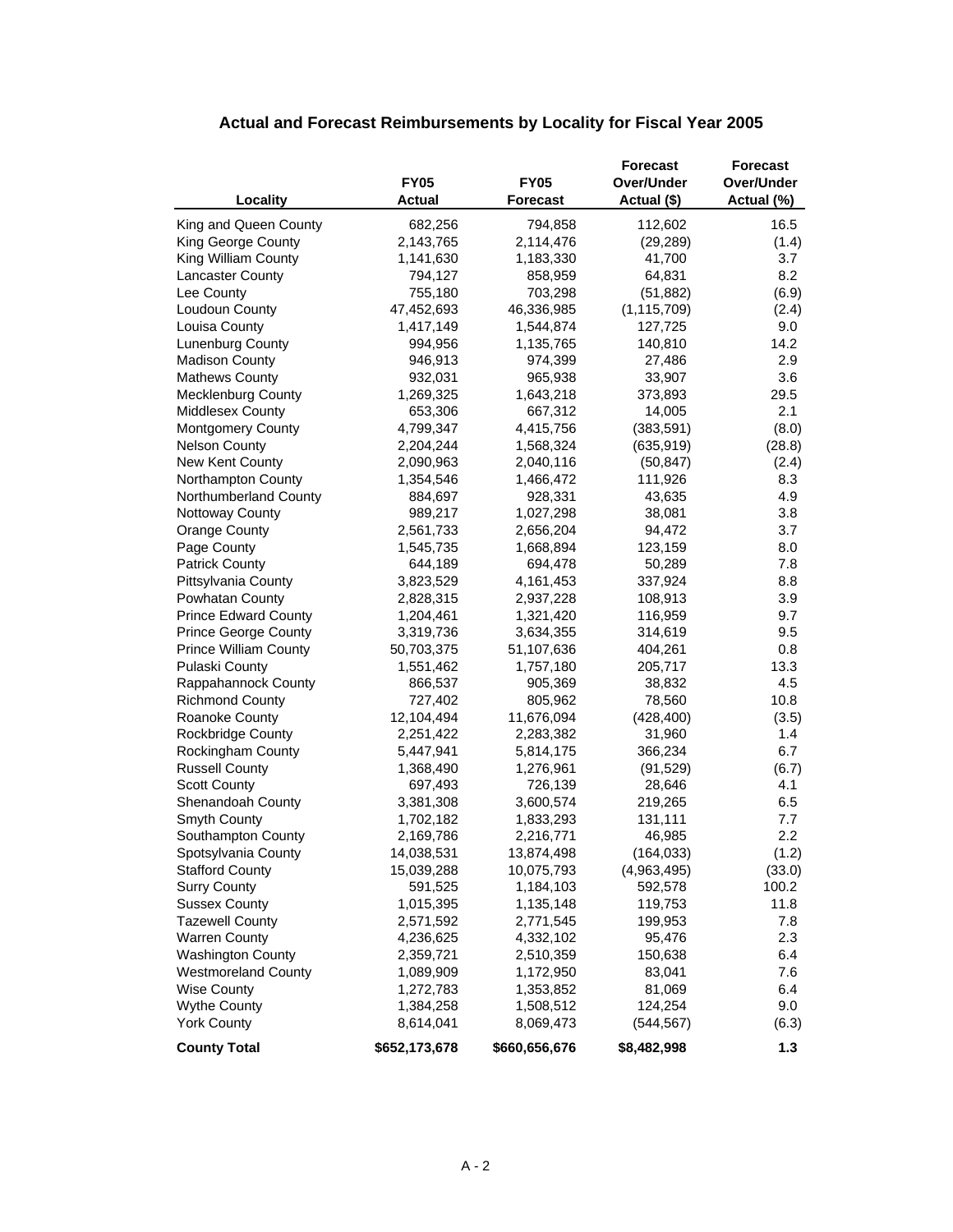## Actual and Forecast Reimbursements by Locality for Fiscal Year 2005

| Locality | FY05 Actual | FY05 Forecast | Forecast Over/Under Actual ($) | Forecast Over/Under Actual (%) |
|---|---|---|---|---|
| King and Queen County | 682,256 | 794,858 | 112,602 | 16.5 |
| King George County | 2,143,765 | 2,114,476 | (29,289) | (1.4) |
| King William County | 1,141,630 | 1,183,330 | 41,700 | 3.7 |
| Lancaster County | 794,127 | 858,959 | 64,831 | 8.2 |
| Lee County | 755,180 | 703,298 | (51,882) | (6.9) |
| Loudoun County | 47,452,693 | 46,336,985 | (1,115,709) | (2.4) |
| Louisa County | 1,417,149 | 1,544,874 | 127,725 | 9.0 |
| Lunenburg County | 994,956 | 1,135,765 | 140,810 | 14.2 |
| Madison County | 946,913 | 974,399 | 27,486 | 2.9 |
| Mathews County | 932,031 | 965,938 | 33,907 | 3.6 |
| Mecklenburg County | 1,269,325 | 1,643,218 | 373,893 | 29.5 |
| Middlesex County | 653,306 | 667,312 | 14,005 | 2.1 |
| Montgomery County | 4,799,347 | 4,415,756 | (383,591) | (8.0) |
| Nelson County | 2,204,244 | 1,568,324 | (635,919) | (28.8) |
| New Kent County | 2,090,963 | 2,040,116 | (50,847) | (2.4) |
| Northampton County | 1,354,546 | 1,466,472 | 111,926 | 8.3 |
| Northumberland County | 884,697 | 928,331 | 43,635 | 4.9 |
| Nottoway County | 989,217 | 1,027,298 | 38,081 | 3.8 |
| Orange County | 2,561,733 | 2,656,204 | 94,472 | 3.7 |
| Page County | 1,545,735 | 1,668,894 | 123,159 | 8.0 |
| Patrick County | 644,189 | 694,478 | 50,289 | 7.8 |
| Pittsylvania County | 3,823,529 | 4,161,453 | 337,924 | 8.8 |
| Powhatan County | 2,828,315 | 2,937,228 | 108,913 | 3.9 |
| Prince Edward County | 1,204,461 | 1,321,420 | 116,959 | 9.7 |
| Prince George County | 3,319,736 | 3,634,355 | 314,619 | 9.5 |
| Prince William County | 50,703,375 | 51,107,636 | 404,261 | 0.8 |
| Pulaski County | 1,551,462 | 1,757,180 | 205,717 | 13.3 |
| Rappahannock County | 866,537 | 905,369 | 38,832 | 4.5 |
| Richmond County | 727,402 | 805,962 | 78,560 | 10.8 |
| Roanoke County | 12,104,494 | 11,676,094 | (428,400) | (3.5) |
| Rockbridge County | 2,251,422 | 2,283,382 | 31,960 | 1.4 |
| Rockingham County | 5,447,941 | 5,814,175 | 366,234 | 6.7 |
| Russell County | 1,368,490 | 1,276,961 | (91,529) | (6.7) |
| Scott County | 697,493 | 726,139 | 28,646 | 4.1 |
| Shenandoah County | 3,381,308 | 3,600,574 | 219,265 | 6.5 |
| Smyth County | 1,702,182 | 1,833,293 | 131,111 | 7.7 |
| Southampton County | 2,169,786 | 2,216,771 | 46,985 | 2.2 |
| Spotsylvania County | 14,038,531 | 13,874,498 | (164,033) | (1.2) |
| Stafford County | 15,039,288 | 10,075,793 | (4,963,495) | (33.0) |
| Surry County | 591,525 | 1,184,103 | 592,578 | 100.2 |
| Sussex County | 1,015,395 | 1,135,148 | 119,753 | 11.8 |
| Tazewell County | 2,571,592 | 2,771,545 | 199,953 | 7.8 |
| Warren County | 4,236,625 | 4,332,102 | 95,476 | 2.3 |
| Washington County | 2,359,721 | 2,510,359 | 150,638 | 6.4 |
| Westmoreland County | 1,089,909 | 1,172,950 | 83,041 | 7.6 |
| Wise County | 1,272,783 | 1,353,852 | 81,069 | 6.4 |
| Wythe County | 1,384,258 | 1,508,512 | 124,254 | 9.0 |
| York County | 8,614,041 | 8,069,473 | (544,567) | (6.3) |
| **County Total** | **$652,173,678** | **$660,656,676** | **$8,482,998** | **1.3** |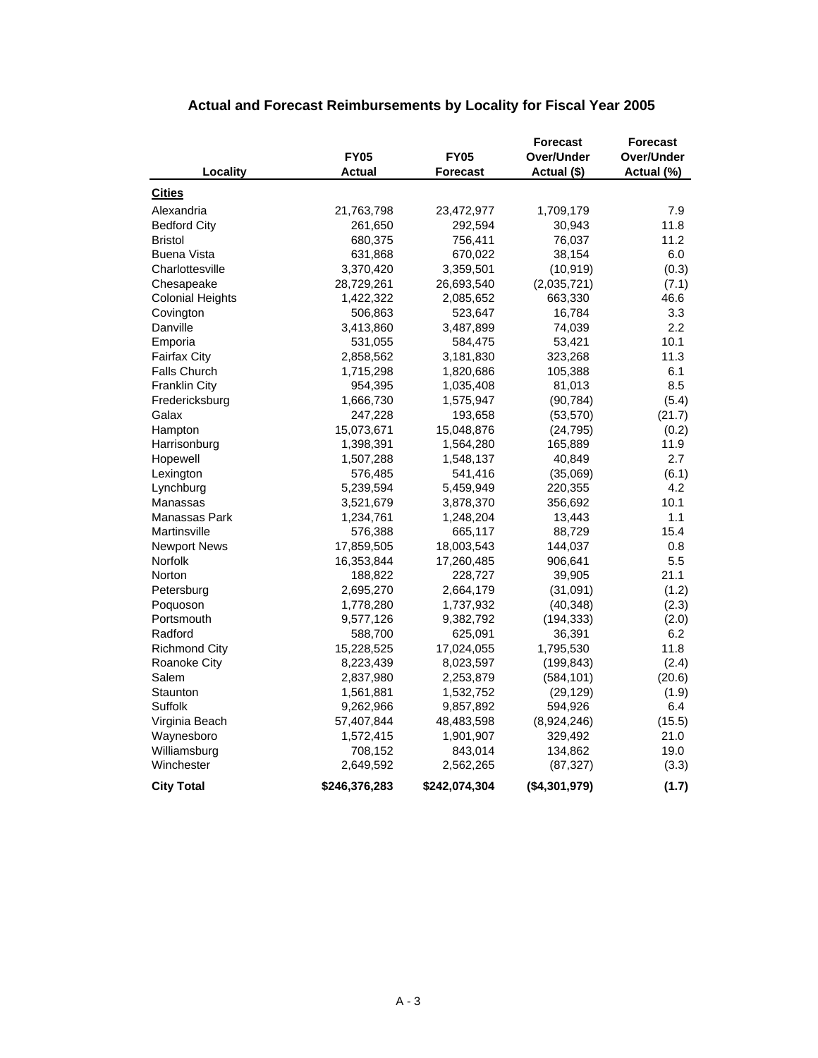## Actual and Forecast Reimbursements by Locality for Fiscal Year 2005

| Locality | FY05 Actual | FY05 Forecast | Forecast Over/Under Actual ($) | Forecast Over/Under Actual (%) |
|---|---|---|---|---|
| **Cities** | | | | |
| Alexandria | 21,763,798 | 23,472,977 | 1,709,179 | 7.9 |
| Bedford City | 261,650 | 292,594 | 30,943 | 11.8 |
| Bristol | 680,375 | 756,411 | 76,037 | 11.2 |
| Buena Vista | 631,868 | 670,022 | 38,154 | 6.0 |
| Charlottesville | 3,370,420 | 3,359,501 | (10,919) | (0.3) |
| Chesapeake | 28,729,261 | 26,693,540 | (2,035,721) | (7.1) |
| Colonial Heights | 1,422,322 | 2,085,652 | 663,330 | 46.6 |
| Covington | 506,863 | 523,647 | 16,784 | 3.3 |
| Danville | 3,413,860 | 3,487,899 | 74,039 | 2.2 |
| Emporia | 531,055 | 584,475 | 53,421 | 10.1 |
| Fairfax City | 2,858,562 | 3,181,830 | 323,268 | 11.3 |
| Falls Church | 1,715,298 | 1,820,686 | 105,388 | 6.1 |
| Franklin City | 954,395 | 1,035,408 | 81,013 | 8.5 |
| Fredericksburg | 1,666,730 | 1,575,947 | (90,784) | (5.4) |
| Galax | 247,228 | 193,658 | (53,570) | (21.7) |
| Hampton | 15,073,671 | 15,048,876 | (24,795) | (0.2) |
| Harrisonburg | 1,398,391 | 1,564,280 | 165,889 | 11.9 |
| Hopewell | 1,507,288 | 1,548,137 | 40,849 | 2.7 |
| Lexington | 576,485 | 541,416 | (35,069) | (6.1) |
| Lynchburg | 5,239,594 | 5,459,949 | 220,355 | 4.2 |
| Manassas | 3,521,679 | 3,878,370 | 356,692 | 10.1 |
| Manassas Park | 1,234,761 | 1,248,204 | 13,443 | 1.1 |
| Martinsville | 576,388 | 665,117 | 88,729 | 15.4 |
| Newport News | 17,859,505 | 18,003,543 | 144,037 | 0.8 |
| Norfolk | 16,353,844 | 17,260,485 | 906,641 | 5.5 |
| Norton | 188,822 | 228,727 | 39,905 | 21.1 |
| Petersburg | 2,695,270 | 2,664,179 | (31,091) | (1.2) |
| Poquoson | 1,778,280 | 1,737,932 | (40,348) | (2.3) |
| Portsmouth | 9,577,126 | 9,382,792 | (194,333) | (2.0) |
| Radford | 588,700 | 625,091 | 36,391 | 6.2 |
| Richmond City | 15,228,525 | 17,024,055 | 1,795,530 | 11.8 |
| Roanoke City | 8,223,439 | 8,023,597 | (199,843) | (2.4) |
| Salem | 2,837,980 | 2,253,879 | (584,101) | (20.6) |
| Staunton | 1,561,881 | 1,532,752 | (29,129) | (1.9) |
| Suffolk | 9,262,966 | 9,857,892 | 594,926 | 6.4 |
| Virginia Beach | 57,407,844 | 48,483,598 | (8,924,246) | (15.5) |
| Waynesboro | 1,572,415 | 1,901,907 | 329,492 | 21.0 |
| Williamsburg | 708,152 | 843,014 | 134,862 | 19.0 |
| Winchester | 2,649,592 | 2,562,265 | (87,327) | (3.3) |
| **City Total** | **$246,376,283** | **$242,074,304** | **($4,301,979)** | **(1.7)** |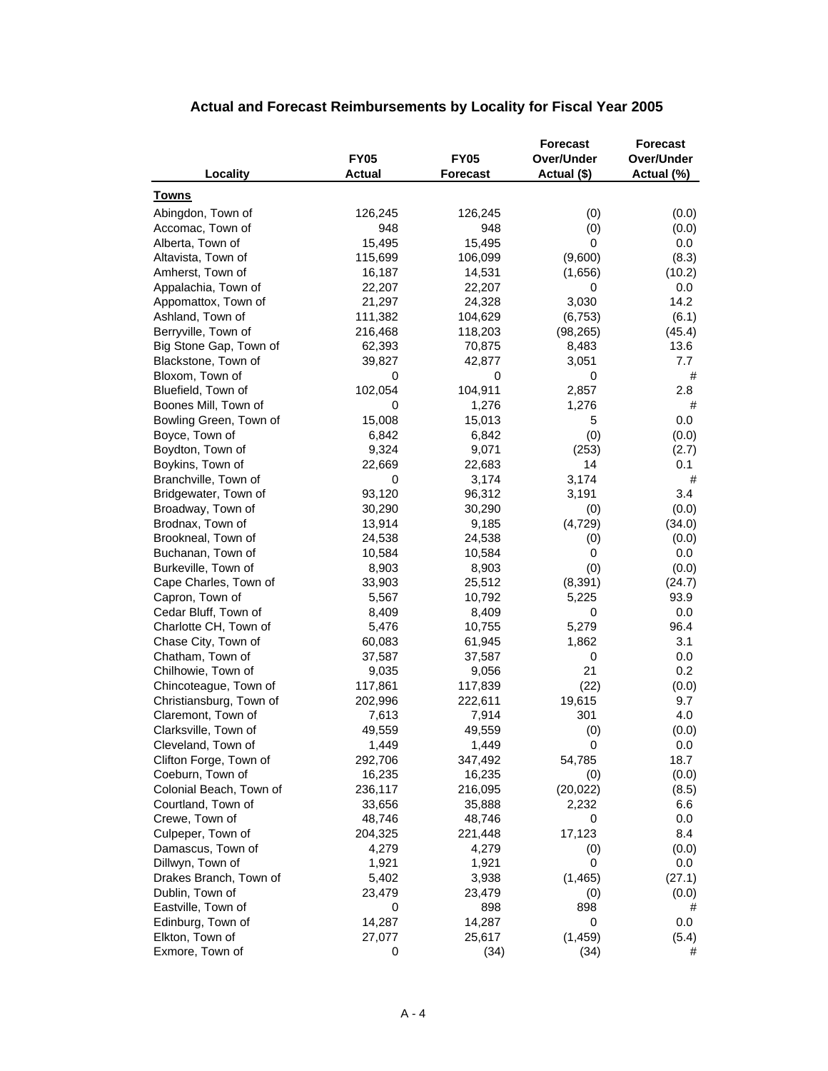# Actual and Forecast Reimbursements by Locality for Fiscal Year 2005

| Locality | FY05 Actual | FY05 Forecast | Forecast Over/Under Actual ($) | Forecast Over/Under Actual (%) |
|---|---|---|---|---|
| **Towns** | | | | |
| Abingdon, Town of | 126,245 | 126,245 | (0) | (0.0) |
| Accomac, Town of | 948 | 948 | (0) | (0.0) |
| Alberta, Town of | 15,495 | 15,495 | 0 | 0.0 |
| Altavista, Town of | 115,699 | 106,099 | (9,600) | (8.3) |
| Amherst, Town of | 16,187 | 14,531 | (1,656) | (10.2) |
| Appalachia, Town of | 22,207 | 22,207 | 0 | 0.0 |
| Appomattox, Town of | 21,297 | 24,328 | 3,030 | 14.2 |
| Ashland, Town of | 111,382 | 104,629 | (6,753) | (6.1) |
| Berryville, Town of | 216,468 | 118,203 | (98,265) | (45.4) |
| Big Stone Gap, Town of | 62,393 | 70,875 | 8,483 | 13.6 |
| Blackstone, Town of | 39,827 | 42,877 | 3,051 | 7.7 |
| Bloxom, Town of | 0 | 0 | 0 | # |
| Bluefield, Town of | 102,054 | 104,911 | 2,857 | 2.8 |
| Boones Mill, Town of | 0 | 1,276 | 1,276 | # |
| Bowling Green, Town of | 15,008 | 15,013 | 5 | 0.0 |
| Boyce, Town of | 6,842 | 6,842 | (0) | (0.0) |
| Boydton, Town of | 9,324 | 9,071 | (253) | (2.7) |
| Boykins, Town of | 22,669 | 22,683 | 14 | 0.1 |
| Branchville, Town of | 0 | 3,174 | 3,174 | # |
| Bridgewater, Town of | 93,120 | 96,312 | 3,191 | 3.4 |
| Broadway, Town of | 30,290 | 30,290 | (0) | (0.0) |
| Brodnax, Town of | 13,914 | 9,185 | (4,729) | (34.0) |
| Brookneal, Town of | 24,538 | 24,538 | (0) | (0.0) |
| Buchanan, Town of | 10,584 | 10,584 | 0 | 0.0 |
| Burkeville, Town of | 8,903 | 8,903 | (0) | (0.0) |
| Cape Charles, Town of | 33,903 | 25,512 | (8,391) | (24.7) |
| Capron, Town of | 5,567 | 10,792 | 5,225 | 93.9 |
| Cedar Bluff, Town of | 8,409 | 8,409 | 0 | 0.0 |
| Charlotte CH, Town of | 5,476 | 10,755 | 5,279 | 96.4 |
| Chase City, Town of | 60,083 | 61,945 | 1,862 | 3.1 |
| Chatham, Town of | 37,587 | 37,587 | 0 | 0.0 |
| Chilhowie, Town of | 9,035 | 9,056 | 21 | 0.2 |
| Chincoteague, Town of | 117,861 | 117,839 | (22) | (0.0) |
| Christiansburg, Town of | 202,996 | 222,611 | 19,615 | 9.7 |
| Claremont, Town of | 7,613 | 7,914 | 301 | 4.0 |
| Clarksville, Town of | 49,559 | 49,559 | (0) | (0.0) |
| Cleveland, Town of | 1,449 | 1,449 | 0 | 0.0 |
| Clifton Forge, Town of | 292,706 | 347,492 | 54,785 | 18.7 |
| Coeburn, Town of | 16,235 | 16,235 | (0) | (0.0) |
| Colonial Beach, Town of | 236,117 | 216,095 | (20,022) | (8.5) |
| Courtland, Town of | 33,656 | 35,888 | 2,232 | 6.6 |
| Crewe, Town of | 48,746 | 48,746 | 0 | 0.0 |
| Culpeper, Town of | 204,325 | 221,448 | 17,123 | 8.4 |
| Damascus, Town of | 4,279 | 4,279 | (0) | (0.0) |
| Dillwyn, Town of | 1,921 | 1,921 | 0 | 0.0 |
| Drakes Branch, Town of | 5,402 | 3,938 | (1,465) | (27.1) |
| Dublin, Town of | 23,479 | 23,479 | (0) | (0.0) |
| Eastville, Town of | 0 | 898 | 898 | # |
| Edinburg, Town of | 14,287 | 14,287 | 0 | 0.0 |
| Elkton, Town of | 27,077 | 25,617 | (1,459) | (5.4) |
| Exmore, Town of | 0 | (34) | (34) | # |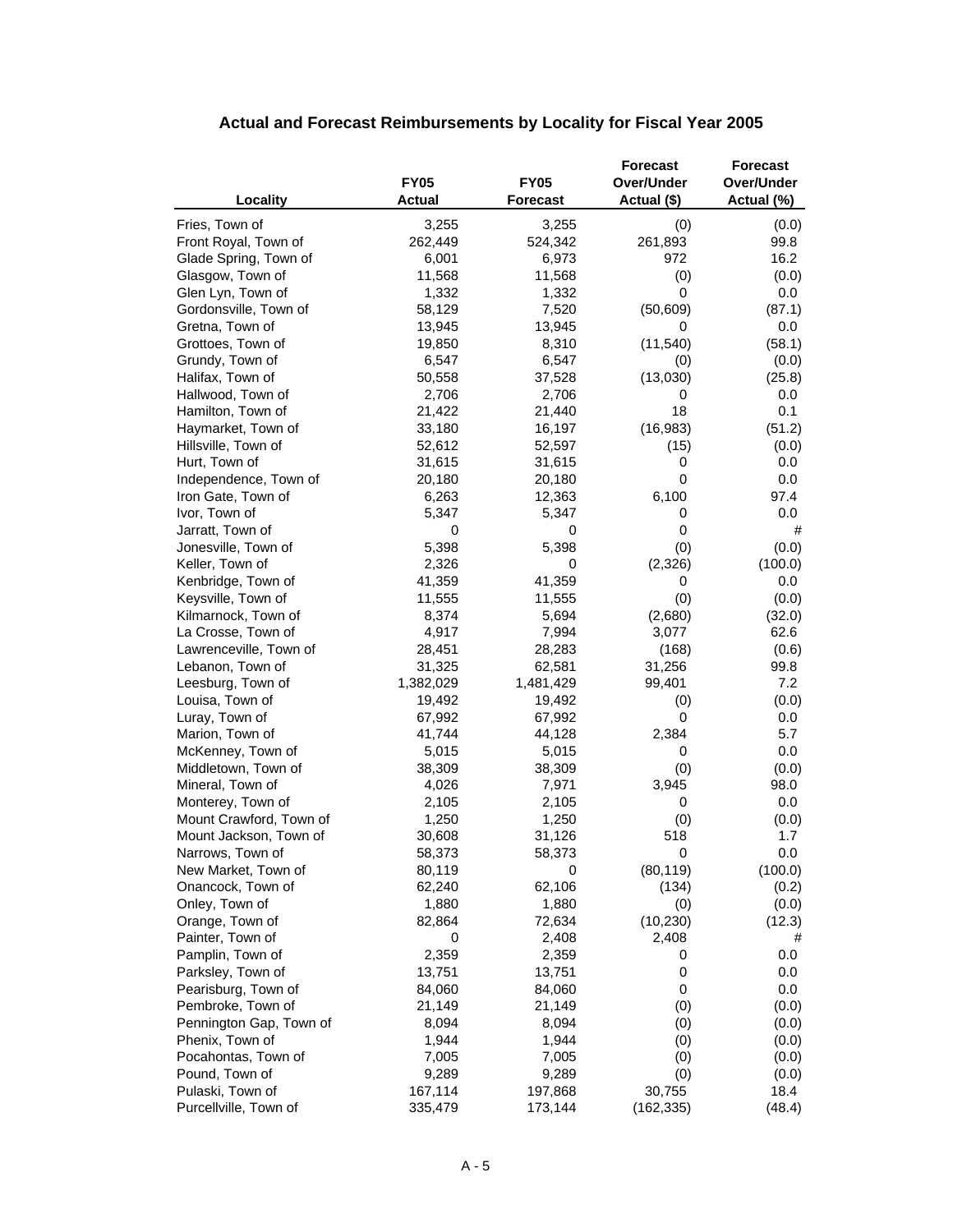# Actual and Forecast Reimbursements by Locality for Fiscal Year 2005

| Locality | FY05 Actual | FY05 Forecast | Forecast Over/Under Actual ($) | Forecast Over/Under Actual (%) |
|---|---|---|---|---|
| Fries, Town of | 3,255 | 3,255 | (0) | (0.0) |
| Front Royal, Town of | 262,449 | 524,342 | 261,893 | 99.8 |
| Glade Spring, Town of | 6,001 | 6,973 | 972 | 16.2 |
| Glasgow, Town of | 11,568 | 11,568 | (0) | (0.0) |
| Glen Lyn, Town of | 1,332 | 1,332 | 0 | 0.0 |
| Gordonsville, Town of | 58,129 | 7,520 | (50,609) | (87.1) |
| Gretna, Town of | 13,945 | 13,945 | 0 | 0.0 |
| Grottoes, Town of | 19,850 | 8,310 | (11,540) | (58.1) |
| Grundy, Town of | 6,547 | 6,547 | (0) | (0.0) |
| Halifax, Town of | 50,558 | 37,528 | (13,030) | (25.8) |
| Hallwood, Town of | 2,706 | 2,706 | 0 | 0.0 |
| Hamilton, Town of | 21,422 | 21,440 | 18 | 0.1 |
| Haymarket, Town of | 33,180 | 16,197 | (16,983) | (51.2) |
| Hillsville, Town of | 52,612 | 52,597 | (15) | (0.0) |
| Hurt, Town of | 31,615 | 31,615 | 0 | 0.0 |
| Independence, Town of | 20,180 | 20,180 | 0 | 0.0 |
| Iron Gate, Town of | 6,263 | 12,363 | 6,100 | 97.4 |
| Ivor, Town of | 5,347 | 5,347 | 0 | 0.0 |
| Jarratt, Town of | 0 | 0 | 0 | # |
| Jonesville, Town of | 5,398 | 5,398 | (0) | (0.0) |
| Keller, Town of | 2,326 | 0 | (2,326) | (100.0) |
| Kenbridge, Town of | 41,359 | 41,359 | 0 | 0.0 |
| Keysville, Town of | 11,555 | 11,555 | (0) | (0.0) |
| Kilmarnock, Town of | 8,374 | 5,694 | (2,680) | (32.0) |
| La Crosse, Town of | 4,917 | 7,994 | 3,077 | 62.6 |
| Lawrenceville, Town of | 28,451 | 28,283 | (168) | (0.6) |
| Lebanon, Town of | 31,325 | 62,581 | 31,256 | 99.8 |
| Leesburg, Town of | 1,382,029 | 1,481,429 | 99,401 | 7.2 |
| Louisa, Town of | 19,492 | 19,492 | (0) | (0.0) |
| Luray, Town of | 67,992 | 67,992 | 0 | 0.0 |
| Marion, Town of | 41,744 | 44,128 | 2,384 | 5.7 |
| McKenney, Town of | 5,015 | 5,015 | 0 | 0.0 |
| Middletown, Town of | 38,309 | 38,309 | (0) | (0.0) |
| Mineral, Town of | 4,026 | 7,971 | 3,945 | 98.0 |
| Monterey, Town of | 2,105 | 2,105 | 0 | 0.0 |
| Mount Crawford, Town of | 1,250 | 1,250 | (0) | (0.0) |
| Mount Jackson, Town of | 30,608 | 31,126 | 518 | 1.7 |
| Narrows, Town of | 58,373 | 58,373 | 0 | 0.0 |
| New Market, Town of | 80,119 | 0 | (80,119) | (100.0) |
| Onancock, Town of | 62,240 | 62,106 | (134) | (0.2) |
| Onley, Town of | 1,880 | 1,880 | (0) | (0.0) |
| Orange, Town of | 82,864 | 72,634 | (10,230) | (12.3) |
| Painter, Town of | 0 | 2,408 | 2,408 | # |
| Pamplin, Town of | 2,359 | 2,359 | 0 | 0.0 |
| Parksley, Town of | 13,751 | 13,751 | 0 | 0.0 |
| Pearisburg, Town of | 84,060 | 84,060 | 0 | 0.0 |
| Pembroke, Town of | 21,149 | 21,149 | (0) | (0.0) |
| Pennington Gap, Town of | 8,094 | 8,094 | (0) | (0.0) |
| Phenix, Town of | 1,944 | 1,944 | (0) | (0.0) |
| Pocahontas, Town of | 7,005 | 7,005 | (0) | (0.0) |
| Pound, Town of | 9,289 | 9,289 | (0) | (0.0) |
| Pulaski, Town of | 167,114 | 197,868 | 30,755 | 18.4 |
| Purcellville, Town of | 335,479 | 173,144 | (162,335) | (48.4) |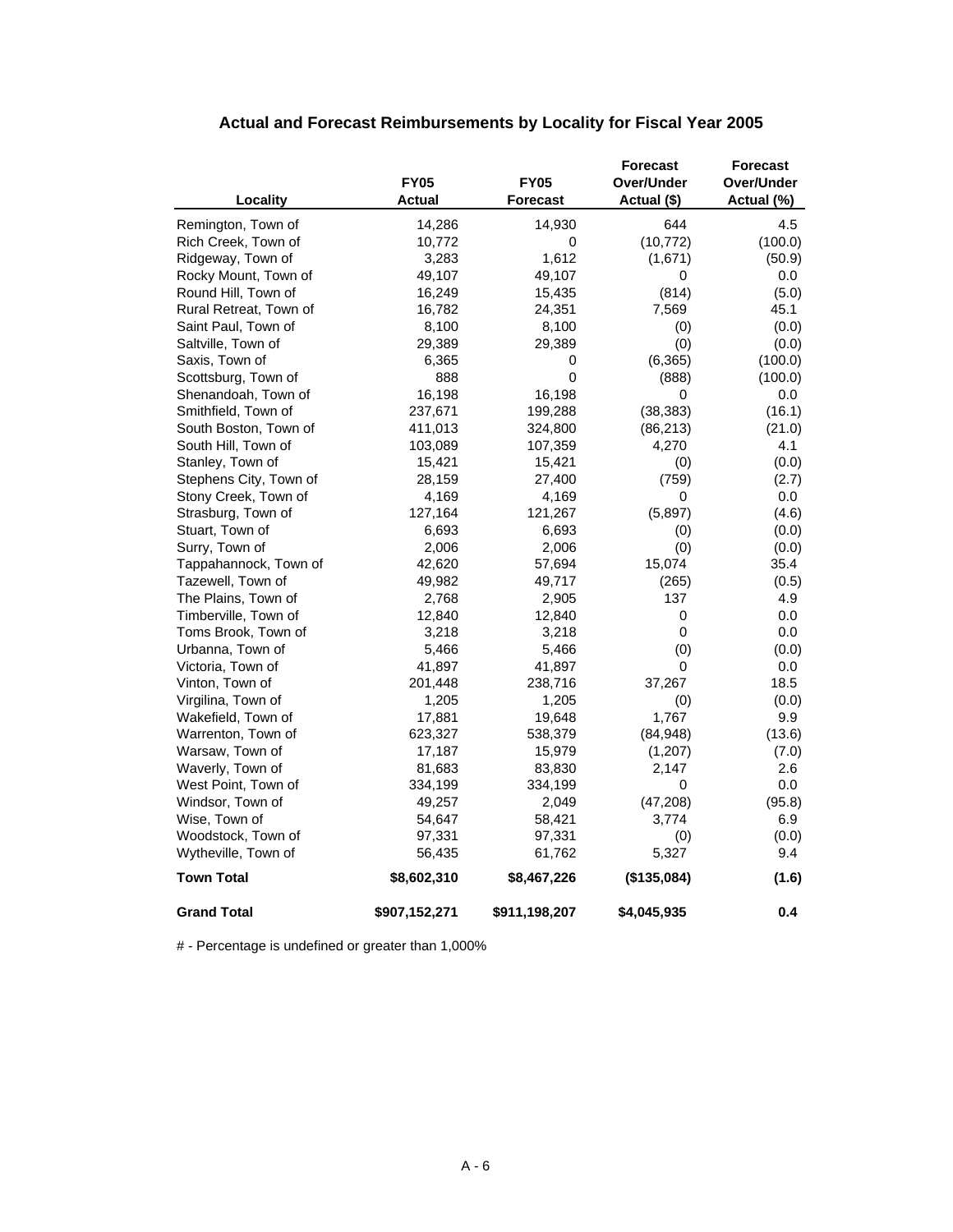# Actual and Forecast Reimbursements by Locality for Fiscal Year 2005

| Locality | FY05 Actual | FY05 Forecast | Forecast Over/Under Actual ($) | Forecast Over/Under Actual (%) |
|---|---|---|---|---|
| Remington, Town of | 14,286 | 14,930 | 644 | 4.5 |
| Rich Creek, Town of | 10,772 | 0 | (10,772) | (100.0) |
| Ridgeway, Town of | 3,283 | 1,612 | (1,671) | (50.9) |
| Rocky Mount, Town of | 49,107 | 49,107 | 0 | 0.0 |
| Round Hill, Town of | 16,249 | 15,435 | (814) | (5.0) |
| Rural Retreat, Town of | 16,782 | 24,351 | 7,569 | 45.1 |
| Saint Paul, Town of | 8,100 | 8,100 | (0) | (0.0) |
| Saltville, Town of | 29,389 | 29,389 | (0) | (0.0) |
| Saxis, Town of | 6,365 | 0 | (6,365) | (100.0) |
| Scottsburg, Town of | 888 | 0 | (888) | (100.0) |
| Shenandoah, Town of | 16,198 | 16,198 | 0 | 0.0 |
| Smithfield, Town of | 237,671 | 199,288 | (38,383) | (16.1) |
| South Boston, Town of | 411,013 | 324,800 | (86,213) | (21.0) |
| South Hill, Town of | 103,089 | 107,359 | 4,270 | 4.1 |
| Stanley, Town of | 15,421 | 15,421 | (0) | (0.0) |
| Stephens City, Town of | 28,159 | 27,400 | (759) | (2.7) |
| Stony Creek, Town of | 4,169 | 4,169 | 0 | 0.0 |
| Strasburg, Town of | 127,164 | 121,267 | (5,897) | (4.6) |
| Stuart, Town of | 6,693 | 6,693 | (0) | (0.0) |
| Surry, Town of | 2,006 | 2,006 | (0) | (0.0) |
| Tappahannock, Town of | 42,620 | 57,694 | 15,074 | 35.4 |
| Tazewell, Town of | 49,982 | 49,717 | (265) | (0.5) |
| The Plains, Town of | 2,768 | 2,905 | 137 | 4.9 |
| Timberville, Town of | 12,840 | 12,840 | 0 | 0.0 |
| Toms Brook, Town of | 3,218 | 3,218 | 0 | 0.0 |
| Urbanna, Town of | 5,466 | 5,466 | (0) | (0.0) |
| Victoria, Town of | 41,897 | 41,897 | 0 | 0.0 |
| Vinton, Town of | 201,448 | 238,716 | 37,267 | 18.5 |
| Virgilina, Town of | 1,205 | 1,205 | (0) | (0.0) |
| Wakefield, Town of | 17,881 | 19,648 | 1,767 | 9.9 |
| Warrenton, Town of | 623,327 | 538,379 | (84,948) | (13.6) |
| Warsaw, Town of | 17,187 | 15,979 | (1,207) | (7.0) |
| Waverly, Town of | 81,683 | 83,830 | 2,147 | 2.6 |
| West Point, Town of | 334,199 | 334,199 | 0 | 0.0 |
| Windsor, Town of | 49,257 | 2,049 | (47,208) | (95.8) |
| Wise, Town of | 54,647 | 58,421 | 3,774 | 6.9 |
| Woodstock, Town of | 97,331 | 97,331 | (0) | (0.0) |
| Wytheville, Town of | 56,435 | 61,762 | 5,327 | 9.4 |
| **Town Total** | **$8,602,310** | **$8,467,226** | **($135,084)** | **(1.6)** |
| **Grand Total** | **$907,152,271** | **$911,198,207** | **$4,045,935** | **0.4** |

# - Percentage is undefined or greater than 1,000%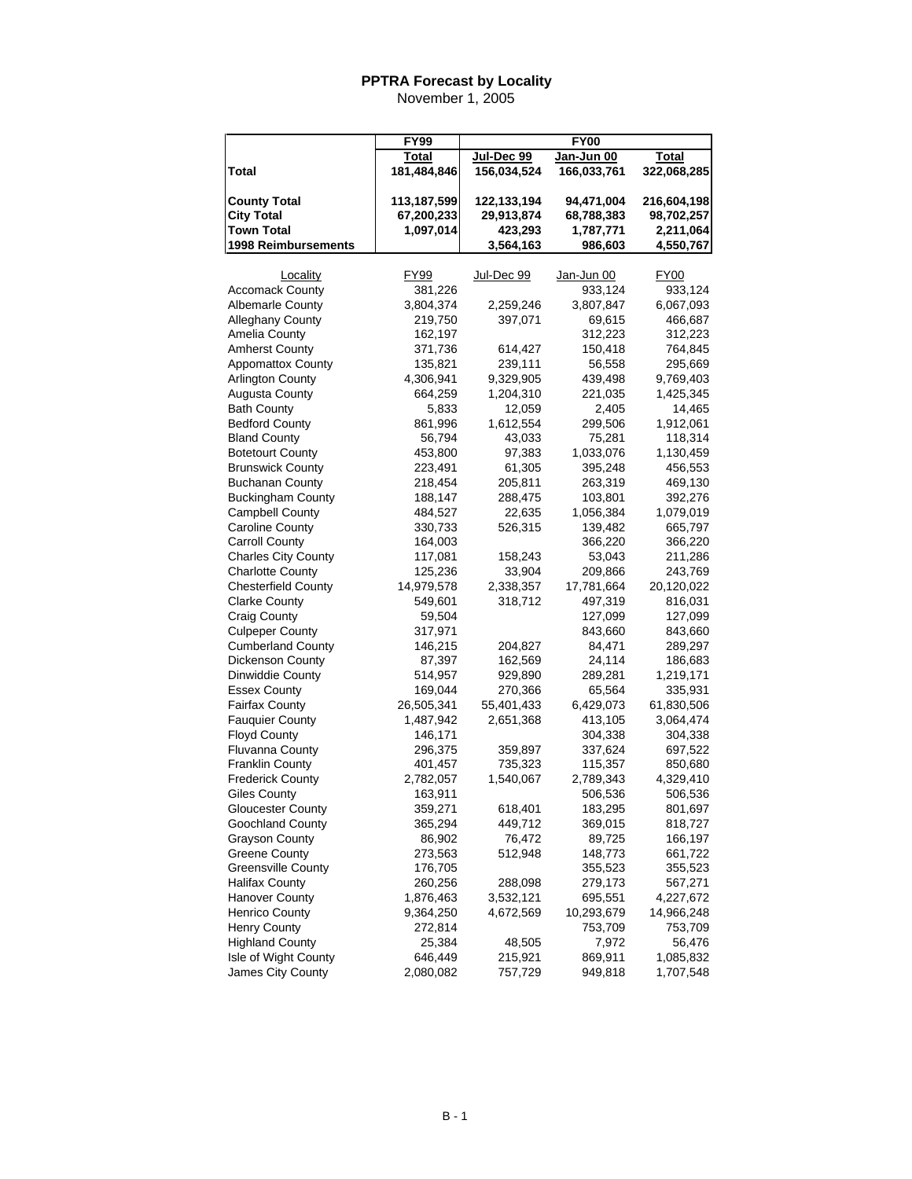# PPTRA Forecast by Locality

November 1, 2005

| | FY99 | FY00 | | |
|---|---|---|---|---|
| | **Total** | **Jul-Dec 99** | **Jan-Jun 00** | **Total** |
| **Total** | **181,484,846** | **156,034,524** | **166,033,761** | **322,068,285** |
| | | | | |
| **County Total** | **113,187,599** | **122,133,194** | **94,471,004** | **216,604,198** |
| **City Total** | **67,200,233** | **29,913,874** | **68,788,383** | **98,702,257** |
| **Town Total** | **1,097,014** | **423,293** | **1,787,771** | **2,211,064** |
| **1998 Reimbursements** | | **3,564,163** | **986,603** | **4,550,767** |

| Locality | FY99 | Jul-Dec 99 | Jan-Jun 00 | FY00 |
|---|---|---|---|---|
| Accomack County | 381,226 | | 933,124 | 933,124 |
| Albemarle County | 3,804,374 | 2,259,246 | 3,807,847 | 6,067,093 |
| Alleghany County | 219,750 | 397,071 | 69,615 | 466,687 |
| Amelia County | 162,197 | | 312,223 | 312,223 |
| Amherst County | 371,736 | 614,427 | 150,418 | 764,845 |
| Appomattox County | 135,821 | 239,111 | 56,558 | 295,669 |
| Arlington County | 4,306,941 | 9,329,905 | 439,498 | 9,769,403 |
| Augusta County | 664,259 | 1,204,310 | 221,035 | 1,425,345 |
| Bath County | 5,833 | 12,059 | 2,405 | 14,465 |
| Bedford County | 861,996 | 1,612,554 | 299,506 | 1,912,061 |
| Bland County | 56,794 | 43,033 | 75,281 | 118,314 |
| Botetourt County | 453,800 | 97,383 | 1,033,076 | 1,130,459 |
| Brunswick County | 223,491 | 61,305 | 395,248 | 456,553 |
| Buchanan County | 218,454 | 205,811 | 263,319 | 469,130 |
| Buckingham County | 188,147 | 288,475 | 103,801 | 392,276 |
| Campbell County | 484,527 | 22,635 | 1,056,384 | 1,079,019 |
| Caroline County | 330,733 | 526,315 | 139,482 | 665,797 |
| Carroll County | 164,003 | | 366,220 | 366,220 |
| Charles City County | 117,081 | 158,243 | 53,043 | 211,286 |
| Charlotte County | 125,236 | 33,904 | 209,866 | 243,769 |
| Chesterfield County | 14,979,578 | 2,338,357 | 17,781,664 | 20,120,022 |
| Clarke County | 549,601 | 318,712 | 497,319 | 816,031 |
| Craig County | 59,504 | | 127,099 | 127,099 |
| Culpeper County | 317,971 | | 843,660 | 843,660 |
| Cumberland County | 146,215 | 204,827 | 84,471 | 289,297 |
| Dickenson County | 87,397 | 162,569 | 24,114 | 186,683 |
| Dinwiddie County | 514,957 | 929,890 | 289,281 | 1,219,171 |
| Essex County | 169,044 | 270,366 | 65,564 | 335,931 |
| Fairfax County | 26,505,341 | 55,401,433 | 6,429,073 | 61,830,506 |
| Fauquier County | 1,487,942 | 2,651,368 | 413,105 | 3,064,474 |
| Floyd County | 146,171 | | 304,338 | 304,338 |
| Fluvanna County | 296,375 | 359,897 | 337,624 | 697,522 |
| Franklin County | 401,457 | 735,323 | 115,357 | 850,680 |
| Frederick County | 2,782,057 | 1,540,067 | 2,789,343 | 4,329,410 |
| Giles County | 163,911 | | 506,536 | 506,536 |
| Gloucester County | 359,271 | 618,401 | 183,295 | 801,697 |
| Goochland County | 365,294 | 449,712 | 369,015 | 818,727 |
| Grayson County | 86,902 | 76,472 | 89,725 | 166,197 |
| Greene County | 273,563 | 512,948 | 148,773 | 661,722 |
| Greensville County | 176,705 | | 355,523 | 355,523 |
| Halifax County | 260,256 | 288,098 | 279,173 | 567,271 |
| Hanover County | 1,876,463 | 3,532,121 | 695,551 | 4,227,672 |
| Henrico County | 9,364,250 | 4,672,569 | 10,293,679 | 14,966,248 |
| Henry County | 272,814 | | 753,709 | 753,709 |
| Highland County | 25,384 | 48,505 | 7,972 | 56,476 |
| Isle of Wight County | 646,449 | 215,921 | 869,911 | 1,085,832 |
| James City County | 2,080,082 | 757,729 | 949,818 | 1,707,548 |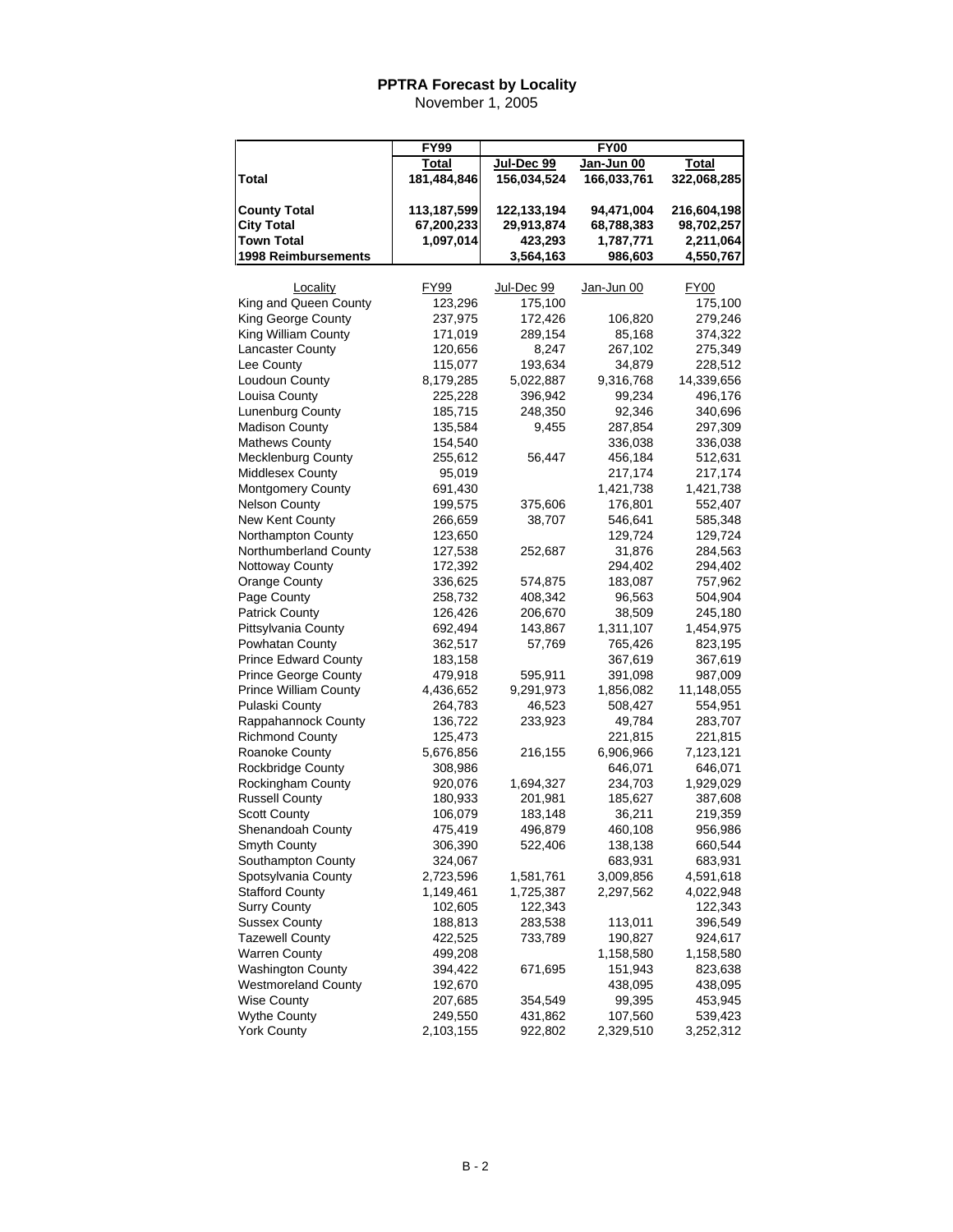# PPTRA Forecast by Locality

November 1, 2005

| | FY99 | FY00 | | |
|---|---|---|---|---|
| | Total | Jul-Dec 99 | Jan-Jun 00 | Total |
| **Total** | **181,484,846** | **156,034,524** | **166,033,761** | **322,068,285** |
| **County Total** | **113,187,599** | **122,133,194** | **94,471,004** | **216,604,198** |
| **City Total** | **67,200,233** | **29,913,874** | **68,788,383** | **98,702,257** |
| **Town Total** | **1,097,014** | **423,293** | **1,787,771** | **2,211,064** |
| **1998 Reimbursements** | | **3,564,163** | **986,603** | **4,550,767** |

| Locality | FY99 | Jul-Dec 99 | Jan-Jun 00 | FY00 |
|---|---|---|---|---|
| King and Queen County | 123,296 | 175,100 | | 175,100 |
| King George County | 237,975 | 172,426 | 106,820 | 279,246 |
| King William County | 171,019 | 289,154 | 85,168 | 374,322 |
| Lancaster County | 120,656 | 8,247 | 267,102 | 275,349 |
| Lee County | 115,077 | 193,634 | 34,879 | 228,512 |
| Loudoun County | 8,179,285 | 5,022,887 | 9,316,768 | 14,339,656 |
| Louisa County | 225,228 | 396,942 | 99,234 | 496,176 |
| Lunenburg County | 185,715 | 248,350 | 92,346 | 340,696 |
| Madison County | 135,584 | 9,455 | 287,854 | 297,309 |
| Mathews County | 154,540 | | 336,038 | 336,038 |
| Mecklenburg County | 255,612 | 56,447 | 456,184 | 512,631 |
| Middlesex County | 95,019 | | 217,174 | 217,174 |
| Montgomery County | 691,430 | | 1,421,738 | 1,421,738 |
| Nelson County | 199,575 | 375,606 | 176,801 | 552,407 |
| New Kent County | 266,659 | 38,707 | 546,641 | 585,348 |
| Northampton County | 123,650 | | 129,724 | 129,724 |
| Northumberland County | 127,538 | 252,687 | 31,876 | 284,563 |
| Nottoway County | 172,392 | | 294,402 | 294,402 |
| Orange County | 336,625 | 574,875 | 183,087 | 757,962 |
| Page County | 258,732 | 408,342 | 96,563 | 504,904 |
| Patrick County | 126,426 | 206,670 | 38,509 | 245,180 |
| Pittsylvania County | 692,494 | 143,867 | 1,311,107 | 1,454,975 |
| Powhatan County | 362,517 | 57,769 | 765,426 | 823,195 |
| Prince Edward County | 183,158 | | 367,619 | 367,619 |
| Prince George County | 479,918 | 595,911 | 391,098 | 987,009 |
| Prince William County | 4,436,652 | 9,291,973 | 1,856,082 | 11,148,055 |
| Pulaski County | 264,783 | 46,523 | 508,427 | 554,951 |
| Rappahannock County | 136,722 | 233,923 | 49,784 | 283,707 |
| Richmond County | 125,473 | | 221,815 | 221,815 |
| Roanoke County | 5,676,856 | 216,155 | 6,906,966 | 7,123,121 |
| Rockbridge County | 308,986 | | 646,071 | 646,071 |
| Rockingham County | 920,076 | 1,694,327 | 234,703 | 1,929,029 |
| Russell County | 180,933 | 201,981 | 185,627 | 387,608 |
| Scott County | 106,079 | 183,148 | 36,211 | 219,359 |
| Shenandoah County | 475,419 | 496,879 | 460,108 | 956,986 |
| Smyth County | 306,390 | 522,406 | 138,138 | 660,544 |
| Southampton County | 324,067 | | 683,931 | 683,931 |
| Spotsylvania County | 2,723,596 | 1,581,761 | 3,009,856 | 4,591,618 |
| Stafford County | 1,149,461 | 1,725,387 | 2,297,562 | 4,022,948 |
| Surry County | 102,605 | 122,343 | | 122,343 |
| Sussex County | 188,813 | 283,538 | 113,011 | 396,549 |
| Tazewell County | 422,525 | 733,789 | 190,827 | 924,617 |
| Warren County | 499,208 | | 1,158,580 | 1,158,580 |
| Washington County | 394,422 | 671,695 | 151,943 | 823,638 |
| Westmoreland County | 192,670 | | 438,095 | 438,095 |
| Wise County | 207,685 | 354,549 | 99,395 | 453,945 |
| Wythe County | 249,550 | 431,862 | 107,560 | 539,423 |
| York County | 2,103,155 | 922,802 | 2,329,510 | 3,252,312 |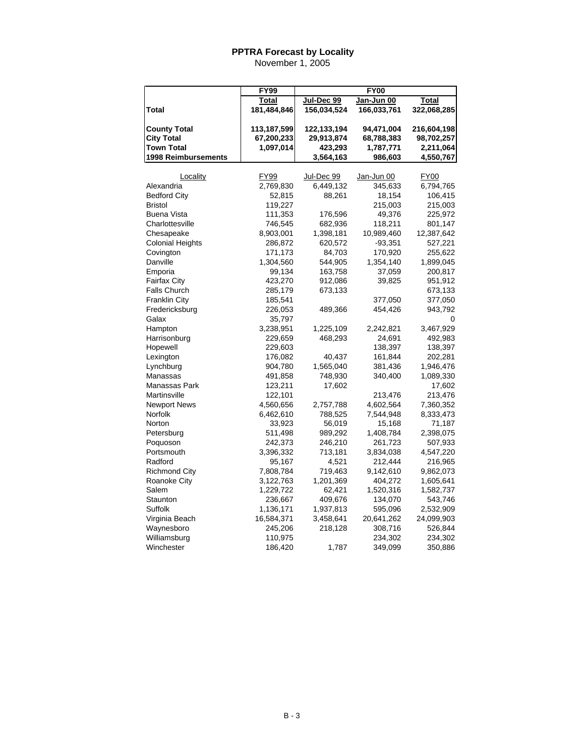# PPTRA Forecast by Locality

November 1, 2005

| | FY99 | FY00 | | |
|---|---|---|---|---|
| | **Total** | **Jul-Dec 99** | **Jan-Jun 00** | **Total** |
| **Total** | **181,484,846** | **156,034,524** | **166,033,761** | **322,068,285** |
| **County Total** | **113,187,599** | **122,133,194** | **94,471,004** | **216,604,198** |
| **City Total** | **67,200,233** | **29,913,874** | **68,788,383** | **98,702,257** |
| **Town Total** | **1,097,014** | **423,293** | **1,787,771** | **2,211,064** |
| **1998 Reimbursements** | | **3,564,163** | **986,603** | **4,550,767** |

| Locality | FY99 | Jul-Dec 99 | Jan-Jun 00 | FY00 |
|---|---|---|---|---|
| Alexandria | 2,769,830 | 6,449,132 | 345,633 | 6,794,765 |
| Bedford City | 52,815 | 88,261 | 18,154 | 106,415 |
| Bristol | 119,227 | | 215,003 | 215,003 |
| Buena Vista | 111,353 | 176,596 | 49,376 | 225,972 |
| Charlottesville | 746,545 | 682,936 | 118,211 | 801,147 |
| Chesapeake | 8,903,001 | 1,398,181 | 10,989,460 | 12,387,642 |
| Colonial Heights | 286,872 | 620,572 | -93,351 | 527,221 |
| Covington | 171,173 | 84,703 | 170,920 | 255,622 |
| Danville | 1,304,560 | 544,905 | 1,354,140 | 1,899,045 |
| Emporia | 99,134 | 163,758 | 37,059 | 200,817 |
| Fairfax City | 423,270 | 912,086 | 39,825 | 951,912 |
| Falls Church | 285,179 | 673,133 | | 673,133 |
| Franklin City | 185,541 | | 377,050 | 377,050 |
| Fredericksburg | 226,053 | 489,366 | 454,426 | 943,792 |
| Galax | 35,797 | | | 0 |
| Hampton | 3,238,951 | 1,225,109 | 2,242,821 | 3,467,929 |
| Harrisonburg | 229,659 | 468,293 | 24,691 | 492,983 |
| Hopewell | 229,603 | | 138,397 | 138,397 |
| Lexington | 176,082 | 40,437 | 161,844 | 202,281 |
| Lynchburg | 904,780 | 1,565,040 | 381,436 | 1,946,476 |
| Manassas | 491,858 | 748,930 | 340,400 | 1,089,330 |
| Manassas Park | 123,211 | 17,602 | | 17,602 |
| Martinsville | 122,101 | | 213,476 | 213,476 |
| Newport News | 4,560,656 | 2,757,788 | 4,602,564 | 7,360,352 |
| Norfolk | 6,462,610 | 788,525 | 7,544,948 | 8,333,473 |
| Norton | 33,923 | 56,019 | 15,168 | 71,187 |
| Petersburg | 511,498 | 989,292 | 1,408,784 | 2,398,075 |
| Poquoson | 242,373 | 246,210 | 261,723 | 507,933 |
| Portsmouth | 3,396,332 | 713,181 | 3,834,038 | 4,547,220 |
| Radford | 95,167 | 4,521 | 212,444 | 216,965 |
| Richmond City | 7,808,784 | 719,463 | 9,142,610 | 9,862,073 |
| Roanoke City | 3,122,763 | 1,201,369 | 404,272 | 1,605,641 |
| Salem | 1,229,722 | 62,421 | 1,520,316 | 1,582,737 |
| Staunton | 236,667 | 409,676 | 134,070 | 543,746 |
| Suffolk | 1,136,171 | 1,937,813 | 595,096 | 2,532,909 |
| Virginia Beach | 16,584,371 | 3,458,641 | 20,641,262 | 24,099,903 |
| Waynesboro | 245,206 | 218,128 | 308,716 | 526,844 |
| Williamsburg | 110,975 | | 234,302 | 234,302 |
| Winchester | 186,420 | 1,787 | 349,099 | 350,886 |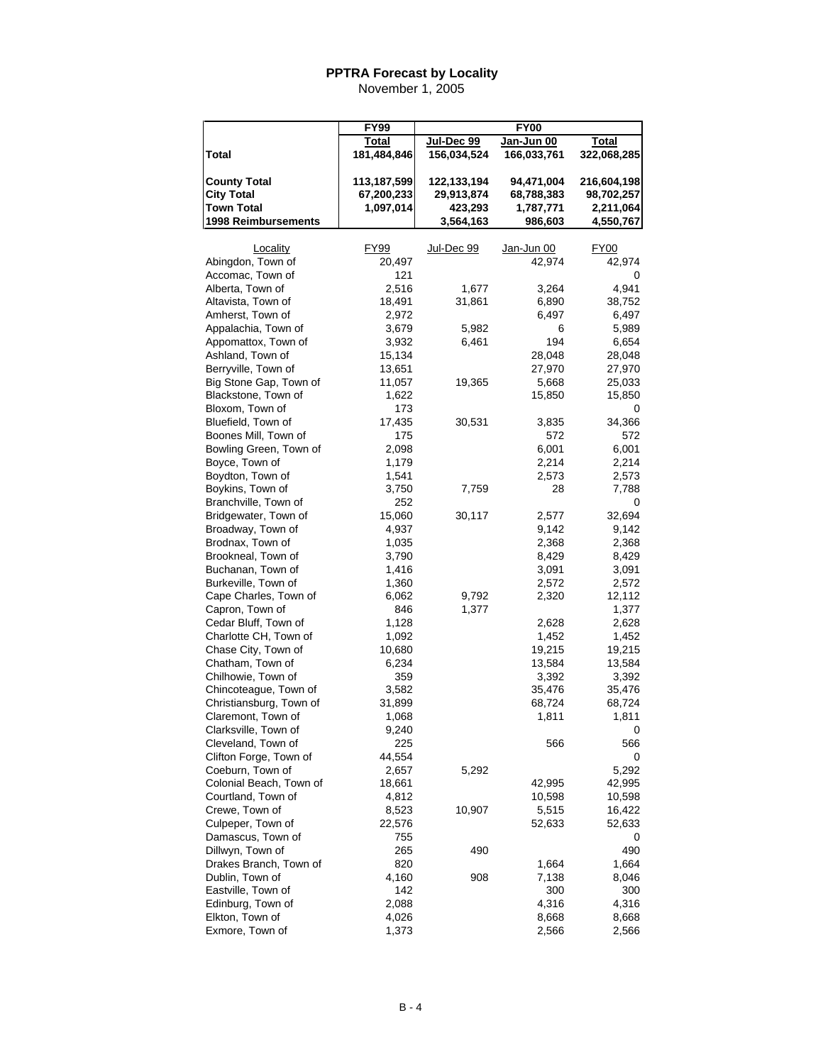# PPTRA Forecast by Locality

November 1, 2005

| | FY99 | FY00 | | |
|---|---|---|---|---|
| | **Total** | **Jul-Dec 99** | **Jan-Jun 00** | **Total** |
| **Total** | 181,484,846 | 156,034,524 | 166,033,761 | 322,068,285 |
| **County Total** | 113,187,599 | 122,133,194 | 94,471,004 | 216,604,198 |
| **City Total** | 67,200,233 | 29,913,874 | 68,788,383 | 98,702,257 |
| **Town Total** | 1,097,014 | 423,293 | 1,787,771 | 2,211,064 |
| **1998 Reimbursements** | | 3,564,163 | 986,603 | 4,550,767 |

| Locality | FY99 | Jul-Dec 99 | Jan-Jun 00 | FY00 |
|---|---|---|---|---|
| Abingdon, Town of | 20,497 | | 42,974 | 42,974 |
| Accomac, Town of | 121 | | | 0 |
| Alberta, Town of | 2,516 | 1,677 | 3,264 | 4,941 |
| Altavista, Town of | 18,491 | 31,861 | 6,890 | 38,752 |
| Amherst, Town of | 2,972 | | 6,497 | 6,497 |
| Appalachia, Town of | 3,679 | 5,982 | 6 | 5,989 |
| Appomattox, Town of | 3,932 | 6,461 | 194 | 6,654 |
| Ashland, Town of | 15,134 | | 28,048 | 28,048 |
| Berryville, Town of | 13,651 | | 27,970 | 27,970 |
| Big Stone Gap, Town of | 11,057 | 19,365 | 5,668 | 25,033 |
| Blackstone, Town of | 1,622 | | 15,850 | 15,850 |
| Bloxom, Town of | 173 | | | 0 |
| Bluefield, Town of | 17,435 | 30,531 | 3,835 | 34,366 |
| Boones Mill, Town of | 175 | | 572 | 572 |
| Bowling Green, Town of | 2,098 | | 6,001 | 6,001 |
| Boyce, Town of | 1,179 | | 2,214 | 2,214 |
| Boydton, Town of | 1,541 | | 2,573 | 2,573 |
| Boykins, Town of | 3,750 | 7,759 | 28 | 7,788 |
| Branchville, Town of | 252 | | | 0 |
| Bridgewater, Town of | 15,060 | 30,117 | 2,577 | 32,694 |
| Broadway, Town of | 4,937 | | 9,142 | 9,142 |
| Brodnax, Town of | 1,035 | | 2,368 | 2,368 |
| Brookneal, Town of | 3,790 | | 8,429 | 8,429 |
| Buchanan, Town of | 1,416 | | 3,091 | 3,091 |
| Burkeville, Town of | 1,360 | | 2,572 | 2,572 |
| Cape Charles, Town of | 6,062 | 9,792 | 2,320 | 12,112 |
| Capron, Town of | 846 | 1,377 | | 1,377 |
| Cedar Bluff, Town of | 1,128 | | 2,628 | 2,628 |
| Charlotte CH, Town of | 1,092 | | 1,452 | 1,452 |
| Chase City, Town of | 10,680 | | 19,215 | 19,215 |
| Chatham, Town of | 6,234 | | 13,584 | 13,584 |
| Chilhowie, Town of | 359 | | 3,392 | 3,392 |
| Chincoteague, Town of | 3,582 | | 35,476 | 35,476 |
| Christiansburg, Town of | 31,899 | | 68,724 | 68,724 |
| Claremont, Town of | 1,068 | | 1,811 | 1,811 |
| Clarksville, Town of | 9,240 | | | 0 |
| Cleveland, Town of | 225 | | 566 | 566 |
| Clifton Forge, Town of | 44,554 | | | 0 |
| Coeburn, Town of | 2,657 | 5,292 | | 5,292 |
| Colonial Beach, Town of | 18,661 | | 42,995 | 42,995 |
| Courtland, Town of | 4,812 | | 10,598 | 10,598 |
| Crewe, Town of | 8,523 | 10,907 | 5,515 | 16,422 |
| Culpeper, Town of | 22,576 | | 52,633 | 52,633 |
| Damascus, Town of | 755 | | | 0 |
| Dillwyn, Town of | 265 | 490 | | 490 |
| Drakes Branch, Town of | 820 | | 1,664 | 1,664 |
| Dublin, Town of | 4,160 | 908 | 7,138 | 8,046 |
| Eastville, Town of | 142 | | 300 | 300 |
| Edinburg, Town of | 2,088 | | 4,316 | 4,316 |
| Elkton, Town of | 4,026 | | 8,668 | 8,668 |
| Exmore, Town of | 1,373 | | 2,566 | 2,566 |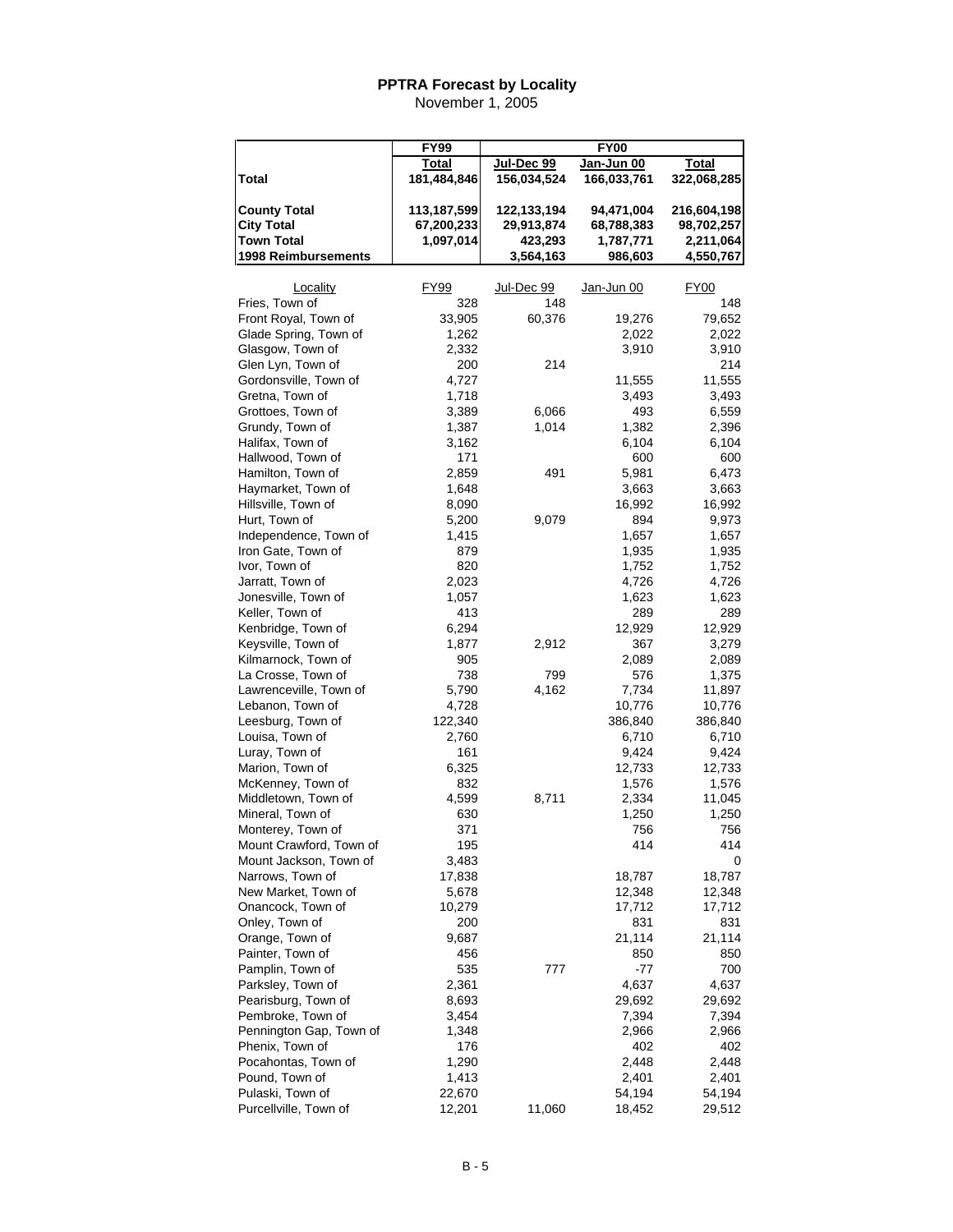## PPTRA Forecast by Locality

November 1, 2005

| | FY99 | FY00 | | |
|---|---|---|---|---|
| | Total | Jul-Dec 99 | Jan-Jun 00 | Total |
| **Total** | 181,484,846 | 156,034,524 | 166,033,761 | 322,068,285 |
| **County Total** | 113,187,599 | 122,133,194 | 94,471,004 | 216,604,198 |
| **City Total** | 67,200,233 | 29,913,874 | 68,788,383 | 98,702,257 |
| **Town Total** | 1,097,014 | 423,293 | 1,787,771 | 2,211,064 |
| **1998 Reimbursements** | | 3,564,163 | 986,603 | 4,550,767 |

| Locality | FY99 | Jul-Dec 99 | Jan-Jun 00 | FY00 |
|---|---|---|---|---|
| Fries, Town of | 328 | 148 | | 148 |
| Front Royal, Town of | 33,905 | 60,376 | 19,276 | 79,652 |
| Glade Spring, Town of | 1,262 | | 2,022 | 2,022 |
| Glasgow, Town of | 2,332 | | 3,910 | 3,910 |
| Glen Lyn, Town of | 200 | 214 | | 214 |
| Gordonsville, Town of | 4,727 | | 11,555 | 11,555 |
| Gretna, Town of | 1,718 | | 3,493 | 3,493 |
| Grottoes, Town of | 3,389 | 6,066 | 493 | 6,559 |
| Grundy, Town of | 1,387 | 1,014 | 1,382 | 2,396 |
| Halifax, Town of | 3,162 | | 6,104 | 6,104 |
| Hallwood, Town of | 171 | | 600 | 600 |
| Hamilton, Town of | 2,859 | 491 | 5,981 | 6,473 |
| Haymarket, Town of | 1,648 | | 3,663 | 3,663 |
| Hillsville, Town of | 8,090 | | 16,992 | 16,992 |
| Hurt, Town of | 5,200 | 9,079 | 894 | 9,973 |
| Independence, Town of | 1,415 | | 1,657 | 1,657 |
| Iron Gate, Town of | 879 | | 1,935 | 1,935 |
| Ivor, Town of | 820 | | 1,752 | 1,752 |
| Jarratt, Town of | 2,023 | | 4,726 | 4,726 |
| Jonesville, Town of | 1,057 | | 1,623 | 1,623 |
| Keller, Town of | 413 | | 289 | 289 |
| Kenbridge, Town of | 6,294 | | 12,929 | 12,929 |
| Keysville, Town of | 1,877 | 2,912 | 367 | 3,279 |
| Kilmarnock, Town of | 905 | | 2,089 | 2,089 |
| La Crosse, Town of | 738 | 799 | 576 | 1,375 |
| Lawrenceville, Town of | 5,790 | 4,162 | 7,734 | 11,897 |
| Lebanon, Town of | 4,728 | | 10,776 | 10,776 |
| Leesburg, Town of | 122,340 | | 386,840 | 386,840 |
| Louisa, Town of | 2,760 | | 6,710 | 6,710 |
| Luray, Town of | 161 | | 9,424 | 9,424 |
| Marion, Town of | 6,325 | | 12,733 | 12,733 |
| McKenney, Town of | 832 | | 1,576 | 1,576 |
| Middletown, Town of | 4,599 | 8,711 | 2,334 | 11,045 |
| Mineral, Town of | 630 | | 1,250 | 1,250 |
| Monterey, Town of | 371 | | 756 | 756 |
| Mount Crawford, Town of | 195 | | 414 | 414 |
| Mount Jackson, Town of | 3,483 | | | 0 |
| Narrows, Town of | 17,838 | | 18,787 | 18,787 |
| New Market, Town of | 5,678 | | 12,348 | 12,348 |
| Onancock, Town of | 10,279 | | 17,712 | 17,712 |
| Onley, Town of | 200 | | 831 | 831 |
| Orange, Town of | 9,687 | | 21,114 | 21,114 |
| Painter, Town of | 456 | | 850 | 850 |
| Pamplin, Town of | 535 | 777 | -77 | 700 |
| Parksley, Town of | 2,361 | | 4,637 | 4,637 |
| Pearisburg, Town of | 8,693 | | 29,692 | 29,692 |
| Pembroke, Town of | 3,454 | | 7,394 | 7,394 |
| Pennington Gap, Town of | 1,348 | | 2,966 | 2,966 |
| Phenix, Town of | 176 | | 402 | 402 |
| Pocahontas, Town of | 1,290 | | 2,448 | 2,448 |
| Pound, Town of | 1,413 | | 2,401 | 2,401 |
| Pulaski, Town of | 22,670 | | 54,194 | 54,194 |
| Purcellville, Town of | 12,201 | 11,060 | 18,452 | 29,512 |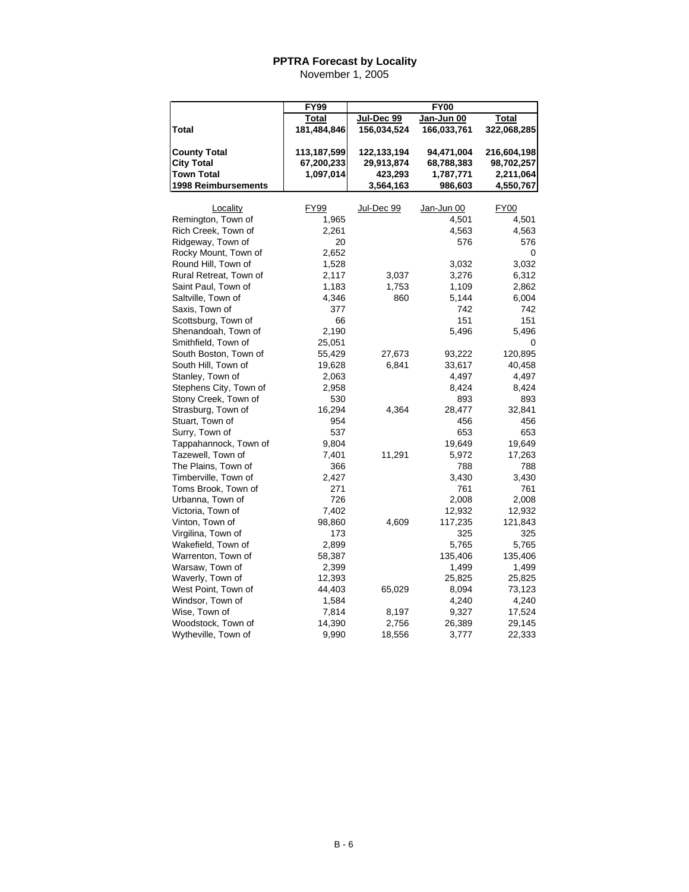## PPTRA Forecast by Locality

November 1, 2005

| | FY99 | FY00 | | |
|---|---|---|---|---|
| | **Total** | **Jul-Dec 99** | **Jan-Jun 00** | **Total** |
| **Total** | **181,484,846** | **156,034,524** | **166,033,761** | **322,068,285** |
| | | | | |
| **County Total** | **113,187,599** | **122,133,194** | **94,471,004** | **216,604,198** |
| **City Total** | **67,200,233** | **29,913,874** | **68,788,383** | **98,702,257** |
| **Town Total** | **1,097,014** | **423,293** | **1,787,771** | **2,211,064** |
| **1998 Reimbursements** | | **3,564,163** | **986,603** | **4,550,767** |

| Locality | FY99 | Jul-Dec 99 | Jan-Jun 00 | FY00 |
|---|---|---|---|---|
| Remington, Town of | 1,965 | | 4,501 | 4,501 |
| Rich Creek, Town of | 2,261 | | 4,563 | 4,563 |
| Ridgeway, Town of | 20 | | 576 | 576 |
| Rocky Mount, Town of | 2,652 | | | 0 |
| Round Hill, Town of | 1,528 | | 3,032 | 3,032 |
| Rural Retreat, Town of | 2,117 | 3,037 | 3,276 | 6,312 |
| Saint Paul, Town of | 1,183 | 1,753 | 1,109 | 2,862 |
| Saltville, Town of | 4,346 | 860 | 5,144 | 6,004 |
| Saxis, Town of | 377 | | 742 | 742 |
| Scottsburg, Town of | 66 | | 151 | 151 |
| Shenandoah, Town of | 2,190 | | 5,496 | 5,496 |
| Smithfield, Town of | 25,051 | | | 0 |
| South Boston, Town of | 55,429 | 27,673 | 93,222 | 120,895 |
| South Hill, Town of | 19,628 | 6,841 | 33,617 | 40,458 |
| Stanley, Town of | 2,063 | | 4,497 | 4,497 |
| Stephens City, Town of | 2,958 | | 8,424 | 8,424 |
| Stony Creek, Town of | 530 | | 893 | 893 |
| Strasburg, Town of | 16,294 | 4,364 | 28,477 | 32,841 |
| Stuart, Town of | 954 | | 456 | 456 |
| Surry, Town of | 537 | | 653 | 653 |
| Tappahannock, Town of | 9,804 | | 19,649 | 19,649 |
| Tazewell, Town of | 7,401 | 11,291 | 5,972 | 17,263 |
| The Plains, Town of | 366 | | 788 | 788 |
| Timberville, Town of | 2,427 | | 3,430 | 3,430 |
| Toms Brook, Town of | 271 | | 761 | 761 |
| Urbanna, Town of | 726 | | 2,008 | 2,008 |
| Victoria, Town of | 7,402 | | 12,932 | 12,932 |
| Vinton, Town of | 98,860 | 4,609 | 117,235 | 121,843 |
| Virgilina, Town of | 173 | | 325 | 325 |
| Wakefield, Town of | 2,899 | | 5,765 | 5,765 |
| Warrenton, Town of | 58,387 | | 135,406 | 135,406 |
| Warsaw, Town of | 2,399 | | 1,499 | 1,499 |
| Waverly, Town of | 12,393 | | 25,825 | 25,825 |
| West Point, Town of | 44,403 | 65,029 | 8,094 | 73,123 |
| Windsor, Town of | 1,584 | | 4,240 | 4,240 |
| Wise, Town of | 7,814 | 8,197 | 9,327 | 17,524 |
| Woodstock, Town of | 14,390 | 2,756 | 26,389 | 29,145 |
| Wytheville, Town of | 9,990 | 18,556 | 3,777 | 22,333 |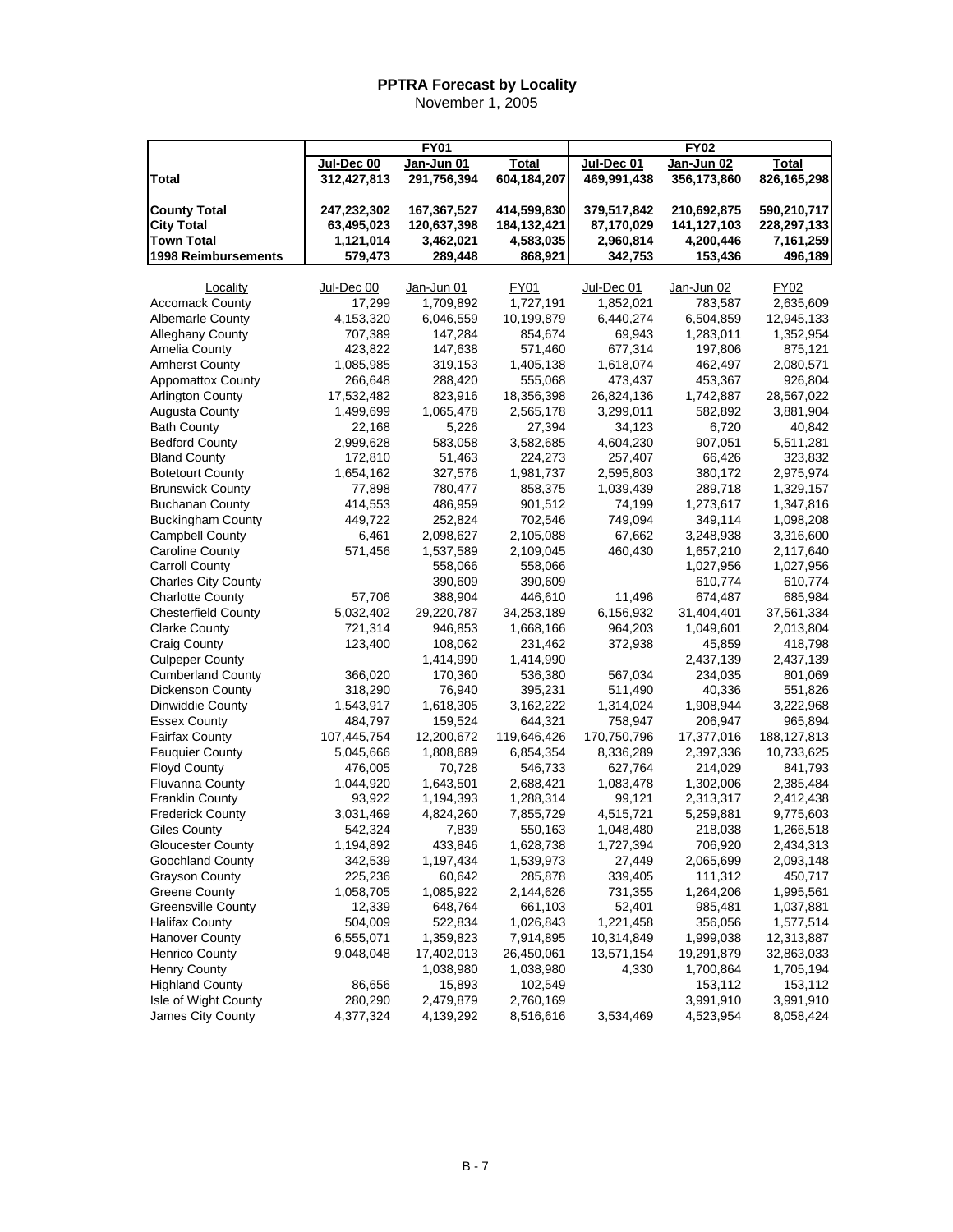# PPTRA Forecast by Locality

November 1, 2005

| | FY01 | | | FY02 | | |
|---|---|---|---|---|---|---|
| | Jul-Dec 00 | Jan-Jun 01 | Total | Jul-Dec 01 | Jan-Jun 02 | Total |
| **Total** | **312,427,813** | **291,756,394** | **604,184,207** | **469,991,438** | **356,173,860** | **826,165,298** |
| **County Total** | **247,232,302** | **167,367,527** | **414,599,830** | **379,517,842** | **210,692,875** | **590,210,717** |
| **City Total** | **63,495,023** | **120,637,398** | **184,132,421** | **87,170,029** | **141,127,103** | **228,297,133** |
| **Town Total** | **1,121,014** | **3,462,021** | **4,583,035** | **2,960,814** | **4,200,446** | **7,161,259** |
| **1998 Reimbursements** | **579,473** | **289,448** | **868,921** | **342,753** | **153,436** | **496,189** |

| Locality | Jul-Dec 00 | Jan-Jun 01 | FY01 | Jul-Dec 01 | Jan-Jun 02 | FY02 |
|---|---|---|---|---|---|---|
| Accomack County | 17,299 | 1,709,892 | 1,727,191 | 1,852,021 | 783,587 | 2,635,609 |
| Albemarle County | 4,153,320 | 6,046,559 | 10,199,879 | 6,440,274 | 6,504,859 | 12,945,133 |
| Alleghany County | 707,389 | 147,284 | 854,674 | 69,943 | 1,283,011 | 1,352,954 |
| Amelia County | 423,822 | 147,638 | 571,460 | 677,314 | 197,806 | 875,121 |
| Amherst County | 1,085,985 | 319,153 | 1,405,138 | 1,618,074 | 462,497 | 2,080,571 |
| Appomattox County | 266,648 | 288,420 | 555,068 | 473,437 | 453,367 | 926,804 |
| Arlington County | 17,532,482 | 823,916 | 18,356,398 | 26,824,136 | 1,742,887 | 28,567,022 |
| Augusta County | 1,499,699 | 1,065,478 | 2,565,178 | 3,299,011 | 582,892 | 3,881,904 |
| Bath County | 22,168 | 5,226 | 27,394 | 34,123 | 6,720 | 40,842 |
| Bedford County | 2,999,628 | 583,058 | 3,582,685 | 4,604,230 | 907,051 | 5,511,281 |
| Bland County | 172,810 | 51,463 | 224,273 | 257,407 | 66,426 | 323,832 |
| Botetourt County | 1,654,162 | 327,576 | 1,981,737 | 2,595,803 | 380,172 | 2,975,974 |
| Brunswick County | 77,898 | 780,477 | 858,375 | 1,039,439 | 289,718 | 1,329,157 |
| Buchanan County | 414,553 | 486,959 | 901,512 | 74,199 | 1,273,617 | 1,347,816 |
| Buckingham County | 449,722 | 252,824 | 702,546 | 749,094 | 349,114 | 1,098,208 |
| Campbell County | 6,461 | 2,098,627 | 2,105,088 | 67,662 | 3,248,938 | 3,316,600 |
| Caroline County | 571,456 | 1,537,589 | 2,109,045 | 460,430 | 1,657,210 | 2,117,640 |
| Carroll County | | 558,066 | 558,066 | | 1,027,956 | 1,027,956 |
| Charles City County | | 390,609 | 390,609 | | 610,774 | 610,774 |
| Charlotte County | 57,706 | 388,904 | 446,610 | 11,496 | 674,487 | 685,984 |
| Chesterfield County | 5,032,402 | 29,220,787 | 34,253,189 | 6,156,932 | 31,404,401 | 37,561,334 |
| Clarke County | 721,314 | 946,853 | 1,668,166 | 964,203 | 1,049,601 | 2,013,804 |
| Craig County | 123,400 | 108,062 | 231,462 | 372,938 | 45,859 | 418,798 |
| Culpeper County | | 1,414,990 | 1,414,990 | | 2,437,139 | 2,437,139 |
| Cumberland County | 366,020 | 170,360 | 536,380 | 567,034 | 234,035 | 801,069 |
| Dickenson County | 318,290 | 76,940 | 395,231 | 511,490 | 40,336 | 551,826 |
| Dinwiddie County | 1,543,917 | 1,618,305 | 3,162,222 | 1,314,024 | 1,908,944 | 3,222,968 |
| Essex County | 484,797 | 159,524 | 644,321 | 758,947 | 206,947 | 965,894 |
| Fairfax County | 107,445,754 | 12,200,672 | 119,646,426 | 170,750,796 | 17,377,016 | 188,127,813 |
| Fauquier County | 5,045,666 | 1,808,689 | 6,854,354 | 8,336,289 | 2,397,336 | 10,733,625 |
| Floyd County | 476,005 | 70,728 | 546,733 | 627,764 | 214,029 | 841,793 |
| Fluvanna County | 1,044,920 | 1,643,501 | 2,688,421 | 1,083,478 | 1,302,006 | 2,385,484 |
| Franklin County | 93,922 | 1,194,393 | 1,288,314 | 99,121 | 2,313,317 | 2,412,438 |
| Frederick County | 3,031,469 | 4,824,260 | 7,855,729 | 4,515,721 | 5,259,881 | 9,775,603 |
| Giles County | 542,324 | 7,839 | 550,163 | 1,048,480 | 218,038 | 1,266,518 |
| Gloucester County | 1,194,892 | 433,846 | 1,628,738 | 1,727,394 | 706,920 | 2,434,313 |
| Goochland County | 342,539 | 1,197,434 | 1,539,973 | 27,449 | 2,065,699 | 2,093,148 |
| Grayson County | 225,236 | 60,642 | 285,878 | 339,405 | 111,312 | 450,717 |
| Greene County | 1,058,705 | 1,085,922 | 2,144,626 | 731,355 | 1,264,206 | 1,995,561 |
| Greensville County | 12,339 | 648,764 | 661,103 | 52,401 | 985,481 | 1,037,881 |
| Halifax County | 504,009 | 522,834 | 1,026,843 | 1,221,458 | 356,056 | 1,577,514 |
| Hanover County | 6,555,071 | 1,359,823 | 7,914,895 | 10,314,849 | 1,999,038 | 12,313,887 |
| Henrico County | 9,048,048 | 17,402,013 | 26,450,061 | 13,571,154 | 19,291,879 | 32,863,033 |
| Henry County | | 1,038,980 | 1,038,980 | 4,330 | 1,700,864 | 1,705,194 |
| Highland County | 86,656 | 15,893 | 102,549 | | 153,112 | 153,112 |
| Isle of Wight County | 280,290 | 2,479,879 | 2,760,169 | | 3,991,910 | 3,991,910 |
| James City County | 4,377,324 | 4,139,292 | 8,516,616 | 3,534,469 | 4,523,954 | 8,058,424 |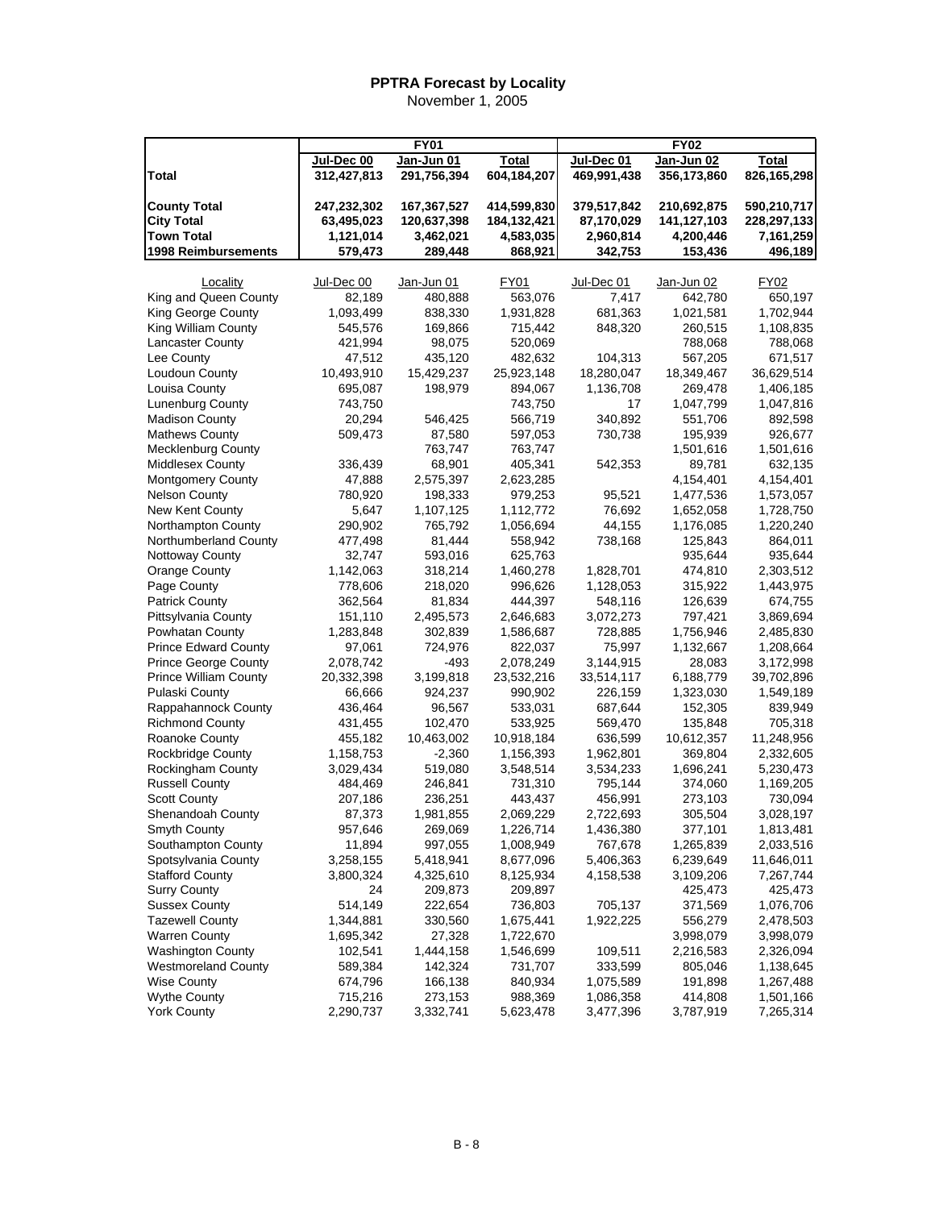# PPTRA Forecast by Locality

November 1, 2005

| | FY01 | | | FY02 | | |
|---|---|---|---|---|---|---|
| | Jul-Dec 00 | Jan-Jun 01 | Total | Jul-Dec 01 | Jan-Jun 02 | Total |
| **Total** | **312,427,813** | **291,756,394** | **604,184,207** | **469,991,438** | **356,173,860** | **826,165,298** |
| **County Total** | **247,232,302** | **167,367,527** | **414,599,830** | **379,517,842** | **210,692,875** | **590,210,717** |
| **City Total** | **63,495,023** | **120,637,398** | **184,132,421** | **87,170,029** | **141,127,103** | **228,297,133** |
| **Town Total** | **1,121,014** | **3,462,021** | **4,583,035** | **2,960,814** | **4,200,446** | **7,161,259** |
| **1998 Reimbursements** | **579,473** | **289,448** | **868,921** | **342,753** | **153,436** | **496,189** |

| Locality | Jul-Dec 00 | Jan-Jun 01 | FY01 | Jul-Dec 01 | Jan-Jun 02 | FY02 |
|---|---|---|---|---|---|---|
| King and Queen County | 82,189 | 480,888 | 563,076 | 7,417 | 642,780 | 650,197 |
| King George County | 1,093,499 | 838,330 | 1,931,828 | 681,363 | 1,021,581 | 1,702,944 |
| King William County | 545,576 | 169,866 | 715,442 | 848,320 | 260,515 | 1,108,835 |
| Lancaster County | 421,994 | 98,075 | 520,069 | | 788,068 | 788,068 |
| Lee County | 47,512 | 435,120 | 482,632 | 104,313 | 567,205 | 671,517 |
| Loudoun County | 10,493,910 | 15,429,237 | 25,923,148 | 18,280,047 | 18,349,467 | 36,629,514 |
| Louisa County | 695,087 | 198,979 | 894,067 | 1,136,708 | 269,478 | 1,406,185 |
| Lunenburg County | 743,750 | | 743,750 | 17 | 1,047,799 | 1,047,816 |
| Madison County | 20,294 | 546,425 | 566,719 | 340,892 | 551,706 | 892,598 |
| Mathews County | 509,473 | 87,580 | 597,053 | 730,738 | 195,939 | 926,677 |
| Mecklenburg County | | 763,747 | 763,747 | | 1,501,616 | 1,501,616 |
| Middlesex County | 336,439 | 68,901 | 405,341 | 542,353 | 89,781 | 632,135 |
| Montgomery County | 47,888 | 2,575,397 | 2,623,285 | | 4,154,401 | 4,154,401 |
| Nelson County | 780,920 | 198,333 | 979,253 | 95,521 | 1,477,536 | 1,573,057 |
| New Kent County | 5,647 | 1,107,125 | 1,112,772 | 76,692 | 1,652,058 | 1,728,750 |
| Northampton County | 290,902 | 765,792 | 1,056,694 | 44,155 | 1,176,085 | 1,220,240 |
| Northumberland County | 477,498 | 81,444 | 558,942 | 738,168 | 125,843 | 864,011 |
| Nottoway County | 32,747 | 593,016 | 625,763 | | 935,644 | 935,644 |
| Orange County | 1,142,063 | 318,214 | 1,460,278 | 1,828,701 | 474,810 | 2,303,512 |
| Page County | 778,606 | 218,020 | 996,626 | 1,128,053 | 315,922 | 1,443,975 |
| Patrick County | 362,564 | 81,834 | 444,397 | 548,116 | 126,639 | 674,755 |
| Pittsylvania County | 151,110 | 2,495,573 | 2,646,683 | 3,072,273 | 797,421 | 3,869,694 |
| Powhatan County | 1,283,848 | 302,839 | 1,586,687 | 728,885 | 1,756,946 | 2,485,830 |
| Prince Edward County | 97,061 | 724,976 | 822,037 | 75,997 | 1,132,667 | 1,208,664 |
| Prince George County | 2,078,742 | -493 | 2,078,249 | 3,144,915 | 28,083 | 3,172,998 |
| Prince William County | 20,332,398 | 3,199,818 | 23,532,216 | 33,514,117 | 6,188,779 | 39,702,896 |
| Pulaski County | 66,666 | 924,237 | 990,902 | 226,159 | 1,323,030 | 1,549,189 |
| Rappahannock County | 436,464 | 96,567 | 533,031 | 687,644 | 152,305 | 839,949 |
| Richmond County | 431,455 | 102,470 | 533,925 | 569,470 | 135,848 | 705,318 |
| Roanoke County | 455,182 | 10,463,002 | 10,918,184 | 636,599 | 10,612,357 | 11,248,956 |
| Rockbridge County | 1,158,753 | -2,360 | 1,156,393 | 1,962,801 | 369,804 | 2,332,605 |
| Rockingham County | 3,029,434 | 519,080 | 3,548,514 | 3,534,233 | 1,696,241 | 5,230,473 |
| Russell County | 484,469 | 246,841 | 731,310 | 795,144 | 374,060 | 1,169,205 |
| Scott County | 207,186 | 236,251 | 443,437 | 456,991 | 273,103 | 730,094 |
| Shenandoah County | 87,373 | 1,981,855 | 2,069,229 | 2,722,693 | 305,504 | 3,028,197 |
| Smyth County | 957,646 | 269,069 | 1,226,714 | 1,436,380 | 377,101 | 1,813,481 |
| Southampton County | 11,894 | 997,055 | 1,008,949 | 767,678 | 1,265,839 | 2,033,516 |
| Spotsylvania County | 3,258,155 | 5,418,941 | 8,677,096 | 5,406,363 | 6,239,649 | 11,646,011 |
| Stafford County | 3,800,324 | 4,325,610 | 8,125,934 | 4,158,538 | 3,109,206 | 7,267,744 |
| Surry County | 24 | 209,873 | 209,897 | | 425,473 | 425,473 |
| Sussex County | 514,149 | 222,654 | 736,803 | 705,137 | 371,569 | 1,076,706 |
| Tazewell County | 1,344,881 | 330,560 | 1,675,441 | 1,922,225 | 556,279 | 2,478,503 |
| Warren County | 1,695,342 | 27,328 | 1,722,670 | | 3,998,079 | 3,998,079 |
| Washington County | 102,541 | 1,444,158 | 1,546,699 | 109,511 | 2,216,583 | 2,326,094 |
| Westmoreland County | 589,384 | 142,324 | 731,707 | 333,599 | 805,046 | 1,138,645 |
| Wise County | 674,796 | 166,138 | 840,934 | 1,075,589 | 191,898 | 1,267,488 |
| Wythe County | 715,216 | 273,153 | 988,369 | 1,086,358 | 414,808 | 1,501,166 |
| York County | 2,290,737 | 3,332,741 | 5,623,478 | 3,477,396 | 3,787,919 | 7,265,314 |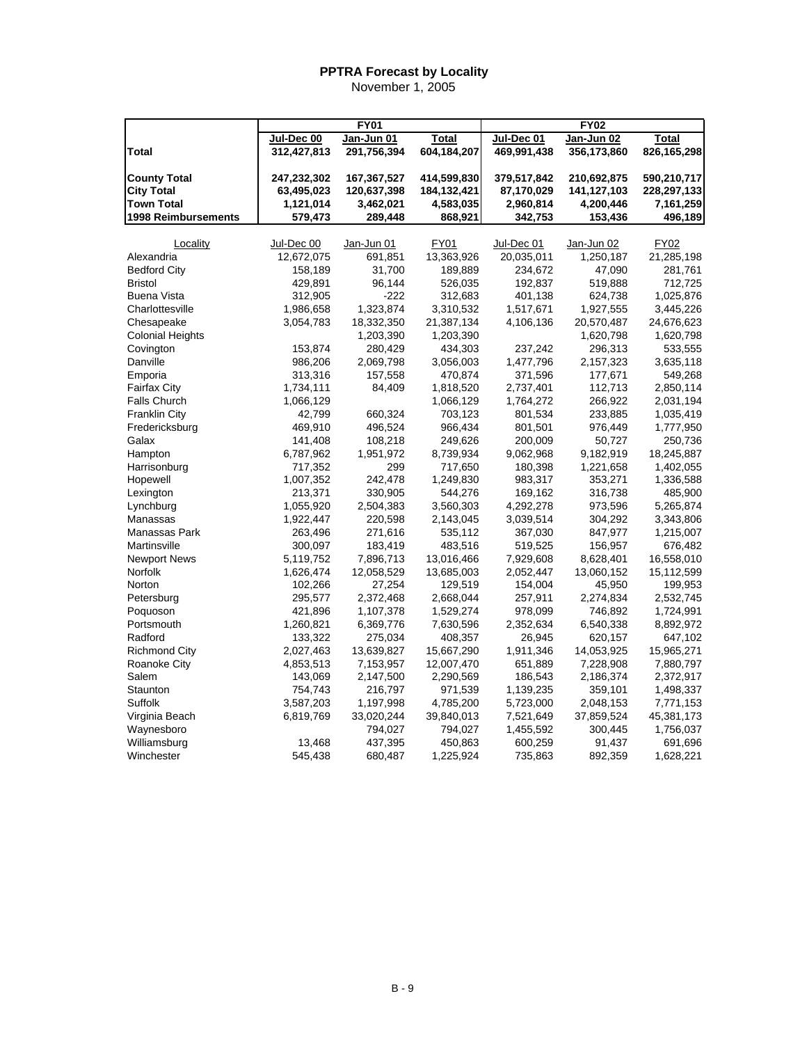# PPTRA Forecast by Locality

November 1, 2005

| | FY01 | | | FY02 | | |
|---|---|---|---|---|---|---|
| | Jul-Dec 00 | Jan-Jun 01 | Total | Jul-Dec 01 | Jan-Jun 02 | Total |
| **Total** | **312,427,813** | **291,756,394** | **604,184,207** | **469,991,438** | **356,173,860** | **826,165,298** |
| **County Total** | **247,232,302** | **167,367,527** | **414,599,830** | **379,517,842** | **210,692,875** | **590,210,717** |
| **City Total** | **63,495,023** | **120,637,398** | **184,132,421** | **87,170,029** | **141,127,103** | **228,297,133** |
| **Town Total** | **1,121,014** | **3,462,021** | **4,583,035** | **2,960,814** | **4,200,446** | **7,161,259** |
| **1998 Reimbursements** | **579,473** | **289,448** | **868,921** | **342,753** | **153,436** | **496,189** |

| Locality | Jul-Dec 00 | Jan-Jun 01 | FY01 | Jul-Dec 01 | Jan-Jun 02 | FY02 |
|---|---|---|---|---|---|---|
| Alexandria | 12,672,075 | 691,851 | 13,363,926 | 20,035,011 | 1,250,187 | 21,285,198 |
| Bedford City | 158,189 | 31,700 | 189,889 | 234,672 | 47,090 | 281,761 |
| Bristol | 429,891 | 96,144 | 526,035 | 192,837 | 519,888 | 712,725 |
| Buena Vista | 312,905 | -222 | 312,683 | 401,138 | 624,738 | 1,025,876 |
| Charlottesville | 1,986,658 | 1,323,874 | 3,310,532 | 1,517,671 | 1,927,555 | 3,445,226 |
| Chesapeake | 3,054,783 | 18,332,350 | 21,387,134 | 4,106,136 | 20,570,487 | 24,676,623 |
| Colonial Heights | | 1,203,390 | 1,203,390 | | 1,620,798 | 1,620,798 |
| Covington | 153,874 | 280,429 | 434,303 | 237,242 | 296,313 | 533,555 |
| Danville | 986,206 | 2,069,798 | 3,056,003 | 1,477,796 | 2,157,323 | 3,635,118 |
| Emporia | 313,316 | 157,558 | 470,874 | 371,596 | 177,671 | 549,268 |
| Fairfax City | 1,734,111 | 84,409 | 1,818,520 | 2,737,401 | 112,713 | 2,850,114 |
| Falls Church | 1,066,129 | | 1,066,129 | 1,764,272 | 266,922 | 2,031,194 |
| Franklin City | 42,799 | 660,324 | 703,123 | 801,534 | 233,885 | 1,035,419 |
| Fredericksburg | 469,910 | 496,524 | 966,434 | 801,501 | 976,449 | 1,777,950 |
| Galax | 141,408 | 108,218 | 249,626 | 200,009 | 50,727 | 250,736 |
| Hampton | 6,787,962 | 1,951,972 | 8,739,934 | 9,062,968 | 9,182,919 | 18,245,887 |
| Harrisonburg | 717,352 | 299 | 717,650 | 180,398 | 1,221,658 | 1,402,055 |
| Hopewell | 1,007,352 | 242,478 | 1,249,830 | 983,317 | 353,271 | 1,336,588 |
| Lexington | 213,371 | 330,905 | 544,276 | 169,162 | 316,738 | 485,900 |
| Lynchburg | 1,055,920 | 2,504,383 | 3,560,303 | 4,292,278 | 973,596 | 5,265,874 |
| Manassas | 1,922,447 | 220,598 | 2,143,045 | 3,039,514 | 304,292 | 3,343,806 |
| Manassas Park | 263,496 | 271,616 | 535,112 | 367,030 | 847,977 | 1,215,007 |
| Martinsville | 300,097 | 183,419 | 483,516 | 519,525 | 156,957 | 676,482 |
| Newport News | 5,119,752 | 7,896,713 | 13,016,466 | 7,929,608 | 8,628,401 | 16,558,010 |
| Norfolk | 1,626,474 | 12,058,529 | 13,685,003 | 2,052,447 | 13,060,152 | 15,112,599 |
| Norton | 102,266 | 27,254 | 129,519 | 154,004 | 45,950 | 199,953 |
| Petersburg | 295,577 | 2,372,468 | 2,668,044 | 257,911 | 2,274,834 | 2,532,745 |
| Poquoson | 421,896 | 1,107,378 | 1,529,274 | 978,099 | 746,892 | 1,724,991 |
| Portsmouth | 1,260,821 | 6,369,776 | 7,630,596 | 2,352,634 | 6,540,338 | 8,892,972 |
| Radford | 133,322 | 275,034 | 408,357 | 26,945 | 620,157 | 647,102 |
| Richmond City | 2,027,463 | 13,639,827 | 15,667,290 | 1,911,346 | 14,053,925 | 15,965,271 |
| Roanoke City | 4,853,513 | 7,153,957 | 12,007,470 | 651,889 | 7,228,908 | 7,880,797 |
| Salem | 143,069 | 2,147,500 | 2,290,569 | 186,543 | 2,186,374 | 2,372,917 |
| Staunton | 754,743 | 216,797 | 971,539 | 1,139,235 | 359,101 | 1,498,337 |
| Suffolk | 3,587,203 | 1,197,998 | 4,785,200 | 5,723,000 | 2,048,153 | 7,771,153 |
| Virginia Beach | 6,819,769 | 33,020,244 | 39,840,013 | 7,521,649 | 37,859,524 | 45,381,173 |
| Waynesboro | | 794,027 | 794,027 | 1,455,592 | 300,445 | 1,756,037 |
| Williamsburg | 13,468 | 437,395 | 450,863 | 600,259 | 91,437 | 691,696 |
| Winchester | 545,438 | 680,487 | 1,225,924 | 735,863 | 892,359 | 1,628,221 |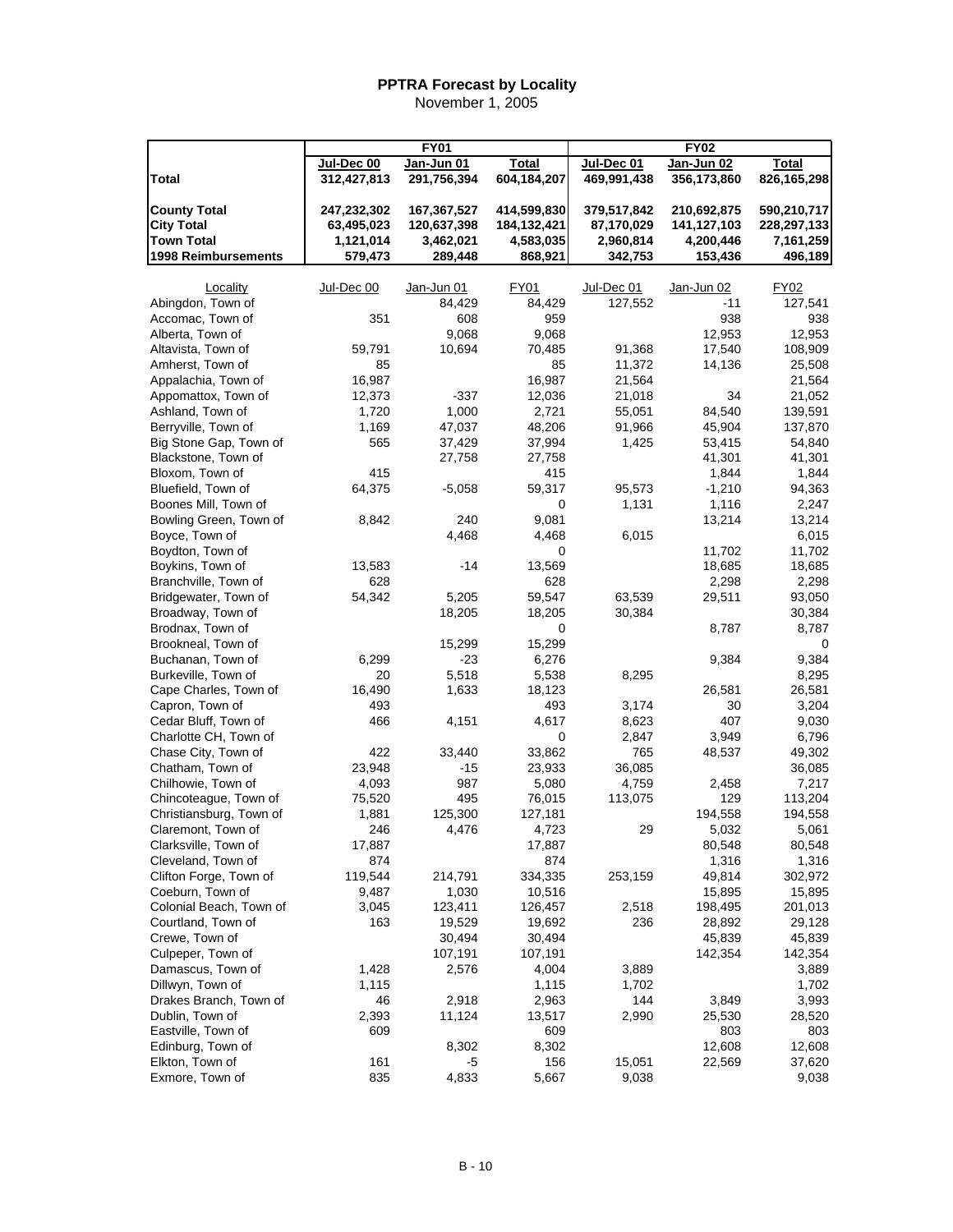## PPTRA Forecast by Locality

November 1, 2005

| | FY01 | | | FY02 | | |
|---|---|---|---|---|---|---|
| | Jul-Dec 00 | Jan-Jun 01 | Total | Jul-Dec 01 | Jan-Jun 02 | Total |
| **Total** | **312,427,813** | **291,756,394** | **604,184,207** | **469,991,438** | **356,173,860** | **826,165,298** |
| **County Total** | **247,232,302** | **167,367,527** | **414,599,830** | **379,517,842** | **210,692,875** | **590,210,717** |
| **City Total** | **63,495,023** | **120,637,398** | **184,132,421** | **87,170,029** | **141,127,103** | **228,297,133** |
| **Town Total** | **1,121,014** | **3,462,021** | **4,583,035** | **2,960,814** | **4,200,446** | **7,161,259** |
| **1998 Reimbursements** | **579,473** | **289,448** | **868,921** | **342,753** | **153,436** | **496,189** |

| Locality | Jul-Dec 00 | Jan-Jun 01 | FY01 | Jul-Dec 01 | Jan-Jun 02 | FY02 |
|---|---|---|---|---|---|---|
| Abingdon, Town of | | 84,429 | 84,429 | 127,552 | -11 | 127,541 |
| Accomac, Town of | 351 | 608 | 959 | | 938 | 938 |
| Alberta, Town of | | 9,068 | 9,068 | | 12,953 | 12,953 |
| Altavista, Town of | 59,791 | 10,694 | 70,485 | 91,368 | 17,540 | 108,909 |
| Amherst, Town of | 85 | | 85 | 11,372 | 14,136 | 25,508 |
| Appalachia, Town of | 16,987 | | 16,987 | 21,564 | | 21,564 |
| Appomattox, Town of | 12,373 | -337 | 12,036 | 21,018 | 34 | 21,052 |
| Ashland, Town of | 1,720 | 1,000 | 2,721 | 55,051 | 84,540 | 139,591 |
| Berryville, Town of | 1,169 | 47,037 | 48,206 | 91,966 | 45,904 | 137,870 |
| Big Stone Gap, Town of | 565 | 37,429 | 37,994 | 1,425 | 53,415 | 54,840 |
| Blackstone, Town of | | 27,758 | 27,758 | | 41,301 | 41,301 |
| Bloxom, Town of | 415 | | 415 | | 1,844 | 1,844 |
| Bluefield, Town of | 64,375 | -5,058 | 59,317 | 95,573 | -1,210 | 94,363 |
| Boones Mill, Town of | | | 0 | 1,131 | 1,116 | 2,247 |
| Bowling Green, Town of | 8,842 | 240 | 9,081 | | 13,214 | 13,214 |
| Boyce, Town of | | 4,468 | 4,468 | 6,015 | | 6,015 |
| Boydton, Town of | | | 0 | | 11,702 | 11,702 |
| Boykins, Town of | 13,583 | -14 | 13,569 | | 18,685 | 18,685 |
| Branchville, Town of | 628 | | 628 | | 2,298 | 2,298 |
| Bridgewater, Town of | 54,342 | 5,205 | 59,547 | 63,539 | 29,511 | 93,050 |
| Broadway, Town of | | 18,205 | 18,205 | 30,384 | | 30,384 |
| Brodnax, Town of | | | 0 | | 8,787 | 8,787 |
| Brookneal, Town of | | 15,299 | 15,299 | | | 0 |
| Buchanan, Town of | 6,299 | -23 | 6,276 | | 9,384 | 9,384 |
| Burkeville, Town of | 20 | 5,518 | 5,538 | 8,295 | | 8,295 |
| Cape Charles, Town of | 16,490 | 1,633 | 18,123 | | 26,581 | 26,581 |
| Capron, Town of | 493 | | 493 | 3,174 | 30 | 3,204 |
| Cedar Bluff, Town of | 466 | 4,151 | 4,617 | 8,623 | 407 | 9,030 |
| Charlotte CH, Town of | | | 0 | 2,847 | 3,949 | 6,796 |
| Chase City, Town of | 422 | 33,440 | 33,862 | 765 | 48,537 | 49,302 |
| Chatham, Town of | 23,948 | -15 | 23,933 | 36,085 | | 36,085 |
| Chilhowie, Town of | 4,093 | 987 | 5,080 | 4,759 | 2,458 | 7,217 |
| Chincoteague, Town of | 75,520 | 495 | 76,015 | 113,075 | 129 | 113,204 |
| Christiansburg, Town of | 1,881 | 125,300 | 127,181 | | 194,558 | 194,558 |
| Claremont, Town of | 246 | 4,476 | 4,723 | 29 | 5,032 | 5,061 |
| Clarksville, Town of | 17,887 | | 17,887 | | 80,548 | 80,548 |
| Cleveland, Town of | 874 | | 874 | | 1,316 | 1,316 |
| Clifton Forge, Town of | 119,544 | 214,791 | 334,335 | 253,159 | 49,814 | 302,972 |
| Coeburn, Town of | 9,487 | 1,030 | 10,516 | | 15,895 | 15,895 |
| Colonial Beach, Town of | 3,045 | 123,411 | 126,457 | 2,518 | 198,495 | 201,013 |
| Courtland, Town of | 163 | 19,529 | 19,692 | 236 | 28,892 | 29,128 |
| Crewe, Town of | | 30,494 | 30,494 | | 45,839 | 45,839 |
| Culpeper, Town of | | 107,191 | 107,191 | | 142,354 | 142,354 |
| Damascus, Town of | 1,428 | 2,576 | 4,004 | 3,889 | | 3,889 |
| Dillwyn, Town of | 1,115 | | 1,115 | 1,702 | | 1,702 |
| Drakes Branch, Town of | 46 | 2,918 | 2,963 | 144 | 3,849 | 3,993 |
| Dublin, Town of | 2,393 | 11,124 | 13,517 | 2,990 | 25,530 | 28,520 |
| Eastville, Town of | 609 | | 609 | | 803 | 803 |
| Edinburg, Town of | | 8,302 | 8,302 | | 12,608 | 12,608 |
| Elkton, Town of | 161 | -5 | 156 | 15,051 | 22,569 | 37,620 |
| Exmore, Town of | 835 | 4,833 | 5,667 | 9,038 | | 9,038 |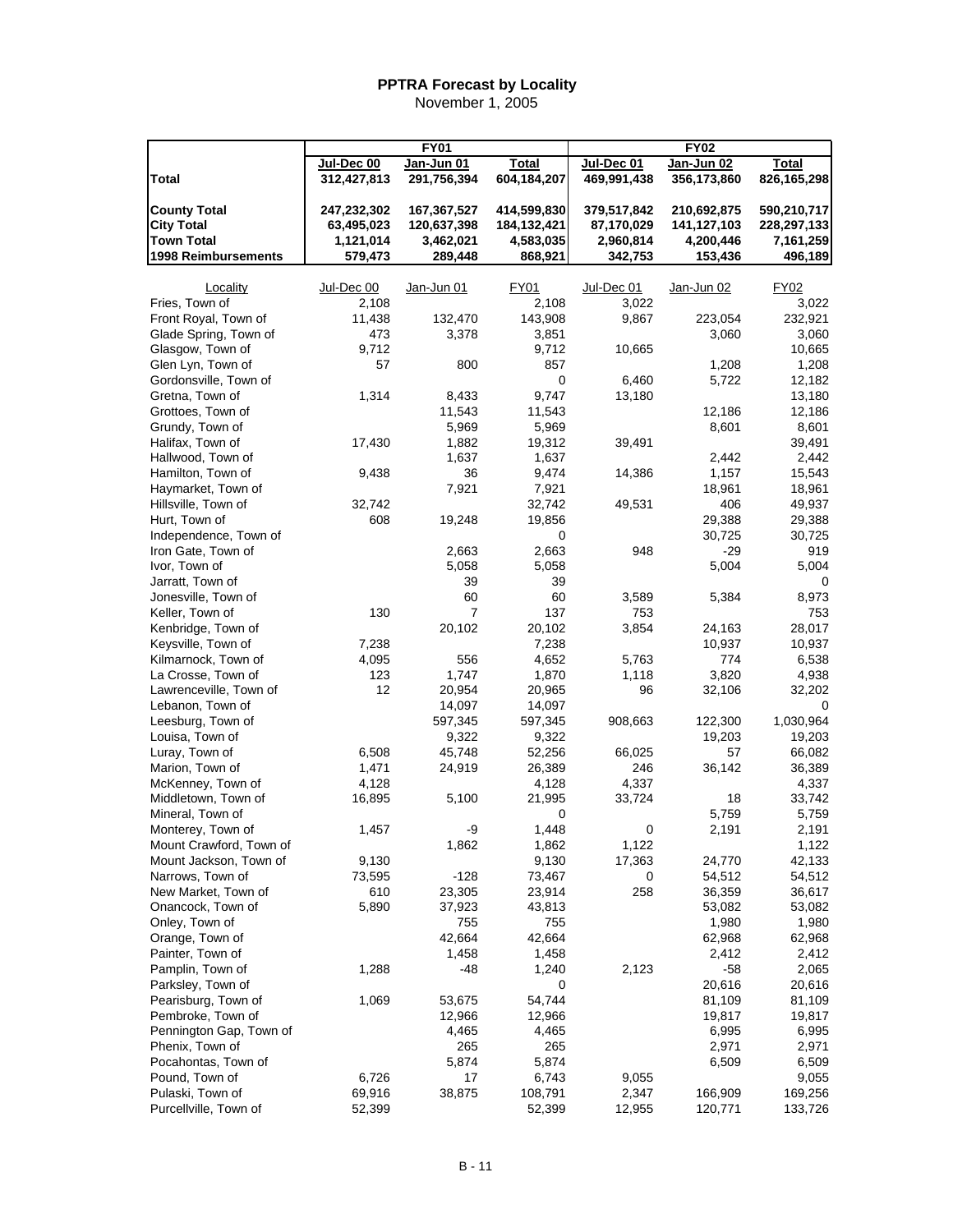# PPTRA Forecast by Locality

November 1, 2005

| | FY01 | | | FY02 | | |
|---|---|---|---|---|---|---|
| | Jul-Dec 00 | Jan-Jun 01 | Total | Jul-Dec 01 | Jan-Jun 02 | Total |
| **Total** | 312,427,813 | 291,756,394 | 604,184,207 | 469,991,438 | 356,173,860 | 826,165,298 |
| **County Total** | 247,232,302 | 167,367,527 | 414,599,830 | 379,517,842 | 210,692,875 | 590,210,717 |
| **City Total** | 63,495,023 | 120,637,398 | 184,132,421 | 87,170,029 | 141,127,103 | 228,297,133 |
| **Town Total** | 1,121,014 | 3,462,021 | 4,583,035 | 2,960,814 | 4,200,446 | 7,161,259 |
| **1998 Reimbursements** | 579,473 | 289,448 | 868,921 | 342,753 | 153,436 | 496,189 |

| Locality | Jul-Dec 00 | Jan-Jun 01 | FY01 | Jul-Dec 01 | Jan-Jun 02 | FY02 |
|---|---|---|---|---|---|---|
| Fries, Town of | 2,108 | | 2,108 | 3,022 | | 3,022 |
| Front Royal, Town of | 11,438 | 132,470 | 143,908 | 9,867 | 223,054 | 232,921 |
| Glade Spring, Town of | 473 | 3,378 | 3,851 | | 3,060 | 3,060 |
| Glasgow, Town of | 9,712 | | 9,712 | 10,665 | | 10,665 |
| Glen Lyn, Town of | 57 | 800 | 857 | | 1,208 | 1,208 |
| Gordonsville, Town of | | | 0 | 6,460 | 5,722 | 12,182 |
| Gretna, Town of | 1,314 | 8,433 | 9,747 | 13,180 | | 13,180 |
| Grottoes, Town of | | 11,543 | 11,543 | | 12,186 | 12,186 |
| Grundy, Town of | | 5,969 | 5,969 | | 8,601 | 8,601 |
| Halifax, Town of | 17,430 | 1,882 | 19,312 | 39,491 | | 39,491 |
| Hallwood, Town of | | 1,637 | 1,637 | | 2,442 | 2,442 |
| Hamilton, Town of | 9,438 | 36 | 9,474 | 14,386 | 1,157 | 15,543 |
| Haymarket, Town of | | 7,921 | 7,921 | | 18,961 | 18,961 |
| Hillsville, Town of | 32,742 | | 32,742 | 49,531 | 406 | 49,937 |
| Hurt, Town of | 608 | 19,248 | 19,856 | | 29,388 | 29,388 |
| Independence, Town of | | | 0 | | 30,725 | 30,725 |
| Iron Gate, Town of | | 2,663 | 2,663 | 948 | -29 | 919 |
| Ivor, Town of | | 5,058 | 5,058 | | 5,004 | 5,004 |
| Jarratt, Town of | | 39 | 39 | | | 0 |
| Jonesville, Town of | | 60 | 60 | 3,589 | 5,384 | 8,973 |
| Keller, Town of | 130 | 7 | 137 | 753 | | 753 |
| Kenbridge, Town of | | 20,102 | 20,102 | 3,854 | 24,163 | 28,017 |
| Keysville, Town of | 7,238 | | 7,238 | | 10,937 | 10,937 |
| Kilmarnock, Town of | 4,095 | 556 | 4,652 | 5,763 | 774 | 6,538 |
| La Crosse, Town of | 123 | 1,747 | 1,870 | 1,118 | 3,820 | 4,938 |
| Lawrenceville, Town of | 12 | 20,954 | 20,965 | 96 | 32,106 | 32,202 |
| Lebanon, Town of | | 14,097 | 14,097 | | | 0 |
| Leesburg, Town of | | 597,345 | 597,345 | 908,663 | 122,300 | 1,030,964 |
| Louisa, Town of | | 9,322 | 9,322 | | 19,203 | 19,203 |
| Luray, Town of | 6,508 | 45,748 | 52,256 | 66,025 | 57 | 66,082 |
| Marion, Town of | 1,471 | 24,919 | 26,389 | 246 | 36,142 | 36,389 |
| McKenney, Town of | 4,128 | | 4,128 | 4,337 | | 4,337 |
| Middletown, Town of | 16,895 | 5,100 | 21,995 | 33,724 | 18 | 33,742 |
| Mineral, Town of | | | 0 | | 5,759 | 5,759 |
| Monterey, Town of | 1,457 | -9 | 1,448 | 0 | 2,191 | 2,191 |
| Mount Crawford, Town of | | 1,862 | 1,862 | 1,122 | | 1,122 |
| Mount Jackson, Town of | 9,130 | | 9,130 | 17,363 | 24,770 | 42,133 |
| Narrows, Town of | 73,595 | -128 | 73,467 | 0 | 54,512 | 54,512 |
| New Market, Town of | 610 | 23,305 | 23,914 | 258 | 36,359 | 36,617 |
| Onancock, Town of | 5,890 | 37,923 | 43,813 | | 53,082 | 53,082 |
| Onley, Town of | | 755 | 755 | | 1,980 | 1,980 |
| Orange, Town of | | 42,664 | 42,664 | | 62,968 | 62,968 |
| Painter, Town of | | 1,458 | 1,458 | | 2,412 | 2,412 |
| Pamplin, Town of | 1,288 | -48 | 1,240 | 2,123 | -58 | 2,065 |
| Parksley, Town of | | | 0 | | 20,616 | 20,616 |
| Pearisburg, Town of | 1,069 | 53,675 | 54,744 | | 81,109 | 81,109 |
| Pembroke, Town of | | 12,966 | 12,966 | | 19,817 | 19,817 |
| Pennington Gap, Town of | | 4,465 | 4,465 | | 6,995 | 6,995 |
| Phenix, Town of | | 265 | 265 | | 2,971 | 2,971 |
| Pocahontas, Town of | | 5,874 | 5,874 | | 6,509 | 6,509 |
| Pound, Town of | 6,726 | 17 | 6,743 | 9,055 | | 9,055 |
| Pulaski, Town of | 69,916 | 38,875 | 108,791 | 2,347 | 166,909 | 169,256 |
| Purcellville, Town of | 52,399 | | 52,399 | 12,955 | 120,771 | 133,726 |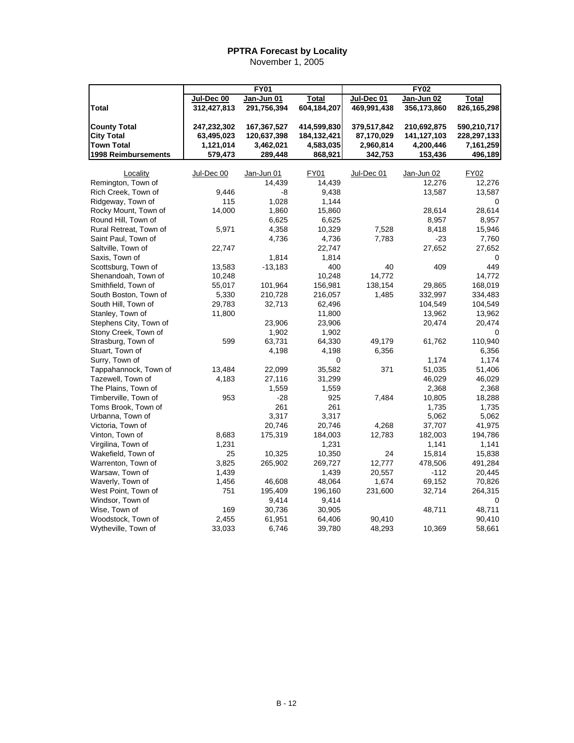## PPTRA Forecast by Locality

November 1, 2005

| | FY01 | | | FY02 | | |
|---|---|---|---|---|---|---|
| | Jul-Dec 00 | Jan-Jun 01 | Total | Jul-Dec 01 | Jan-Jun 02 | Total |
| **Total** | **312,427,813** | **291,756,394** | **604,184,207** | **469,991,438** | **356,173,860** | **826,165,298** |
| **County Total** | **247,232,302** | **167,367,527** | **414,599,830** | **379,517,842** | **210,692,875** | **590,210,717** |
| **City Total** | **63,495,023** | **120,637,398** | **184,132,421** | **87,170,029** | **141,127,103** | **228,297,133** |
| **Town Total** | **1,121,014** | **3,462,021** | **4,583,035** | **2,960,814** | **4,200,446** | **7,161,259** |
| **1998 Reimbursements** | **579,473** | **289,448** | **868,921** | **342,753** | **153,436** | **496,189** |

| Locality | Jul-Dec 00 | Jan-Jun 01 | FY01 | Jul-Dec 01 | Jan-Jun 02 | FY02 |
|---|---|---|---|---|---|---|
| Remington, Town of | | 14,439 | 14,439 | | 12,276 | 12,276 |
| Rich Creek, Town of | 9,446 | -8 | 9,438 | | 13,587 | 13,587 |
| Ridgeway, Town of | 115 | 1,028 | 1,144 | | | 0 |
| Rocky Mount, Town of | 14,000 | 1,860 | 15,860 | | 28,614 | 28,614 |
| Round Hill, Town of | | 6,625 | 6,625 | | 8,957 | 8,957 |
| Rural Retreat, Town of | 5,971 | 4,358 | 10,329 | 7,528 | 8,418 | 15,946 |
| Saint Paul, Town of | | 4,736 | 4,736 | 7,783 | -23 | 7,760 |
| Saltville, Town of | 22,747 | | 22,747 | | 27,652 | 27,652 |
| Saxis, Town of | | 1,814 | 1,814 | | | 0 |
| Scottsburg, Town of | 13,583 | -13,183 | 400 | 40 | 409 | 449 |
| Shenandoah, Town of | 10,248 | | 10,248 | 14,772 | | 14,772 |
| Smithfield, Town of | 55,017 | 101,964 | 156,981 | 138,154 | 29,865 | 168,019 |
| South Boston, Town of | 5,330 | 210,728 | 216,057 | 1,485 | 332,997 | 334,483 |
| South Hill, Town of | 29,783 | 32,713 | 62,496 | | 104,549 | 104,549 |
| Stanley, Town of | 11,800 | | 11,800 | | 13,962 | 13,962 |
| Stephens City, Town of | | 23,906 | 23,906 | | 20,474 | 20,474 |
| Stony Creek, Town of | | 1,902 | 1,902 | | | 0 |
| Strasburg, Town of | 599 | 63,731 | 64,330 | 49,179 | 61,762 | 110,940 |
| Stuart, Town of | | 4,198 | 4,198 | 6,356 | | 6,356 |
| Surry, Town of | | | 0 | | 1,174 | 1,174 |
| Tappahannock, Town of | 13,484 | 22,099 | 35,582 | 371 | 51,035 | 51,406 |
| Tazewell, Town of | 4,183 | 27,116 | 31,299 | | 46,029 | 46,029 |
| The Plains, Town of | | 1,559 | 1,559 | | 2,368 | 2,368 |
| Timberville, Town of | 953 | -28 | 925 | 7,484 | 10,805 | 18,288 |
| Toms Brook, Town of | | 261 | 261 | | 1,735 | 1,735 |
| Urbanna, Town of | | 3,317 | 3,317 | | 5,062 | 5,062 |
| Victoria, Town of | | 20,746 | 20,746 | 4,268 | 37,707 | 41,975 |
| Vinton, Town of | 8,683 | 175,319 | 184,003 | 12,783 | 182,003 | 194,786 |
| Virgilina, Town of | 1,231 | | 1,231 | | 1,141 | 1,141 |
| Wakefield, Town of | 25 | 10,325 | 10,350 | 24 | 15,814 | 15,838 |
| Warrenton, Town of | 3,825 | 265,902 | 269,727 | 12,777 | 478,506 | 491,284 |
| Warsaw, Town of | 1,439 | | 1,439 | 20,557 | -112 | 20,445 |
| Waverly, Town of | 1,456 | 46,608 | 48,064 | 1,674 | 69,152 | 70,826 |
| West Point, Town of | 751 | 195,409 | 196,160 | 231,600 | 32,714 | 264,315 |
| Windsor, Town of | | 9,414 | 9,414 | | | 0 |
| Wise, Town of | 169 | 30,736 | 30,905 | | 48,711 | 48,711 |
| Woodstock, Town of | 2,455 | 61,951 | 64,406 | 90,410 | | 90,410 |
| Wytheville, Town of | 33,033 | 6,746 | 39,780 | 48,293 | 10,369 | 58,661 |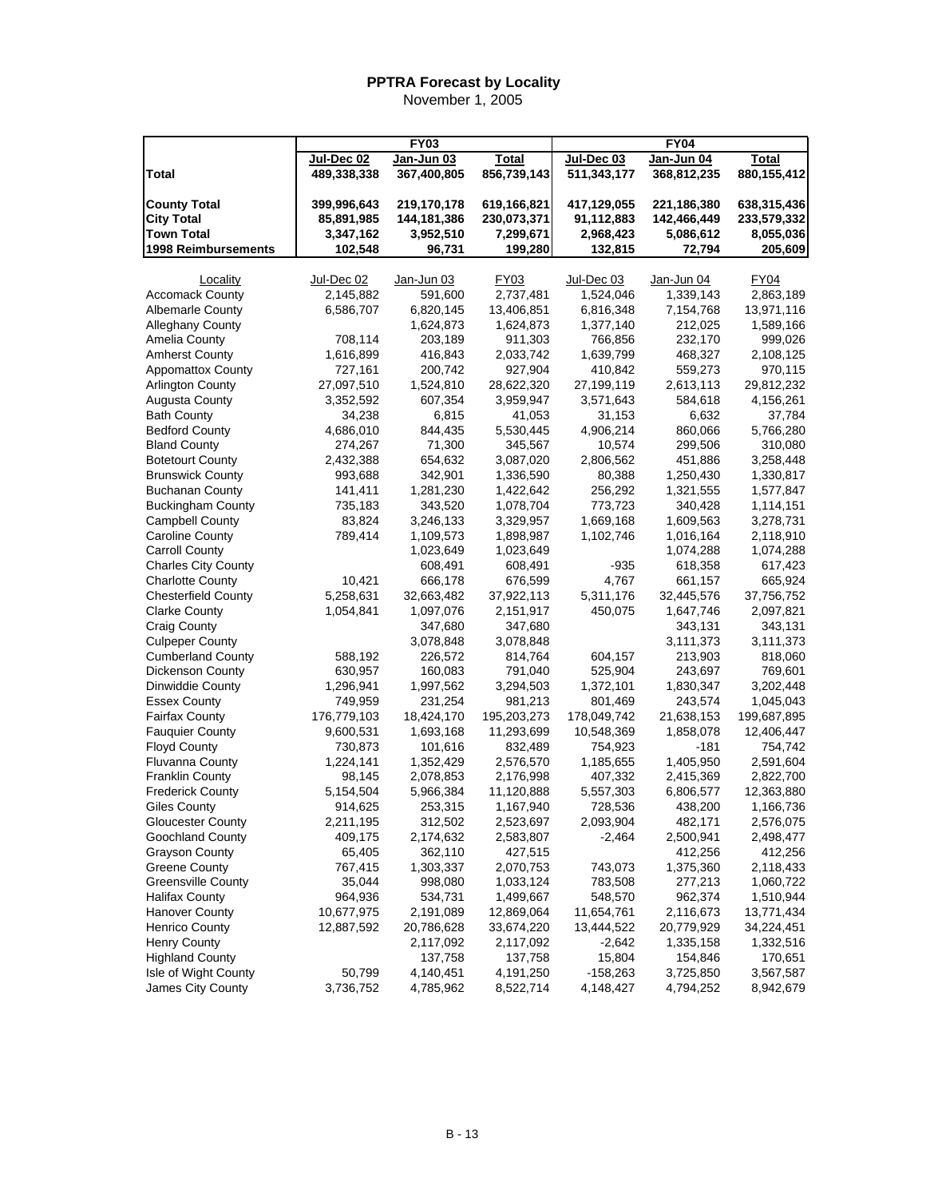# PPTRA Forecast by Locality

November 1, 2005

| | FY03 | | | FY04 | | |
|---|---|---|---|---|---|---|
| | Jul-Dec 02 | Jan-Jun 03 | Total | Jul-Dec 03 | Jan-Jun 04 | Total |
| **Total** | **489,338,338** | **367,400,805** | **856,739,143** | **511,343,177** | **368,812,235** | **880,155,412** |
| **County Total** | **399,996,643** | **219,170,178** | **619,166,821** | **417,129,055** | **221,186,380** | **638,315,436** |
| **City Total** | **85,891,985** | **144,181,386** | **230,073,371** | **91,112,883** | **142,466,449** | **233,579,332** |
| **Town Total** | **3,347,162** | **3,952,510** | **7,299,671** | **2,968,423** | **5,086,612** | **8,055,036** |
| **1998 Reimbursements** | **102,548** | **96,731** | **199,280** | **132,815** | **72,794** | **205,609** |

| Locality | Jul-Dec 02 | Jan-Jun 03 | FY03 | Jul-Dec 03 | Jan-Jun 04 | FY04 |
|---|---|---|---|---|---|---|
| Accomack County | 2,145,882 | 591,600 | 2,737,481 | 1,524,046 | 1,339,143 | 2,863,189 |
| Albemarle County | 6,586,707 | 6,820,145 | 13,406,851 | 6,816,348 | 7,154,768 | 13,971,116 |
| Alleghany County | | 1,624,873 | 1,624,873 | 1,377,140 | 212,025 | 1,589,166 |
| Amelia County | 708,114 | 203,189 | 911,303 | 766,856 | 232,170 | 999,026 |
| Amherst County | 1,616,899 | 416,843 | 2,033,742 | 1,639,799 | 468,327 | 2,108,125 |
| Appomattox County | 727,161 | 200,742 | 927,904 | 410,842 | 559,273 | 970,115 |
| Arlington County | 27,097,510 | 1,524,810 | 28,622,320 | 27,199,119 | 2,613,113 | 29,812,232 |
| Augusta County | 3,352,592 | 607,354 | 3,959,947 | 3,571,643 | 584,618 | 4,156,261 |
| Bath County | 34,238 | 6,815 | 41,053 | 31,153 | 6,632 | 37,784 |
| Bedford County | 4,686,010 | 844,435 | 5,530,445 | 4,906,214 | 860,066 | 5,766,280 |
| Bland County | 274,267 | 71,300 | 345,567 | 10,574 | 299,506 | 310,080 |
| Botetourt County | 2,432,388 | 654,632 | 3,087,020 | 2,806,562 | 451,886 | 3,258,448 |
| Brunswick County | 993,688 | 342,901 | 1,336,590 | 80,388 | 1,250,430 | 1,330,817 |
| Buchanan County | 141,411 | 1,281,230 | 1,422,642 | 256,292 | 1,321,555 | 1,577,847 |
| Buckingham County | 735,183 | 343,520 | 1,078,704 | 773,723 | 340,428 | 1,114,151 |
| Campbell County | 83,824 | 3,246,133 | 3,329,957 | 1,669,168 | 1,609,563 | 3,278,731 |
| Caroline County | 789,414 | 1,109,573 | 1,898,987 | 1,102,746 | 1,016,164 | 2,118,910 |
| Carroll County | | 1,023,649 | 1,023,649 | | 1,074,288 | 1,074,288 |
| Charles City County | | 608,491 | 608,491 | -935 | 618,358 | 617,423 |
| Charlotte County | 10,421 | 666,178 | 676,599 | 4,767 | 661,157 | 665,924 |
| Chesterfield County | 5,258,631 | 32,663,482 | 37,922,113 | 5,311,176 | 32,445,576 | 37,756,752 |
| Clarke County | 1,054,841 | 1,097,076 | 2,151,917 | 450,075 | 1,647,746 | 2,097,821 |
| Craig County | | 347,680 | 347,680 | | 343,131 | 343,131 |
| Culpeper County | | 3,078,848 | 3,078,848 | | 3,111,373 | 3,111,373 |
| Cumberland County | 588,192 | 226,572 | 814,764 | 604,157 | 213,903 | 818,060 |
| Dickenson County | 630,957 | 160,083 | 791,040 | 525,904 | 243,697 | 769,601 |
| Dinwiddie County | 1,296,941 | 1,997,562 | 3,294,503 | 1,372,101 | 1,830,347 | 3,202,448 |
| Essex County | 749,959 | 231,254 | 981,213 | 801,469 | 243,574 | 1,045,043 |
| Fairfax County | 176,779,103 | 18,424,170 | 195,203,273 | 178,049,742 | 21,638,153 | 199,687,895 |
| Fauquier County | 9,600,531 | 1,693,168 | 11,293,699 | 10,548,369 | 1,858,078 | 12,406,447 |
| Floyd County | 730,873 | 101,616 | 832,489 | 754,923 | -181 | 754,742 |
| Fluvanna County | 1,224,141 | 1,352,429 | 2,576,570 | 1,185,655 | 1,405,950 | 2,591,604 |
| Franklin County | 98,145 | 2,078,853 | 2,176,998 | 407,332 | 2,415,369 | 2,822,700 |
| Frederick County | 5,154,504 | 5,966,384 | 11,120,888 | 5,557,303 | 6,806,577 | 12,363,880 |
| Giles County | 914,625 | 253,315 | 1,167,940 | 728,536 | 438,200 | 1,166,736 |
| Gloucester County | 2,211,195 | 312,502 | 2,523,697 | 2,093,904 | 482,171 | 2,576,075 |
| Goochland County | 409,175 | 2,174,632 | 2,583,807 | -2,464 | 2,500,941 | 2,498,477 |
| Grayson County | 65,405 | 362,110 | 427,515 | | 412,256 | 412,256 |
| Greene County | 767,415 | 1,303,337 | 2,070,753 | 743,073 | 1,375,360 | 2,118,433 |
| Greensville County | 35,044 | 998,080 | 1,033,124 | 783,508 | 277,213 | 1,060,722 |
| Halifax County | 964,936 | 534,731 | 1,499,667 | 548,570 | 962,374 | 1,510,944 |
| Hanover County | 10,677,975 | 2,191,089 | 12,869,064 | 11,654,761 | 2,116,673 | 13,771,434 |
| Henrico County | 12,887,592 | 20,786,628 | 33,674,220 | 13,444,522 | 20,779,929 | 34,224,451 |
| Henry County | | 2,117,092 | 2,117,092 | -2,642 | 1,335,158 | 1,332,516 |
| Highland County | | 137,758 | 137,758 | 15,804 | 154,846 | 170,651 |
| Isle of Wight County | 50,799 | 4,140,451 | 4,191,250 | -158,263 | 3,725,850 | 3,567,587 |
| James City County | 3,736,752 | 4,785,962 | 8,522,714 | 4,148,427 | 4,794,252 | 8,942,679 |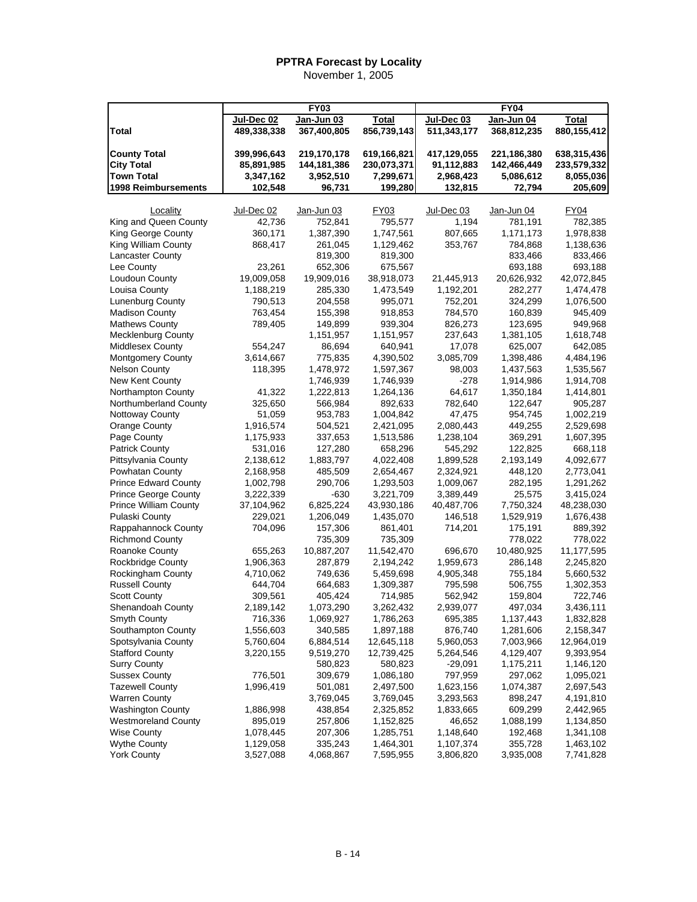# PPTRA Forecast by Locality

November 1, 2005

| | FY03 | | | FY04 | | |
|---|---|---|---|---|---|---|
| | Jul-Dec 02 | Jan-Jun 03 | Total | Jul-Dec 03 | Jan-Jun 04 | Total |
| **Total** | **489,338,338** | **367,400,805** | **856,739,143** | **511,343,177** | **368,812,235** | **880,155,412** |
| **County Total** | **399,996,643** | **219,170,178** | **619,166,821** | **417,129,055** | **221,186,380** | **638,315,436** |
| **City Total** | **85,891,985** | **144,181,386** | **230,073,371** | **91,112,883** | **142,466,449** | **233,579,332** |
| **Town Total** | **3,347,162** | **3,952,510** | **7,299,671** | **2,968,423** | **5,086,612** | **8,055,036** |
| **1998 Reimbursements** | **102,548** | **96,731** | **199,280** | **132,815** | **72,794** | **205,609** |

| Locality | Jul-Dec 02 | Jan-Jun 03 | FY03 | Jul-Dec 03 | Jan-Jun 04 | FY04 |
|---|---|---|---|---|---|---|
| King and Queen County | 42,736 | 752,841 | 795,577 | 1,194 | 781,191 | 782,385 |
| King George County | 360,171 | 1,387,390 | 1,747,561 | 807,665 | 1,171,173 | 1,978,838 |
| King William County | 868,417 | 261,045 | 1,129,462 | 353,767 | 784,868 | 1,138,636 |
| Lancaster County | | 819,300 | 819,300 | | 833,466 | 833,466 |
| Lee County | 23,261 | 652,306 | 675,567 | | 693,188 | 693,188 |
| Loudoun County | 19,009,058 | 19,909,016 | 38,918,073 | 21,445,913 | 20,626,932 | 42,072,845 |
| Louisa County | 1,188,219 | 285,330 | 1,473,549 | 1,192,201 | 282,277 | 1,474,478 |
| Lunenburg County | 790,513 | 204,558 | 995,071 | 752,201 | 324,299 | 1,076,500 |
| Madison County | 763,454 | 155,398 | 918,853 | 784,570 | 160,839 | 945,409 |
| Mathews County | 789,405 | 149,899 | 939,304 | 826,273 | 123,695 | 949,968 |
| Mecklenburg County | | 1,151,957 | 1,151,957 | 237,643 | 1,381,105 | 1,618,748 |
| Middlesex County | 554,247 | 86,694 | 640,941 | 17,078 | 625,007 | 642,085 |
| Montgomery County | 3,614,667 | 775,835 | 4,390,502 | 3,085,709 | 1,398,486 | 4,484,196 |
| Nelson County | 118,395 | 1,478,972 | 1,597,367 | 98,003 | 1,437,563 | 1,535,567 |
| New Kent County | | 1,746,939 | 1,746,939 | -278 | 1,914,986 | 1,914,708 |
| Northampton County | 41,322 | 1,222,813 | 1,264,136 | 64,617 | 1,350,184 | 1,414,801 |
| Northumberland County | 325,650 | 566,984 | 892,633 | 782,640 | 122,647 | 905,287 |
| Nottoway County | 51,059 | 953,783 | 1,004,842 | 47,475 | 954,745 | 1,002,219 |
| Orange County | 1,916,574 | 504,521 | 2,421,095 | 2,080,443 | 449,255 | 2,529,698 |
| Page County | 1,175,933 | 337,653 | 1,513,586 | 1,238,104 | 369,291 | 1,607,395 |
| Patrick County | 531,016 | 127,280 | 658,296 | 545,292 | 122,825 | 668,118 |
| Pittsylvania County | 2,138,612 | 1,883,797 | 4,022,408 | 1,899,528 | 2,193,149 | 4,092,677 |
| Powhatan County | 2,168,958 | 485,509 | 2,654,467 | 2,324,921 | 448,120 | 2,773,041 |
| Prince Edward County | 1,002,798 | 290,706 | 1,293,503 | 1,009,067 | 282,195 | 1,291,262 |
| Prince George County | 3,222,339 | -630 | 3,221,709 | 3,389,449 | 25,575 | 3,415,024 |
| Prince William County | 37,104,962 | 6,825,224 | 43,930,186 | 40,487,706 | 7,750,324 | 48,238,030 |
| Pulaski County | 229,021 | 1,206,049 | 1,435,070 | 146,518 | 1,529,919 | 1,676,438 |
| Rappahannock County | 704,096 | 157,306 | 861,401 | 714,201 | 175,191 | 889,392 |
| Richmond County | | 735,309 | 735,309 | | 778,022 | 778,022 |
| Roanoke County | 655,263 | 10,887,207 | 11,542,470 | 696,670 | 10,480,925 | 11,177,595 |
| Rockbridge County | 1,906,363 | 287,879 | 2,194,242 | 1,959,673 | 286,148 | 2,245,820 |
| Rockingham County | 4,710,062 | 749,636 | 5,459,698 | 4,905,348 | 755,184 | 5,660,532 |
| Russell County | 644,704 | 664,683 | 1,309,387 | 795,598 | 506,755 | 1,302,353 |
| Scott County | 309,561 | 405,424 | 714,985 | 562,942 | 159,804 | 722,746 |
| Shenandoah County | 2,189,142 | 1,073,290 | 3,262,432 | 2,939,077 | 497,034 | 3,436,111 |
| Smyth County | 716,336 | 1,069,927 | 1,786,263 | 695,385 | 1,137,443 | 1,832,828 |
| Southampton County | 1,556,603 | 340,585 | 1,897,188 | 876,740 | 1,281,606 | 2,158,347 |
| Spotsylvania County | 5,760,604 | 6,884,514 | 12,645,118 | 5,960,053 | 7,003,966 | 12,964,019 |
| Stafford County | 3,220,155 | 9,519,270 | 12,739,425 | 5,264,546 | 4,129,407 | 9,393,954 |
| Surry County | | 580,823 | 580,823 | -29,091 | 1,175,211 | 1,146,120 |
| Sussex County | 776,501 | 309,679 | 1,086,180 | 797,959 | 297,062 | 1,095,021 |
| Tazewell County | 1,996,419 | 501,081 | 2,497,500 | 1,623,156 | 1,074,387 | 2,697,543 |
| Warren County | | 3,769,045 | 3,769,045 | 3,293,563 | 898,247 | 4,191,810 |
| Washington County | 1,886,998 | 438,854 | 2,325,852 | 1,833,665 | 609,299 | 2,442,965 |
| Westmoreland County | 895,019 | 257,806 | 1,152,825 | 46,652 | 1,088,199 | 1,134,850 |
| Wise County | 1,078,445 | 207,306 | 1,285,751 | 1,148,640 | 192,468 | 1,341,108 |
| Wythe County | 1,129,058 | 335,243 | 1,464,301 | 1,107,374 | 355,728 | 1,463,102 |
| York County | 3,527,088 | 4,068,867 | 7,595,955 | 3,806,820 | 3,935,008 | 7,741,828 |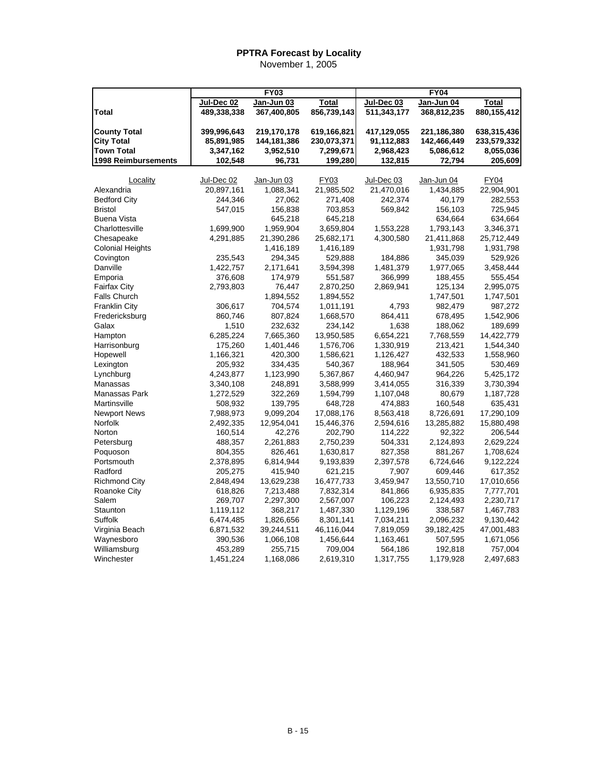## PPTRA Forecast by Locality

November 1, 2005

| | FY03 | | | FY04 | | |
|---|---|---|---|---|---|---|
| | Jul-Dec 02 | Jan-Jun 03 | Total | Jul-Dec 03 | Jan-Jun 04 | Total |
| **Total** | **489,338,338** | **367,400,805** | **856,739,143** | **511,343,177** | **368,812,235** | **880,155,412** |
| **County Total** | **399,996,643** | **219,170,178** | **619,166,821** | **417,129,055** | **221,186,380** | **638,315,436** |
| **City Total** | **85,891,985** | **144,181,386** | **230,073,371** | **91,112,883** | **142,466,449** | **233,579,332** |
| **Town Total** | **3,347,162** | **3,952,510** | **7,299,671** | **2,968,423** | **5,086,612** | **8,055,036** |
| **1998 Reimbursements** | **102,548** | **96,731** | **199,280** | **132,815** | **72,794** | **205,609** |

| Locality | Jul-Dec 02 | Jan-Jun 03 | FY03 | Jul-Dec 03 | Jan-Jun 04 | FY04 |
|---|---|---|---|---|---|---|
| Alexandria | 20,897,161 | 1,088,341 | 21,985,502 | 21,470,016 | 1,434,885 | 22,904,901 |
| Bedford City | 244,346 | 27,062 | 271,408 | 242,374 | 40,179 | 282,553 |
| Bristol | 547,015 | 156,838 | 703,853 | 569,842 | 156,103 | 725,945 |
| Buena Vista | | 645,218 | 645,218 | | 634,664 | 634,664 |
| Charlottesville | 1,699,900 | 1,959,904 | 3,659,804 | 1,553,228 | 1,793,143 | 3,346,371 |
| Chesapeake | 4,291,885 | 21,390,286 | 25,682,171 | 4,300,580 | 21,411,868 | 25,712,449 |
| Colonial Heights | | 1,416,189 | 1,416,189 | | 1,931,798 | 1,931,798 |
| Covington | 235,543 | 294,345 | 529,888 | 184,886 | 345,039 | 529,926 |
| Danville | 1,422,757 | 2,171,641 | 3,594,398 | 1,481,379 | 1,977,065 | 3,458,444 |
| Emporia | 376,608 | 174,979 | 551,587 | 366,999 | 188,455 | 555,454 |
| Fairfax City | 2,793,803 | 76,447 | 2,870,250 | 2,869,941 | 125,134 | 2,995,075 |
| Falls Church | | 1,894,552 | 1,894,552 | | 1,747,501 | 1,747,501 |
| Franklin City | 306,617 | 704,574 | 1,011,191 | 4,793 | 982,479 | 987,272 |
| Fredericksburg | 860,746 | 807,824 | 1,668,570 | 864,411 | 678,495 | 1,542,906 |
| Galax | 1,510 | 232,632 | 234,142 | 1,638 | 188,062 | 189,699 |
| Hampton | 6,285,224 | 7,665,360 | 13,950,585 | 6,654,221 | 7,768,559 | 14,422,779 |
| Harrisonburg | 175,260 | 1,401,446 | 1,576,706 | 1,330,919 | 213,421 | 1,544,340 |
| Hopewell | 1,166,321 | 420,300 | 1,586,621 | 1,126,427 | 432,533 | 1,558,960 |
| Lexington | 205,932 | 334,435 | 540,367 | 188,964 | 341,505 | 530,469 |
| Lynchburg | 4,243,877 | 1,123,990 | 5,367,867 | 4,460,947 | 964,226 | 5,425,172 |
| Manassas | 3,340,108 | 248,891 | 3,588,999 | 3,414,055 | 316,339 | 3,730,394 |
| Manassas Park | 1,272,529 | 322,269 | 1,594,799 | 1,107,048 | 80,679 | 1,187,728 |
| Martinsville | 508,932 | 139,795 | 648,728 | 474,883 | 160,548 | 635,431 |
| Newport News | 7,988,973 | 9,099,204 | 17,088,176 | 8,563,418 | 8,726,691 | 17,290,109 |
| Norfolk | 2,492,335 | 12,954,041 | 15,446,376 | 2,594,616 | 13,285,882 | 15,880,498 |
| Norton | 160,514 | 42,276 | 202,790 | 114,222 | 92,322 | 206,544 |
| Petersburg | 488,357 | 2,261,883 | 2,750,239 | 504,331 | 2,124,893 | 2,629,224 |
| Poquoson | 804,355 | 826,461 | 1,630,817 | 827,358 | 881,267 | 1,708,624 |
| Portsmouth | 2,378,895 | 6,814,944 | 9,193,839 | 2,397,578 | 6,724,646 | 9,122,224 |
| Radford | 205,275 | 415,940 | 621,215 | 7,907 | 609,446 | 617,352 |
| Richmond City | 2,848,494 | 13,629,238 | 16,477,733 | 3,459,947 | 13,550,710 | 17,010,656 |
| Roanoke City | 618,826 | 7,213,488 | 7,832,314 | 841,866 | 6,935,835 | 7,777,701 |
| Salem | 269,707 | 2,297,300 | 2,567,007 | 106,223 | 2,124,493 | 2,230,717 |
| Staunton | 1,119,112 | 368,217 | 1,487,330 | 1,129,196 | 338,587 | 1,467,783 |
| Suffolk | 6,474,485 | 1,826,656 | 8,301,141 | 7,034,211 | 2,096,232 | 9,130,442 |
| Virginia Beach | 6,871,532 | 39,244,511 | 46,116,044 | 7,819,059 | 39,182,425 | 47,001,483 |
| Waynesboro | 390,536 | 1,066,108 | 1,456,644 | 1,163,461 | 507,595 | 1,671,056 |
| Williamsburg | 453,289 | 255,715 | 709,004 | 564,186 | 192,818 | 757,004 |
| Winchester | 1,451,224 | 1,168,086 | 2,619,310 | 1,317,755 | 1,179,928 | 2,497,683 |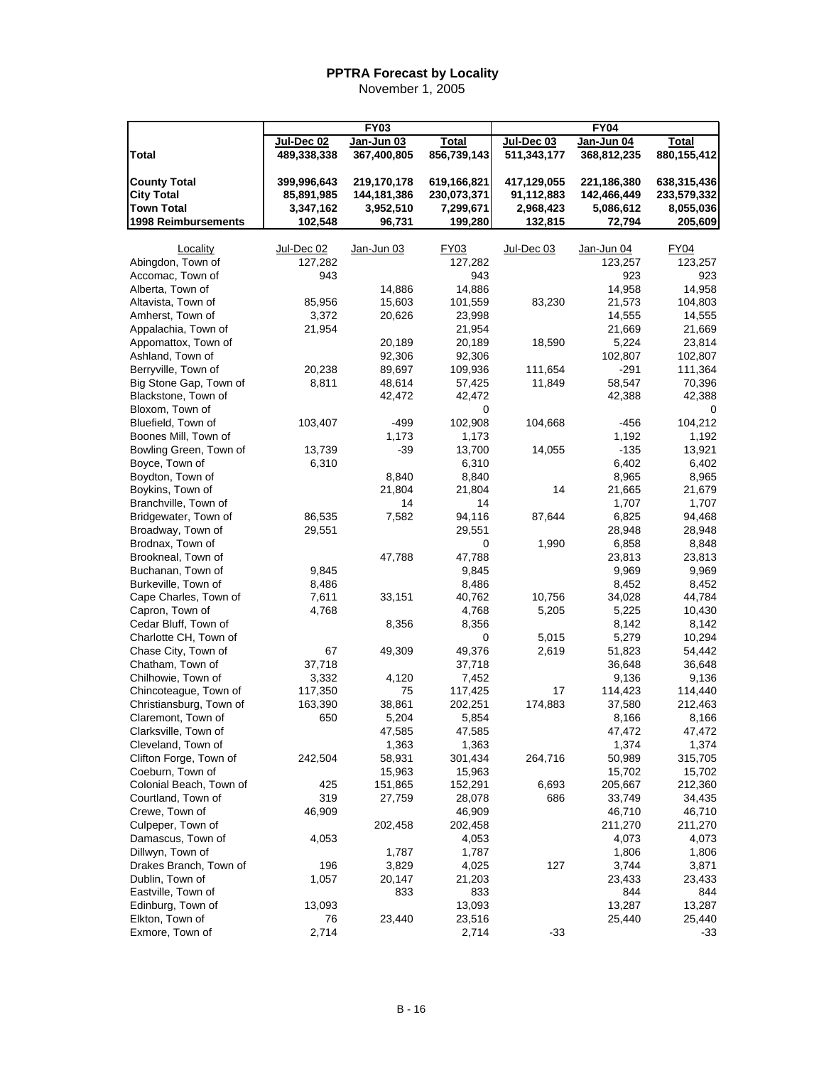# PPTRA Forecast by Locality

November 1, 2005

| | FY03 | | | FY04 | | |
|---|---|---|---|---|---|---|
| | Jul-Dec 02 | Jan-Jun 03 | Total | Jul-Dec 03 | Jan-Jun 04 | Total |
| **Total** | **489,338,338** | **367,400,805** | **856,739,143** | **511,343,177** | **368,812,235** | **880,155,412** |
| **County Total** | **399,996,643** | **219,170,178** | **619,166,821** | **417,129,055** | **221,186,380** | **638,315,436** |
| **City Total** | **85,891,985** | **144,181,386** | **230,073,371** | **91,112,883** | **142,466,449** | **233,579,332** |
| **Town Total** | **3,347,162** | **3,952,510** | **7,299,671** | **2,968,423** | **5,086,612** | **8,055,036** |
| **1998 Reimbursements** | **102,548** | **96,731** | **199,280** | **132,815** | **72,794** | **205,609** |

| Locality | Jul-Dec 02 | Jan-Jun 03 | FY03 | Jul-Dec 03 | Jan-Jun 04 | FY04 |
|---|---|---|---|---|---|---|
| Abingdon, Town of | 127,282 | | 127,282 | | 123,257 | 123,257 |
| Accomac, Town of | 943 | | 943 | | 923 | 923 |
| Alberta, Town of | | 14,886 | 14,886 | | 14,958 | 14,958 |
| Altavista, Town of | 85,956 | 15,603 | 101,559 | 83,230 | 21,573 | 104,803 |
| Amherst, Town of | 3,372 | 20,626 | 23,998 | | 14,555 | 14,555 |
| Appalachia, Town of | 21,954 | | 21,954 | | 21,669 | 21,669 |
| Appomattox, Town of | | 20,189 | 20,189 | 18,590 | 5,224 | 23,814 |
| Ashland, Town of | | 92,306 | 92,306 | | 102,807 | 102,807 |
| Berryville, Town of | 20,238 | 89,697 | 109,936 | 111,654 | -291 | 111,364 |
| Big Stone Gap, Town of | 8,811 | 48,614 | 57,425 | 11,849 | 58,547 | 70,396 |
| Blackstone, Town of | | 42,472 | 42,472 | | 42,388 | 42,388 |
| Bloxom, Town of | | | 0 | | | 0 |
| Bluefield, Town of | 103,407 | -499 | 102,908 | 104,668 | -456 | 104,212 |
| Boones Mill, Town of | | 1,173 | 1,173 | | 1,192 | 1,192 |
| Bowling Green, Town of | 13,739 | -39 | 13,700 | 14,055 | -135 | 13,921 |
| Boyce, Town of | 6,310 | | 6,310 | | 6,402 | 6,402 |
| Boydton, Town of | | 8,840 | 8,840 | | 8,965 | 8,965 |
| Boykins, Town of | | 21,804 | 21,804 | 14 | 21,665 | 21,679 |
| Branchville, Town of | | 14 | 14 | | 1,707 | 1,707 |
| Bridgewater, Town of | 86,535 | 7,582 | 94,116 | 87,644 | 6,825 | 94,468 |
| Broadway, Town of | 29,551 | | 29,551 | | 28,948 | 28,948 |
| Brodnax, Town of | | | 0 | 1,990 | 6,858 | 8,848 |
| Brookneal, Town of | | 47,788 | 47,788 | | 23,813 | 23,813 |
| Buchanan, Town of | 9,845 | | 9,845 | | 9,969 | 9,969 |
| Burkeville, Town of | 8,486 | | 8,486 | | 8,452 | 8,452 |
| Cape Charles, Town of | 7,611 | 33,151 | 40,762 | 10,756 | 34,028 | 44,784 |
| Capron, Town of | 4,768 | | 4,768 | 5,205 | 5,225 | 10,430 |
| Cedar Bluff, Town of | | 8,356 | 8,356 | | 8,142 | 8,142 |
| Charlotte CH, Town of | | | 0 | 5,015 | 5,279 | 10,294 |
| Chase City, Town of | 67 | 49,309 | 49,376 | 2,619 | 51,823 | 54,442 |
| Chatham, Town of | 37,718 | | 37,718 | | 36,648 | 36,648 |
| Chilhowie, Town of | 3,332 | 4,120 | 7,452 | | 9,136 | 9,136 |
| Chincoteague, Town of | 117,350 | 75 | 117,425 | 17 | 114,423 | 114,440 |
| Christiansburg, Town of | 163,390 | 38,861 | 202,251 | 174,883 | 37,580 | 212,463 |
| Claremont, Town of | 650 | 5,204 | 5,854 | | 8,166 | 8,166 |
| Clarksville, Town of | | 47,585 | 47,585 | | 47,472 | 47,472 |
| Cleveland, Town of | | 1,363 | 1,363 | | 1,374 | 1,374 |
| Clifton Forge, Town of | 242,504 | 58,931 | 301,434 | 264,716 | 50,989 | 315,705 |
| Coeburn, Town of | | 15,963 | 15,963 | | 15,702 | 15,702 |
| Colonial Beach, Town of | 425 | 151,865 | 152,291 | 6,693 | 205,667 | 212,360 |
| Courtland, Town of | 319 | 27,759 | 28,078 | 686 | 33,749 | 34,435 |
| Crewe, Town of | 46,909 | | 46,909 | | 46,710 | 46,710 |
| Culpeper, Town of | | 202,458 | 202,458 | | 211,270 | 211,270 |
| Damascus, Town of | 4,053 | | 4,053 | | 4,073 | 4,073 |
| Dillwyn, Town of | | 1,787 | 1,787 | | 1,806 | 1,806 |
| Drakes Branch, Town of | 196 | 3,829 | 4,025 | 127 | 3,744 | 3,871 |
| Dublin, Town of | 1,057 | 20,147 | 21,203 | | 23,433 | 23,433 |
| Eastville, Town of | | 833 | 833 | | 844 | 844 |
| Edinburg, Town of | 13,093 | | 13,093 | | 13,287 | 13,287 |
| Elkton, Town of | 76 | 23,440 | 23,516 | | 25,440 | 25,440 |
| Exmore, Town of | 2,714 | | 2,714 | -33 | | -33 |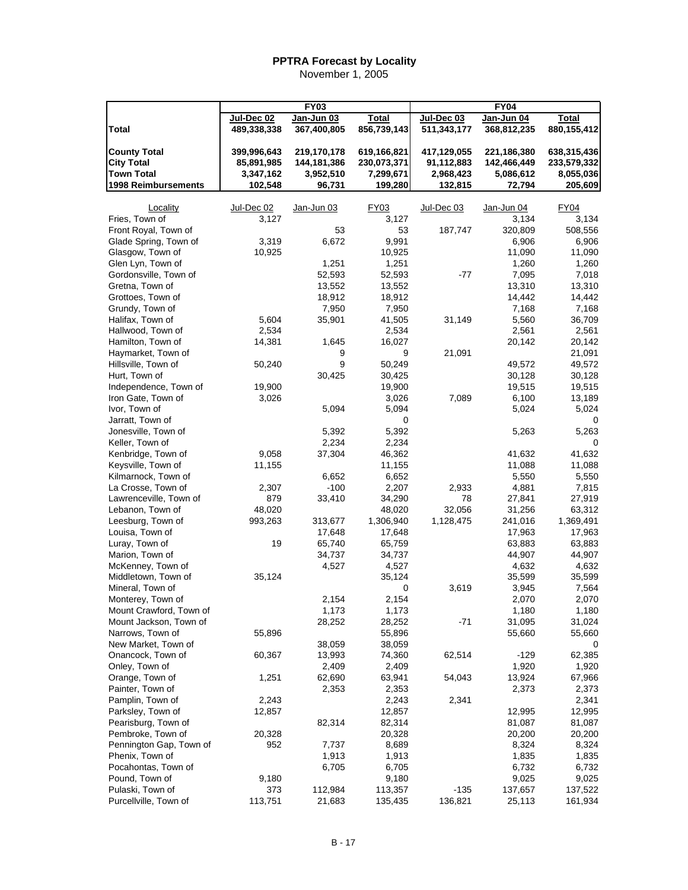## PPTRA Forecast by Locality

November 1, 2005

| | FY03 | | | FY04 | | |
|---|---|---|---|---|---|---|
| | Jul-Dec 02 | Jan-Jun 03 | Total | Jul-Dec 03 | Jan-Jun 04 | Total |
| **Total** | 489,338,338 | 367,400,805 | 856,739,143 | 511,343,177 | 368,812,235 | 880,155,412 |
| **County Total** | 399,996,643 | 219,170,178 | 619,166,821 | 417,129,055 | 221,186,380 | 638,315,436 |
| **City Total** | 85,891,985 | 144,181,386 | 230,073,371 | 91,112,883 | 142,466,449 | 233,579,332 |
| **Town Total** | 3,347,162 | 3,952,510 | 7,299,671 | 2,968,423 | 5,086,612 | 8,055,036 |
| **1998 Reimbursements** | 102,548 | 96,731 | 199,280 | 132,815 | 72,794 | 205,609 |

| Locality | Jul-Dec 02 | Jan-Jun 03 | FY03 | Jul-Dec 03 | Jan-Jun 04 | FY04 |
|---|---|---|---|---|---|---|
| Fries, Town of | 3,127 | | 3,127 | | 3,134 | 3,134 |
| Front Royal, Town of | | 53 | 53 | 187,747 | 320,809 | 508,556 |
| Glade Spring, Town of | 3,319 | 6,672 | 9,991 | | 6,906 | 6,906 |
| Glasgow, Town of | 10,925 | | 10,925 | | 11,090 | 11,090 |
| Glen Lyn, Town of | | 1,251 | 1,251 | | 1,260 | 1,260 |
| Gordonsville, Town of | | 52,593 | 52,593 | -77 | 7,095 | 7,018 |
| Gretna, Town of | | 13,552 | 13,552 | | 13,310 | 13,310 |
| Grottoes, Town of | | 18,912 | 18,912 | | 14,442 | 14,442 |
| Grundy, Town of | | 7,950 | 7,950 | | 7,168 | 7,168 |
| Halifax, Town of | 5,604 | 35,901 | 41,505 | 31,149 | 5,560 | 36,709 |
| Hallwood, Town of | 2,534 | | 2,534 | | 2,561 | 2,561 |
| Hamilton, Town of | 14,381 | 1,645 | 16,027 | | 20,142 | 20,142 |
| Haymarket, Town of | | 9 | 9 | 21,091 | | 21,091 |
| Hillsville, Town of | 50,240 | 9 | 50,249 | | 49,572 | 49,572 |
| Hurt, Town of | | 30,425 | 30,425 | | 30,128 | 30,128 |
| Independence, Town of | 19,900 | | 19,900 | | 19,515 | 19,515 |
| Iron Gate, Town of | 3,026 | | 3,026 | 7,089 | 6,100 | 13,189 |
| Ivor, Town of | | 5,094 | 5,094 | | 5,024 | 5,024 |
| Jarratt, Town of | | | 0 | | | 0 |
| Jonesville, Town of | | 5,392 | 5,392 | | 5,263 | 5,263 |
| Keller, Town of | | 2,234 | 2,234 | | | 0 |
| Kenbridge, Town of | 9,058 | 37,304 | 46,362 | | 41,632 | 41,632 |
| Keysville, Town of | 11,155 | | 11,155 | | 11,088 | 11,088 |
| Kilmarnock, Town of | | 6,652 | 6,652 | | 5,550 | 5,550 |
| La Crosse, Town of | 2,307 | -100 | 2,207 | 2,933 | 4,881 | 7,815 |
| Lawrenceville, Town of | 879 | 33,410 | 34,290 | 78 | 27,841 | 27,919 |
| Lebanon, Town of | 48,020 | | 48,020 | 32,056 | 31,256 | 63,312 |
| Leesburg, Town of | 993,263 | 313,677 | 1,306,940 | 1,128,475 | 241,016 | 1,369,491 |
| Louisa, Town of | | 17,648 | 17,648 | | 17,963 | 17,963 |
| Luray, Town of | 19 | 65,740 | 65,759 | | 63,883 | 63,883 |
| Marion, Town of | | 34,737 | 34,737 | | 44,907 | 44,907 |
| McKenney, Town of | | 4,527 | 4,527 | | 4,632 | 4,632 |
| Middletown, Town of | 35,124 | | 35,124 | | 35,599 | 35,599 |
| Mineral, Town of | | | 0 | 3,619 | 3,945 | 7,564 |
| Monterey, Town of | | 2,154 | 2,154 | | 2,070 | 2,070 |
| Mount Crawford, Town of | | 1,173 | 1,173 | | 1,180 | 1,180 |
| Mount Jackson, Town of | | 28,252 | 28,252 | -71 | 31,095 | 31,024 |
| Narrows, Town of | 55,896 | | 55,896 | | 55,660 | 55,660 |
| New Market, Town of | | 38,059 | 38,059 | | | 0 |
| Onancock, Town of | 60,367 | 13,993 | 74,360 | 62,514 | -129 | 62,385 |
| Onley, Town of | | 2,409 | 2,409 | | 1,920 | 1,920 |
| Orange, Town of | 1,251 | 62,690 | 63,941 | 54,043 | 13,924 | 67,966 |
| Painter, Town of | | 2,353 | 2,353 | | 2,373 | 2,373 |
| Pamplin, Town of | 2,243 | | 2,243 | 2,341 | | 2,341 |
| Parksley, Town of | 12,857 | | 12,857 | | 12,995 | 12,995 |
| Pearisburg, Town of | | 82,314 | 82,314 | | 81,087 | 81,087 |
| Pembroke, Town of | 20,328 | | 20,328 | | 20,200 | 20,200 |
| Pennington Gap, Town of | 952 | 7,737 | 8,689 | | 8,324 | 8,324 |
| Phenix, Town of | | 1,913 | 1,913 | | 1,835 | 1,835 |
| Pocahontas, Town of | | 6,705 | 6,705 | | 6,732 | 6,732 |
| Pound, Town of | 9,180 | | 9,180 | | 9,025 | 9,025 |
| Pulaski, Town of | 373 | 112,984 | 113,357 | -135 | 137,657 | 137,522 |
| Purcellville, Town of | 113,751 | 21,683 | 135,435 | 136,821 | 25,113 | 161,934 |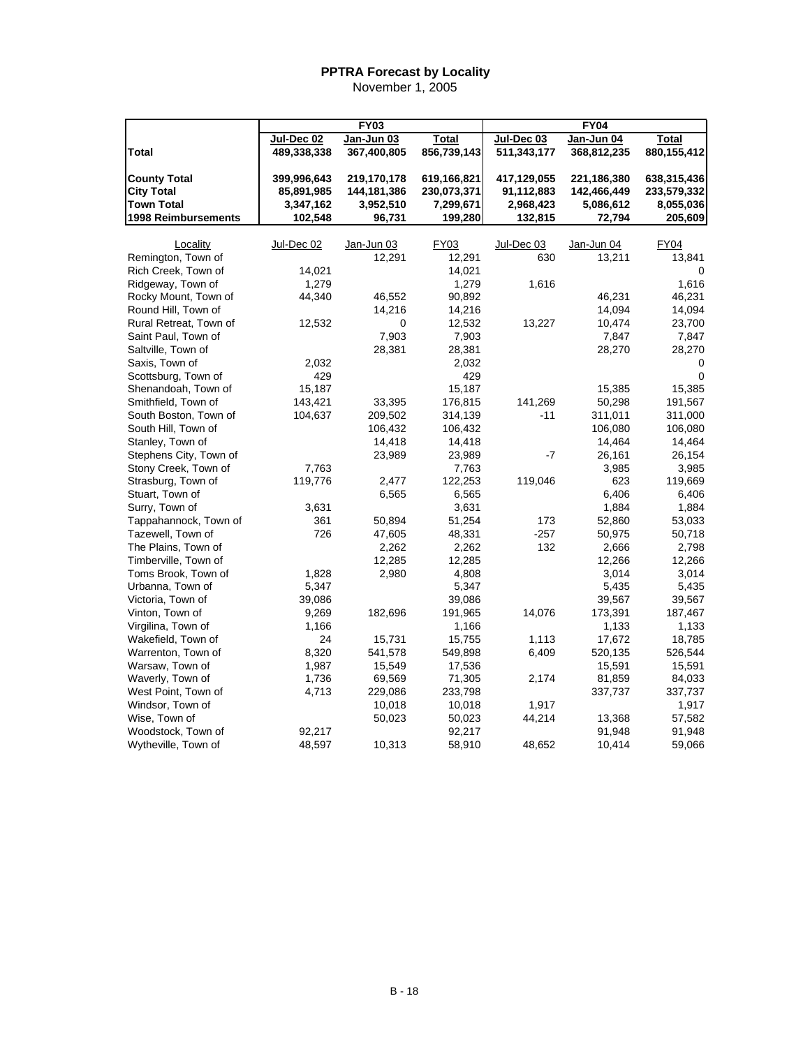# PPTRA Forecast by Locality

November 1, 2005

| | FY03 | | | FY04 | | |
|---|---|---|---|---|---|---|
| | Jul-Dec 02 | Jan-Jun 03 | Total | Jul-Dec 03 | Jan-Jun 04 | Total |
| **Total** | **489,338,338** | **367,400,805** | **856,739,143** | **511,343,177** | **368,812,235** | **880,155,412** |
| **County Total** | **399,996,643** | **219,170,178** | **619,166,821** | **417,129,055** | **221,186,380** | **638,315,436** |
| **City Total** | **85,891,985** | **144,181,386** | **230,073,371** | **91,112,883** | **142,466,449** | **233,579,332** |
| **Town Total** | **3,347,162** | **3,952,510** | **7,299,671** | **2,968,423** | **5,086,612** | **8,055,036** |
| **1998 Reimbursements** | **102,548** | **96,731** | **199,280** | **132,815** | **72,794** | **205,609** |

| Locality | Jul-Dec 02 | Jan-Jun 03 | FY03 | Jul-Dec 03 | Jan-Jun 04 | FY04 |
|---|---|---|---|---|---|---|
| Remington, Town of | | 12,291 | 12,291 | 630 | 13,211 | 13,841 |
| Rich Creek, Town of | 14,021 | | 14,021 | | | 0 |
| Ridgeway, Town of | 1,279 | | 1,279 | 1,616 | | 1,616 |
| Rocky Mount, Town of | 44,340 | 46,552 | 90,892 | | 46,231 | 46,231 |
| Round Hill, Town of | | 14,216 | 14,216 | | 14,094 | 14,094 |
| Rural Retreat, Town of | 12,532 | 0 | 12,532 | 13,227 | 10,474 | 23,700 |
| Saint Paul, Town of | | 7,903 | 7,903 | | 7,847 | 7,847 |
| Saltville, Town of | | 28,381 | 28,381 | | 28,270 | 28,270 |
| Saxis, Town of | 2,032 | | 2,032 | | | 0 |
| Scottsburg, Town of | 429 | | 429 | | | 0 |
| Shenandoah, Town of | 15,187 | | 15,187 | | 15,385 | 15,385 |
| Smithfield, Town of | 143,421 | 33,395 | 176,815 | 141,269 | 50,298 | 191,567 |
| South Boston, Town of | 104,637 | 209,502 | 314,139 | -11 | 311,011 | 311,000 |
| South Hill, Town of | | 106,432 | 106,432 | | 106,080 | 106,080 |
| Stanley, Town of | | 14,418 | 14,418 | | 14,464 | 14,464 |
| Stephens City, Town of | | 23,989 | 23,989 | -7 | 26,161 | 26,154 |
| Stony Creek, Town of | 7,763 | | 7,763 | | 3,985 | 3,985 |
| Strasburg, Town of | 119,776 | 2,477 | 122,253 | 119,046 | 623 | 119,669 |
| Stuart, Town of | | 6,565 | 6,565 | | 6,406 | 6,406 |
| Surry, Town of | 3,631 | | 3,631 | | 1,884 | 1,884 |
| Tappahannock, Town of | 361 | 50,894 | 51,254 | 173 | 52,860 | 53,033 |
| Tazewell, Town of | 726 | 47,605 | 48,331 | -257 | 50,975 | 50,718 |
| The Plains, Town of | | 2,262 | 2,262 | 132 | 2,666 | 2,798 |
| Timberville, Town of | | 12,285 | 12,285 | | 12,266 | 12,266 |
| Toms Brook, Town of | 1,828 | 2,980 | 4,808 | | 3,014 | 3,014 |
| Urbanna, Town of | 5,347 | | 5,347 | | 5,435 | 5,435 |
| Victoria, Town of | 39,086 | | 39,086 | | 39,567 | 39,567 |
| Vinton, Town of | 9,269 | 182,696 | 191,965 | 14,076 | 173,391 | 187,467 |
| Virgilina, Town of | 1,166 | | 1,166 | | 1,133 | 1,133 |
| Wakefield, Town of | 24 | 15,731 | 15,755 | 1,113 | 17,672 | 18,785 |
| Warrenton, Town of | 8,320 | 541,578 | 549,898 | 6,409 | 520,135 | 526,544 |
| Warsaw, Town of | 1,987 | 15,549 | 17,536 | | 15,591 | 15,591 |
| Waverly, Town of | 1,736 | 69,569 | 71,305 | 2,174 | 81,859 | 84,033 |
| West Point, Town of | 4,713 | 229,086 | 233,798 | | 337,737 | 337,737 |
| Windsor, Town of | | 10,018 | 10,018 | 1,917 | | 1,917 |
| Wise, Town of | | 50,023 | 50,023 | 44,214 | 13,368 | 57,582 |
| Woodstock, Town of | 92,217 | | 92,217 | | 91,948 | 91,948 |
| Wytheville, Town of | 48,597 | 10,313 | 58,910 | 48,652 | 10,414 | 59,066 |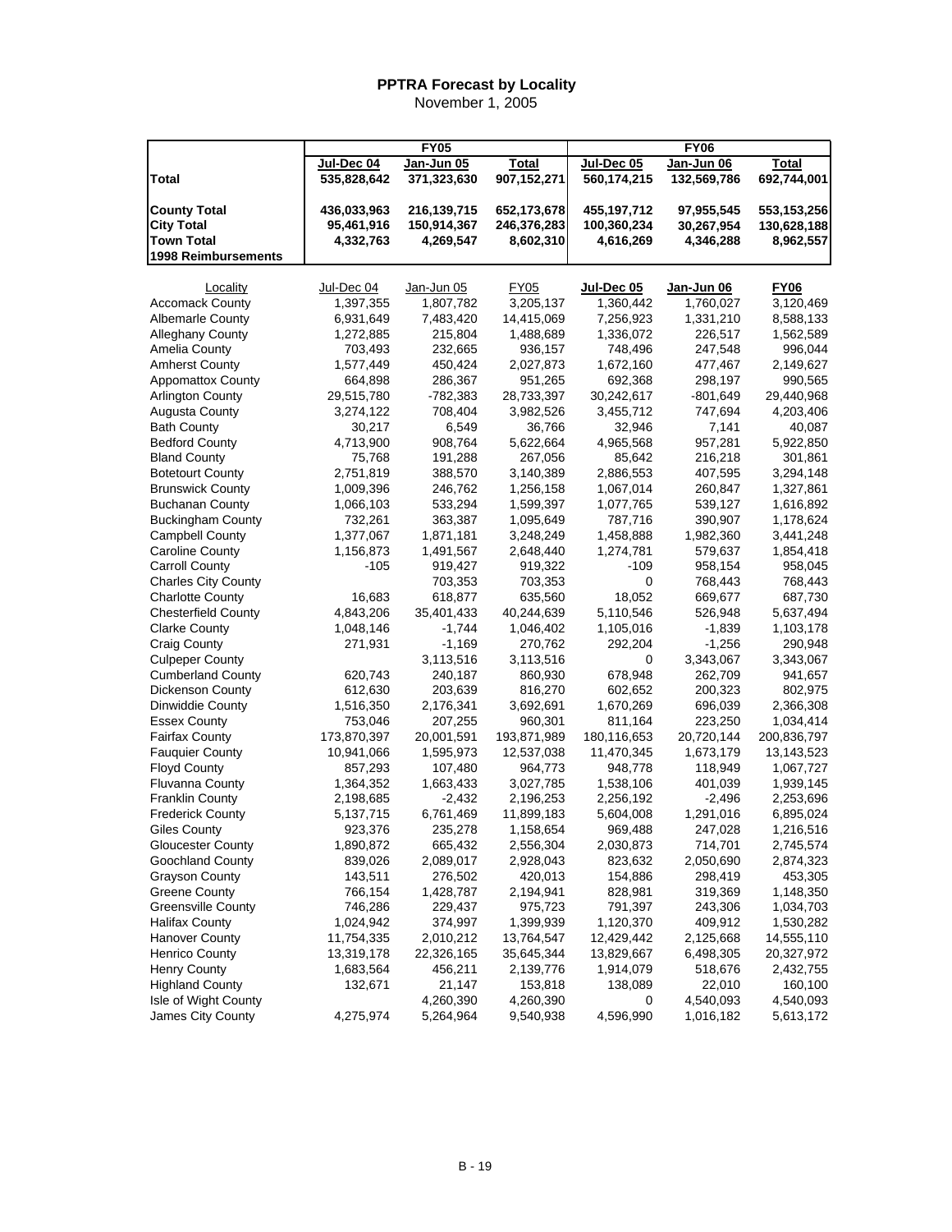## PPTRA Forecast by Locality

November 1, 2005

| | FY05 | | | FY06 | | |
|---|---|---|---|---|---|---|
| | Jul-Dec 04 | Jan-Jun 05 | Total | Jul-Dec 05 | Jan-Jun 06 | Total |
| **Total** | **535,828,642** | **371,323,630** | **907,152,271** | **560,174,215** | **132,569,786** | **692,744,001** |
| **County Total** | **436,033,963** | **216,139,715** | **652,173,678** | **455,197,712** | **97,955,545** | **553,153,256** |
| **City Total** | **95,461,916** | **150,914,367** | **246,376,283** | **100,360,234** | **30,267,954** | **130,628,188** |
| **Town Total** | **4,332,763** | **4,269,547** | **8,602,310** | **4,616,269** | **4,346,288** | **8,962,557** |
| **1998 Reimbursements** | | | | | | |

| Locality | Jul-Dec 04 | Jan-Jun 05 | FY05 | Jul-Dec 05 | Jan-Jun 06 | FY06 |
|---|---|---|---|---|---|---|
| Accomack County | 1,397,355 | 1,807,782 | 3,205,137 | 1,360,442 | 1,760,027 | 3,120,469 |
| Albemarle County | 6,931,649 | 7,483,420 | 14,415,069 | 7,256,923 | 1,331,210 | 8,588,133 |
| Alleghany County | 1,272,885 | 215,804 | 1,488,689 | 1,336,072 | 226,517 | 1,562,589 |
| Amelia County | 703,493 | 232,665 | 936,157 | 748,496 | 247,548 | 996,044 |
| Amherst County | 1,577,449 | 450,424 | 2,027,873 | 1,672,160 | 477,467 | 2,149,627 |
| Appomattox County | 664,898 | 286,367 | 951,265 | 692,368 | 298,197 | 990,565 |
| Arlington County | 29,515,780 | -782,383 | 28,733,397 | 30,242,617 | -801,649 | 29,440,968 |
| Augusta County | 3,274,122 | 708,404 | 3,982,526 | 3,455,712 | 747,694 | 4,203,406 |
| Bath County | 30,217 | 6,549 | 36,766 | 32,946 | 7,141 | 40,087 |
| Bedford County | 4,713,900 | 908,764 | 5,622,664 | 4,965,568 | 957,281 | 5,922,850 |
| Bland County | 75,768 | 191,288 | 267,056 | 85,642 | 216,218 | 301,861 |
| Botetourt County | 2,751,819 | 388,570 | 3,140,389 | 2,886,553 | 407,595 | 3,294,148 |
| Brunswick County | 1,009,396 | 246,762 | 1,256,158 | 1,067,014 | 260,847 | 1,327,861 |
| Buchanan County | 1,066,103 | 533,294 | 1,599,397 | 1,077,765 | 539,127 | 1,616,892 |
| Buckingham County | 732,261 | 363,387 | 1,095,649 | 787,716 | 390,907 | 1,178,624 |
| Campbell County | 1,377,067 | 1,871,181 | 3,248,249 | 1,458,888 | 1,982,360 | 3,441,248 |
| Caroline County | 1,156,873 | 1,491,567 | 2,648,440 | 1,274,781 | 579,637 | 1,854,418 |
| Carroll County | -105 | 919,427 | 919,322 | -109 | 958,154 | 958,045 |
| Charles City County | | 703,353 | 703,353 | 0 | 768,443 | 768,443 |
| Charlotte County | 16,683 | 618,877 | 635,560 | 18,052 | 669,677 | 687,730 |
| Chesterfield County | 4,843,206 | 35,401,433 | 40,244,639 | 5,110,546 | 526,948 | 5,637,494 |
| Clarke County | 1,048,146 | -1,744 | 1,046,402 | 1,105,016 | -1,839 | 1,103,178 |
| Craig County | 271,931 | -1,169 | 270,762 | 292,204 | -1,256 | 290,948 |
| Culpeper County | | 3,113,516 | 3,113,516 | 0 | 3,343,067 | 3,343,067 |
| Cumberland County | 620,743 | 240,187 | 860,930 | 678,948 | 262,709 | 941,657 |
| Dickenson County | 612,630 | 203,639 | 816,270 | 602,652 | 200,323 | 802,975 |
| Dinwiddie County | 1,516,350 | 2,176,341 | 3,692,691 | 1,670,269 | 696,039 | 2,366,308 |
| Essex County | 753,046 | 207,255 | 960,301 | 811,164 | 223,250 | 1,034,414 |
| Fairfax County | 173,870,397 | 20,001,591 | 193,871,989 | 180,116,653 | 20,720,144 | 200,836,797 |
| Fauquier County | 10,941,066 | 1,595,973 | 12,537,038 | 11,470,345 | 1,673,179 | 13,143,523 |
| Floyd County | 857,293 | 107,480 | 964,773 | 948,778 | 118,949 | 1,067,727 |
| Fluvanna County | 1,364,352 | 1,663,433 | 3,027,785 | 1,538,106 | 401,039 | 1,939,145 |
| Franklin County | 2,198,685 | -2,432 | 2,196,253 | 2,256,192 | -2,496 | 2,253,696 |
| Frederick County | 5,137,715 | 6,761,469 | 11,899,183 | 5,604,008 | 1,291,016 | 6,895,024 |
| Giles County | 923,376 | 235,278 | 1,158,654 | 969,488 | 247,028 | 1,216,516 |
| Gloucester County | 1,890,872 | 665,432 | 2,556,304 | 2,030,873 | 714,701 | 2,745,574 |
| Goochland County | 839,026 | 2,089,017 | 2,928,043 | 823,632 | 2,050,690 | 2,874,323 |
| Grayson County | 143,511 | 276,502 | 420,013 | 154,886 | 298,419 | 453,305 |
| Greene County | 766,154 | 1,428,787 | 2,194,941 | 828,981 | 319,369 | 1,148,350 |
| Greensville County | 746,286 | 229,437 | 975,723 | 791,397 | 243,306 | 1,034,703 |
| Halifax County | 1,024,942 | 374,997 | 1,399,939 | 1,120,370 | 409,912 | 1,530,282 |
| Hanover County | 11,754,335 | 2,010,212 | 13,764,547 | 12,429,442 | 2,125,668 | 14,555,110 |
| Henrico County | 13,319,178 | 22,326,165 | 35,645,344 | 13,829,667 | 6,498,305 | 20,327,972 |
| Henry County | 1,683,564 | 456,211 | 2,139,776 | 1,914,079 | 518,676 | 2,432,755 |
| Highland County | 132,671 | 21,147 | 153,818 | 138,089 | 22,010 | 160,100 |
| Isle of Wight County | | 4,260,390 | 4,260,390 | 0 | 4,540,093 | 4,540,093 |
| James City County | 4,275,974 | 5,264,964 | 9,540,938 | 4,596,990 | 1,016,182 | 5,613,172 |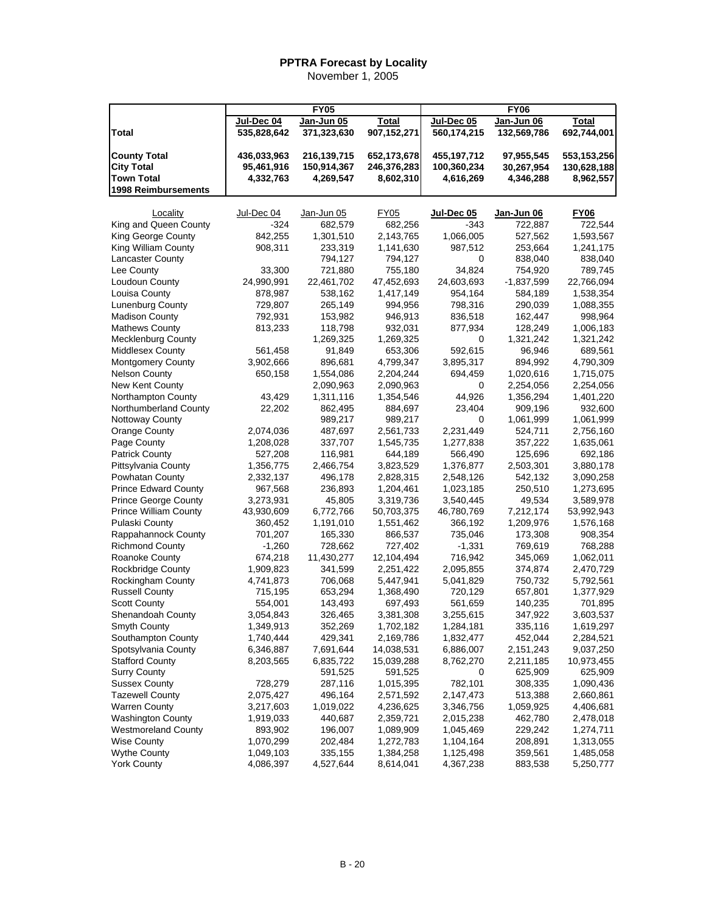# PPTRA Forecast by Locality

November 1, 2005

| | FY05 | | | FY06 | | |
|---|---|---|---|---|---|---|
| | Jul-Dec 04 | Jan-Jun 05 | Total | Jul-Dec 05 | Jan-Jun 06 | Total |
| **Total** | **535,828,642** | **371,323,630** | **907,152,271** | **560,174,215** | **132,569,786** | **692,744,001** |
| **County Total** | **436,033,963** | **216,139,715** | **652,173,678** | **455,197,712** | **97,955,545** | **553,153,256** |
| **City Total** | **95,461,916** | **150,914,367** | **246,376,283** | **100,360,234** | **30,267,954** | **130,628,188** |
| **Town Total** | **4,332,763** | **4,269,547** | **8,602,310** | **4,616,269** | **4,346,288** | **8,962,557** |
| **1998 Reimbursements** | | | | | | |

| Locality | Jul-Dec 04 | Jan-Jun 05 | FY05 | Jul-Dec 05 | Jan-Jun 06 | FY06 |
|---|---|---|---|---|---|---|
| King and Queen County | -324 | 682,579 | 682,256 | -343 | 722,887 | 722,544 |
| King George County | 842,255 | 1,301,510 | 2,143,765 | 1,066,005 | 527,562 | 1,593,567 |
| King William County | 908,311 | 233,319 | 1,141,630 | 987,512 | 253,664 | 1,241,175 |
| Lancaster County | | 794,127 | 794,127 | 0 | 838,040 | 838,040 |
| Lee County | 33,300 | 721,880 | 755,180 | 34,824 | 754,920 | 789,745 |
| Loudoun County | 24,990,991 | 22,461,702 | 47,452,693 | 24,603,693 | -1,837,599 | 22,766,094 |
| Louisa County | 878,987 | 538,162 | 1,417,149 | 954,164 | 584,189 | 1,538,354 |
| Lunenburg County | 729,807 | 265,149 | 994,956 | 798,316 | 290,039 | 1,088,355 |
| Madison County | 792,931 | 153,982 | 946,913 | 836,518 | 162,447 | 998,964 |
| Mathews County | 813,233 | 118,798 | 932,031 | 877,934 | 128,249 | 1,006,183 |
| Mecklenburg County | | 1,269,325 | 1,269,325 | 0 | 1,321,242 | 1,321,242 |
| Middlesex County | 561,458 | 91,849 | 653,306 | 592,615 | 96,946 | 689,561 |
| Montgomery County | 3,902,666 | 896,681 | 4,799,347 | 3,895,317 | 894,992 | 4,790,309 |
| Nelson County | 650,158 | 1,554,086 | 2,204,244 | 694,459 | 1,020,616 | 1,715,075 |
| New Kent County | | 2,090,963 | 2,090,963 | 0 | 2,254,056 | 2,254,056 |
| Northampton County | 43,429 | 1,311,116 | 1,354,546 | 44,926 | 1,356,294 | 1,401,220 |
| Northumberland County | 22,202 | 862,495 | 884,697 | 23,404 | 909,196 | 932,600 |
| Nottoway County | | 989,217 | 989,217 | 0 | 1,061,999 | 1,061,999 |
| Orange County | 2,074,036 | 487,697 | 2,561,733 | 2,231,449 | 524,711 | 2,756,160 |
| Page County | 1,208,028 | 337,707 | 1,545,735 | 1,277,838 | 357,222 | 1,635,061 |
| Patrick County | 527,208 | 116,981 | 644,189 | 566,490 | 125,696 | 692,186 |
| Pittsylvania County | 1,356,775 | 2,466,754 | 3,823,529 | 1,376,877 | 2,503,301 | 3,880,178 |
| Powhatan County | 2,332,137 | 496,178 | 2,828,315 | 2,548,126 | 542,132 | 3,090,258 |
| Prince Edward County | 967,568 | 236,893 | 1,204,461 | 1,023,185 | 250,510 | 1,273,695 |
| Prince George County | 3,273,931 | 45,805 | 3,319,736 | 3,540,445 | 49,534 | 3,589,978 |
| Prince William County | 43,930,609 | 6,772,766 | 50,703,375 | 46,780,769 | 7,212,174 | 53,992,943 |
| Pulaski County | 360,452 | 1,191,010 | 1,551,462 | 366,192 | 1,209,976 | 1,576,168 |
| Rappahannock County | 701,207 | 165,330 | 866,537 | 735,046 | 173,308 | 908,354 |
| Richmond County | -1,260 | 728,662 | 727,402 | -1,331 | 769,619 | 768,288 |
| Roanoke County | 674,218 | 11,430,277 | 12,104,494 | 716,942 | 345,069 | 1,062,011 |
| Rockbridge County | 1,909,823 | 341,599 | 2,251,422 | 2,095,855 | 374,874 | 2,470,729 |
| Rockingham County | 4,741,873 | 706,068 | 5,447,941 | 5,041,829 | 750,732 | 5,792,561 |
| Russell County | 715,195 | 653,294 | 1,368,490 | 720,129 | 657,801 | 1,377,929 |
| Scott County | 554,001 | 143,493 | 697,493 | 561,659 | 140,235 | 701,895 |
| Shenandoah County | 3,054,843 | 326,465 | 3,381,308 | 3,255,615 | 347,922 | 3,603,537 |
| Smyth County | 1,349,913 | 352,269 | 1,702,182 | 1,284,181 | 335,116 | 1,619,297 |
| Southampton County | 1,740,444 | 429,341 | 2,169,786 | 1,832,477 | 452,044 | 2,284,521 |
| Spotsylvania County | 6,346,887 | 7,691,644 | 14,038,531 | 6,886,007 | 2,151,243 | 9,037,250 |
| Stafford County | 8,203,565 | 6,835,722 | 15,039,288 | 8,762,270 | 2,211,185 | 10,973,455 |
| Surry County | | 591,525 | 591,525 | 0 | 625,909 | 625,909 |
| Sussex County | 728,279 | 287,116 | 1,015,395 | 782,101 | 308,335 | 1,090,436 |
| Tazewell County | 2,075,427 | 496,164 | 2,571,592 | 2,147,473 | 513,388 | 2,660,861 |
| Warren County | 3,217,603 | 1,019,022 | 4,236,625 | 3,346,756 | 1,059,925 | 4,406,681 |
| Washington County | 1,919,033 | 440,687 | 2,359,721 | 2,015,238 | 462,780 | 2,478,018 |
| Westmoreland County | 893,902 | 196,007 | 1,089,909 | 1,045,469 | 229,242 | 1,274,711 |
| Wise County | 1,070,299 | 202,484 | 1,272,783 | 1,104,164 | 208,891 | 1,313,055 |
| Wythe County | 1,049,103 | 335,155 | 1,384,258 | 1,125,498 | 359,561 | 1,485,058 |
| York County | 4,086,397 | 4,527,644 | 8,614,041 | 4,367,238 | 883,538 | 5,250,777 |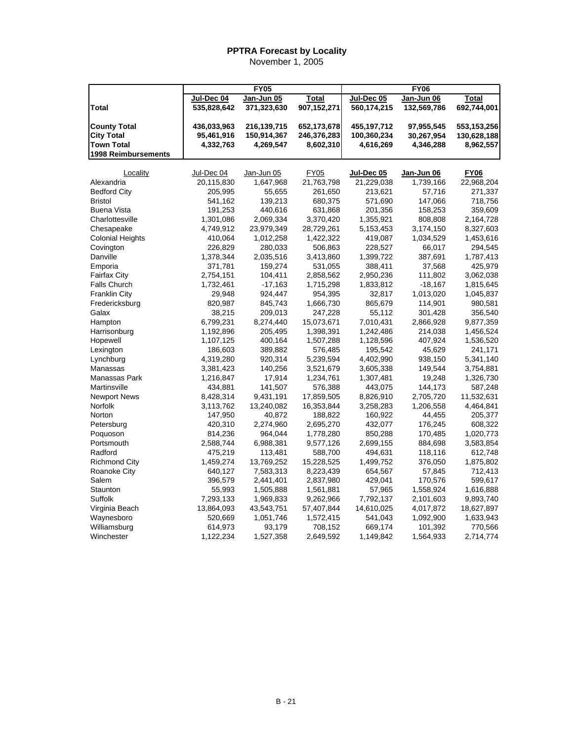# PPTRA Forecast by Locality

November 1, 2005

| | FY05 | | | FY06 | | |
|---|---|---|---|---|---|---|
| | Jul-Dec 04 | Jan-Jun 05 | Total | Jul-Dec 05 | Jan-Jun 06 | Total |
| **Total** | **535,828,642** | **371,323,630** | **907,152,271** | **560,174,215** | **132,569,786** | **692,744,001** |
| **County Total** | **436,033,963** | **216,139,715** | **652,173,678** | **455,197,712** | **97,955,545** | **553,153,256** |
| **City Total** | **95,461,916** | **150,914,367** | **246,376,283** | **100,360,234** | **30,267,954** | **130,628,188** |
| **Town Total** | **4,332,763** | **4,269,547** | **8,602,310** | **4,616,269** | **4,346,288** | **8,962,557** |
| **1998 Reimbursements** | | | | | | |

| Locality | Jul-Dec 04 | Jan-Jun 05 | FY05 | Jul-Dec 05 | Jan-Jun 06 | FY06 |
|---|---|---|---|---|---|---|
| Alexandria | 20,115,830 | 1,647,968 | 21,763,798 | 21,229,038 | 1,739,166 | 22,968,204 |
| Bedford City | 205,995 | 55,655 | 261,650 | 213,621 | 57,716 | 271,337 |
| Bristol | 541,162 | 139,213 | 680,375 | 571,690 | 147,066 | 718,756 |
| Buena Vista | 191,253 | 440,616 | 631,868 | 201,356 | 158,253 | 359,609 |
| Charlottesville | 1,301,086 | 2,069,334 | 3,370,420 | 1,355,921 | 808,808 | 2,164,728 |
| Chesapeake | 4,749,912 | 23,979,349 | 28,729,261 | 5,153,453 | 3,174,150 | 8,327,603 |
| Colonial Heights | 410,064 | 1,012,258 | 1,422,322 | 419,087 | 1,034,529 | 1,453,616 |
| Covington | 226,829 | 280,033 | 506,863 | 228,527 | 66,017 | 294,545 |
| Danville | 1,378,344 | 2,035,516 | 3,413,860 | 1,399,722 | 387,691 | 1,787,413 |
| Emporia | 371,781 | 159,274 | 531,055 | 388,411 | 37,568 | 425,979 |
| Fairfax City | 2,754,151 | 104,411 | 2,858,562 | 2,950,236 | 111,802 | 3,062,038 |
| Falls Church | 1,732,461 | -17,163 | 1,715,298 | 1,833,812 | -18,167 | 1,815,645 |
| Franklin City | 29,948 | 924,447 | 954,395 | 32,817 | 1,013,020 | 1,045,837 |
| Fredericksburg | 820,987 | 845,743 | 1,666,730 | 865,679 | 114,901 | 980,581 |
| Galax | 38,215 | 209,013 | 247,228 | 55,112 | 301,428 | 356,540 |
| Hampton | 6,799,231 | 8,274,440 | 15,073,671 | 7,010,431 | 2,866,928 | 9,877,359 |
| Harrisonburg | 1,192,896 | 205,495 | 1,398,391 | 1,242,486 | 214,038 | 1,456,524 |
| Hopewell | 1,107,125 | 400,164 | 1,507,288 | 1,128,596 | 407,924 | 1,536,520 |
| Lexington | 186,603 | 389,882 | 576,485 | 195,542 | 45,629 | 241,171 |
| Lynchburg | 4,319,280 | 920,314 | 5,239,594 | 4,402,990 | 938,150 | 5,341,140 |
| Manassas | 3,381,423 | 140,256 | 3,521,679 | 3,605,338 | 149,544 | 3,754,881 |
| Manassas Park | 1,216,847 | 17,914 | 1,234,761 | 1,307,481 | 19,248 | 1,326,730 |
| Martinsville | 434,881 | 141,507 | 576,388 | 443,075 | 144,173 | 587,248 |
| Newport News | 8,428,314 | 9,431,191 | 17,859,505 | 8,826,910 | 2,705,720 | 11,532,631 |
| Norfolk | 3,113,762 | 13,240,082 | 16,353,844 | 3,258,283 | 1,206,558 | 4,464,841 |
| Norton | 147,950 | 40,872 | 188,822 | 160,922 | 44,455 | 205,377 |
| Petersburg | 420,310 | 2,274,960 | 2,695,270 | 432,077 | 176,245 | 608,322 |
| Poquoson | 814,236 | 964,044 | 1,778,280 | 850,288 | 170,485 | 1,020,773 |
| Portsmouth | 2,588,744 | 6,988,381 | 9,577,126 | 2,699,155 | 884,698 | 3,583,854 |
| Radford | 475,219 | 113,481 | 588,700 | 494,631 | 118,116 | 612,748 |
| Richmond City | 1,459,274 | 13,769,252 | 15,228,525 | 1,499,752 | 376,050 | 1,875,802 |
| Roanoke City | 640,127 | 7,583,313 | 8,223,439 | 654,567 | 57,845 | 712,413 |
| Salem | 396,579 | 2,441,401 | 2,837,980 | 429,041 | 170,576 | 599,617 |
| Staunton | 55,993 | 1,505,888 | 1,561,881 | 57,965 | 1,558,924 | 1,616,888 |
| Suffolk | 7,293,133 | 1,969,833 | 9,262,966 | 7,792,137 | 2,101,603 | 9,893,740 |
| Virginia Beach | 13,864,093 | 43,543,751 | 57,407,844 | 14,610,025 | 4,017,872 | 18,627,897 |
| Waynesboro | 520,669 | 1,051,746 | 1,572,415 | 541,043 | 1,092,900 | 1,633,943 |
| Williamsburg | 614,973 | 93,179 | 708,152 | 669,174 | 101,392 | 770,566 |
| Winchester | 1,122,234 | 1,527,358 | 2,649,592 | 1,149,842 | 1,564,933 | 2,714,774 |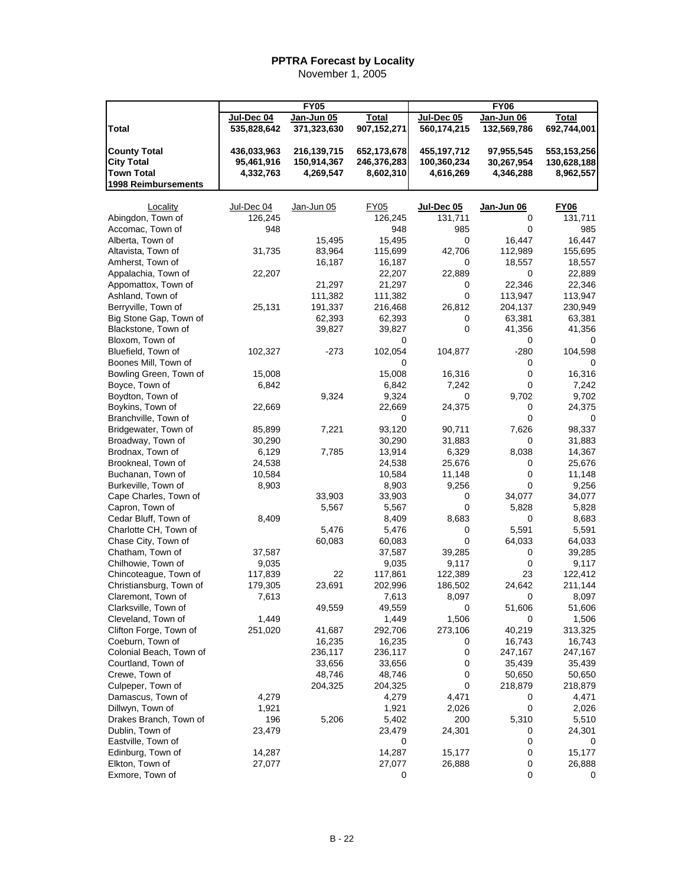# PPTRA Forecast by Locality

November 1, 2005

| | FY05 | | | FY06 | | |
|---|---|---|---|---|---|---|
| | Jul-Dec 04 | Jan-Jun 05 | Total | Jul-Dec 05 | Jan-Jun 06 | Total |
| **Total** | 535,828,642 | 371,323,630 | 907,152,271 | 560,174,215 | 132,569,786 | 692,744,001 |
| **County Total** | 436,033,963 | 216,139,715 | 652,173,678 | 455,197,712 | 97,955,545 | 553,153,256 |
| **City Total** | 95,461,916 | 150,914,367 | 246,376,283 | 100,360,234 | 30,267,954 | 130,628,188 |
| **Town Total** | 4,332,763 | 4,269,547 | 8,602,310 | 4,616,269 | 4,346,288 | 8,962,557 |
| **1998 Reimbursements** | | | | | | |

| Locality | Jul-Dec 04 | Jan-Jun 05 | FY05 | Jul-Dec 05 | Jan-Jun 06 | FY06 |
|---|---|---|---|---|---|---|
| Abingdon, Town of | 126,245 | | 126,245 | 131,711 | 0 | 131,711 |
| Accomac, Town of | 948 | | 948 | 985 | 0 | 985 |
| Alberta, Town of | | 15,495 | 15,495 | 0 | 16,447 | 16,447 |
| Altavista, Town of | 31,735 | 83,964 | 115,699 | 42,706 | 112,989 | 155,695 |
| Amherst, Town of | | 16,187 | 16,187 | 0 | 18,557 | 18,557 |
| Appalachia, Town of | 22,207 | | 22,207 | 22,889 | 0 | 22,889 |
| Appomattox, Town of | | 21,297 | 21,297 | 0 | 22,346 | 22,346 |
| Ashland, Town of | | 111,382 | 111,382 | 0 | 113,947 | 113,947 |
| Berryville, Town of | 25,131 | 191,337 | 216,468 | 26,812 | 204,137 | 230,949 |
| Big Stone Gap, Town of | | 62,393 | 62,393 | 0 | 63,381 | 63,381 |
| Blackstone, Town of | | 39,827 | 39,827 | 0 | 41,356 | 41,356 |
| Bloxom, Town of | | | 0 | | 0 | 0 |
| Bluefield, Town of | 102,327 | -273 | 102,054 | 104,877 | -280 | 104,598 |
| Boones Mill, Town of | | | 0 | | 0 | 0 |
| Bowling Green, Town of | 15,008 | | 15,008 | 16,316 | 0 | 16,316 |
| Boyce, Town of | 6,842 | | 6,842 | 7,242 | 0 | 7,242 |
| Boydton, Town of | | 9,324 | 9,324 | 0 | 9,702 | 9,702 |
| Boykins, Town of | 22,669 | | 22,669 | 24,375 | 0 | 24,375 |
| Branchville, Town of | | | 0 | | 0 | 0 |
| Bridgewater, Town of | 85,899 | 7,221 | 93,120 | 90,711 | 7,626 | 98,337 |
| Broadway, Town of | 30,290 | | 30,290 | 31,883 | 0 | 31,883 |
| Brodnax, Town of | 6,129 | 7,785 | 13,914 | 6,329 | 8,038 | 14,367 |
| Brookneal, Town of | 24,538 | | 24,538 | 25,676 | 0 | 25,676 |
| Buchanan, Town of | 10,584 | | 10,584 | 11,148 | 0 | 11,148 |
| Burkeville, Town of | 8,903 | | 8,903 | 9,256 | 0 | 9,256 |
| Cape Charles, Town of | | 33,903 | 33,903 | 0 | 34,077 | 34,077 |
| Capron, Town of | | 5,567 | 5,567 | 0 | 5,828 | 5,828 |
| Cedar Bluff, Town of | 8,409 | | 8,409 | 8,683 | 0 | 8,683 |
| Charlotte CH, Town of | | 5,476 | 5,476 | 0 | 5,591 | 5,591 |
| Chase City, Town of | | 60,083 | 60,083 | 0 | 64,033 | 64,033 |
| Chatham, Town of | 37,587 | | 37,587 | 39,285 | 0 | 39,285 |
| Chilhowie, Town of | 9,035 | | 9,035 | 9,117 | 0 | 9,117 |
| Chincoteague, Town of | 117,839 | 22 | 117,861 | 122,389 | 23 | 122,412 |
| Christiansburg, Town of | 179,305 | 23,691 | 202,996 | 186,502 | 24,642 | 211,144 |
| Claremont, Town of | 7,613 | | 7,613 | 8,097 | 0 | 8,097 |
| Clarksville, Town of | | 49,559 | 49,559 | 0 | 51,606 | 51,606 |
| Cleveland, Town of | 1,449 | | 1,449 | 1,506 | 0 | 1,506 |
| Clifton Forge, Town of | 251,020 | 41,687 | 292,706 | 273,106 | 40,219 | 313,325 |
| Coeburn, Town of | | 16,235 | 16,235 | 0 | 16,743 | 16,743 |
| Colonial Beach, Town of | | 236,117 | 236,117 | 0 | 247,167 | 247,167 |
| Courtland, Town of | | 33,656 | 33,656 | 0 | 35,439 | 35,439 |
| Crewe, Town of | | 48,746 | 48,746 | 0 | 50,650 | 50,650 |
| Culpeper, Town of | | 204,325 | 204,325 | 0 | 218,879 | 218,879 |
| Damascus, Town of | 4,279 | | 4,279 | 4,471 | 0 | 4,471 |
| Dillwyn, Town of | 1,921 | | 1,921 | 2,026 | 0 | 2,026 |
| Drakes Branch, Town of | 196 | 5,206 | 5,402 | 200 | 5,310 | 5,510 |
| Dublin, Town of | 23,479 | | 23,479 | 24,301 | 0 | 24,301 |
| Eastville, Town of | | | 0 | | 0 | 0 |
| Edinburg, Town of | 14,287 | | 14,287 | 15,177 | 0 | 15,177 |
| Elkton, Town of | 27,077 | | 27,077 | 26,888 | 0 | 26,888 |
| Exmore, Town of | | | 0 | | 0 | 0 |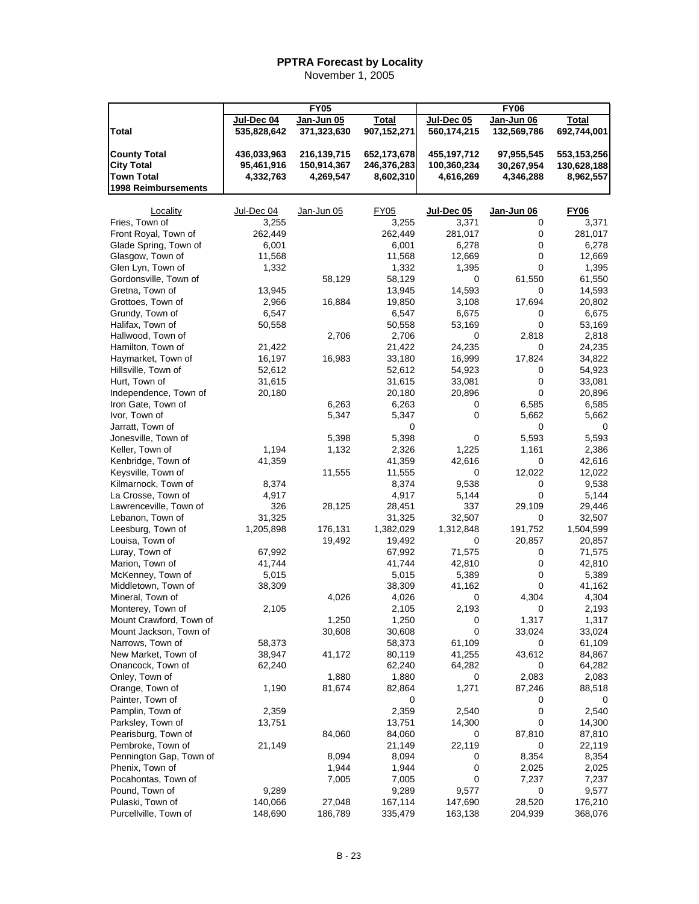# PPTRA Forecast by Locality

November 1, 2005

| | FY05 | | | FY06 | | |
|---|---|---|---|---|---|---|
| | Jul-Dec 04 | Jan-Jun 05 | Total | Jul-Dec 05 | Jan-Jun 06 | Total |
| **Total** | **535,828,642** | **371,323,630** | **907,152,271** | **560,174,215** | **132,569,786** | **692,744,001** |
| **County Total** | **436,033,963** | **216,139,715** | **652,173,678** | **455,197,712** | **97,955,545** | **553,153,256** |
| **City Total** | **95,461,916** | **150,914,367** | **246,376,283** | **100,360,234** | **30,267,954** | **130,628,188** |
| **Town Total** | **4,332,763** | **4,269,547** | **8,602,310** | **4,616,269** | **4,346,288** | **8,962,557** |
| **1998 Reimbursements** | | | | | | |

| Locality | Jul-Dec 04 | Jan-Jun 05 | FY05 | Jul-Dec 05 | Jan-Jun 06 | FY06 |
|---|---|---|---|---|---|---|
| Fries, Town of | 3,255 | | 3,255 | 3,371 | 0 | 3,371 |
| Front Royal, Town of | 262,449 | | 262,449 | 281,017 | 0 | 281,017 |
| Glade Spring, Town of | 6,001 | | 6,001 | 6,278 | 0 | 6,278 |
| Glasgow, Town of | 11,568 | | 11,568 | 12,669 | 0 | 12,669 |
| Glen Lyn, Town of | 1,332 | | 1,332 | 1,395 | 0 | 1,395 |
| Gordonsville, Town of | | 58,129 | 58,129 | 0 | 61,550 | 61,550 |
| Gretna, Town of | 13,945 | | 13,945 | 14,593 | 0 | 14,593 |
| Grottoes, Town of | 2,966 | 16,884 | 19,850 | 3,108 | 17,694 | 20,802 |
| Grundy, Town of | 6,547 | | 6,547 | 6,675 | 0 | 6,675 |
| Halifax, Town of | 50,558 | | 50,558 | 53,169 | 0 | 53,169 |
| Hallwood, Town of | | 2,706 | 2,706 | 0 | 2,818 | 2,818 |
| Hamilton, Town of | 21,422 | | 21,422 | 24,235 | 0 | 24,235 |
| Haymarket, Town of | 16,197 | 16,983 | 33,180 | 16,999 | 17,824 | 34,822 |
| Hillsville, Town of | 52,612 | | 52,612 | 54,923 | 0 | 54,923 |
| Hurt, Town of | 31,615 | | 31,615 | 33,081 | 0 | 33,081 |
| Independence, Town of | 20,180 | | 20,180 | 20,896 | 0 | 20,896 |
| Iron Gate, Town of | | 6,263 | 6,263 | 0 | 6,585 | 6,585 |
| Ivor, Town of | | 5,347 | 5,347 | 0 | 5,662 | 5,662 |
| Jarratt, Town of | | | 0 | | 0 | 0 |
| Jonesville, Town of | | 5,398 | 5,398 | 0 | 5,593 | 5,593 |
| Keller, Town of | 1,194 | 1,132 | 2,326 | 1,225 | 1,161 | 2,386 |
| Kenbridge, Town of | 41,359 | | 41,359 | 42,616 | 0 | 42,616 |
| Keysville, Town of | | 11,555 | 11,555 | 0 | 12,022 | 12,022 |
| Kilmarnock, Town of | 8,374 | | 8,374 | 9,538 | 0 | 9,538 |
| La Crosse, Town of | 4,917 | | 4,917 | 5,144 | 0 | 5,144 |
| Lawrenceville, Town of | 326 | 28,125 | 28,451 | 337 | 29,109 | 29,446 |
| Lebanon, Town of | 31,325 | | 31,325 | 32,507 | 0 | 32,507 |
| Leesburg, Town of | 1,205,898 | 176,131 | 1,382,029 | 1,312,848 | 191,752 | 1,504,599 |
| Louisa, Town of | | 19,492 | 19,492 | 0 | 20,857 | 20,857 |
| Luray, Town of | 67,992 | | 67,992 | 71,575 | 0 | 71,575 |
| Marion, Town of | 41,744 | | 41,744 | 42,810 | 0 | 42,810 |
| McKenney, Town of | 5,015 | | 5,015 | 5,389 | 0 | 5,389 |
| Middletown, Town of | 38,309 | | 38,309 | 41,162 | 0 | 41,162 |
| Mineral, Town of | | 4,026 | 4,026 | 0 | 4,304 | 4,304 |
| Monterey, Town of | 2,105 | | 2,105 | 2,193 | 0 | 2,193 |
| Mount Crawford, Town of | | 1,250 | 1,250 | 0 | 1,317 | 1,317 |
| Mount Jackson, Town of | | 30,608 | 30,608 | 0 | 33,024 | 33,024 |
| Narrows, Town of | 58,373 | | 58,373 | 61,109 | 0 | 61,109 |
| New Market, Town of | 38,947 | 41,172 | 80,119 | 41,255 | 43,612 | 84,867 |
| Onancock, Town of | 62,240 | | 62,240 | 64,282 | 0 | 64,282 |
| Onley, Town of | | 1,880 | 1,880 | 0 | 2,083 | 2,083 |
| Orange, Town of | 1,190 | 81,674 | 82,864 | 1,271 | 87,246 | 88,518 |
| Painter, Town of | | | 0 | | 0 | 0 |
| Pamplin, Town of | 2,359 | | 2,359 | 2,540 | 0 | 2,540 |
| Parksley, Town of | 13,751 | | 13,751 | 14,300 | 0 | 14,300 |
| Pearisburg, Town of | | 84,060 | 84,060 | 0 | 87,810 | 87,810 |
| Pembroke, Town of | 21,149 | | 21,149 | 22,119 | 0 | 22,119 |
| Pennington Gap, Town of | | 8,094 | 8,094 | 0 | 8,354 | 8,354 |
| Phenix, Town of | | 1,944 | 1,944 | 0 | 2,025 | 2,025 |
| Pocahontas, Town of | | 7,005 | 7,005 | 0 | 7,237 | 7,237 |
| Pound, Town of | 9,289 | | 9,289 | 9,577 | 0 | 9,577 |
| Pulaski, Town of | 140,066 | 27,048 | 167,114 | 147,690 | 28,520 | 176,210 |
| Purcellville, Town of | 148,690 | 186,789 | 335,479 | 163,138 | 204,939 | 368,076 |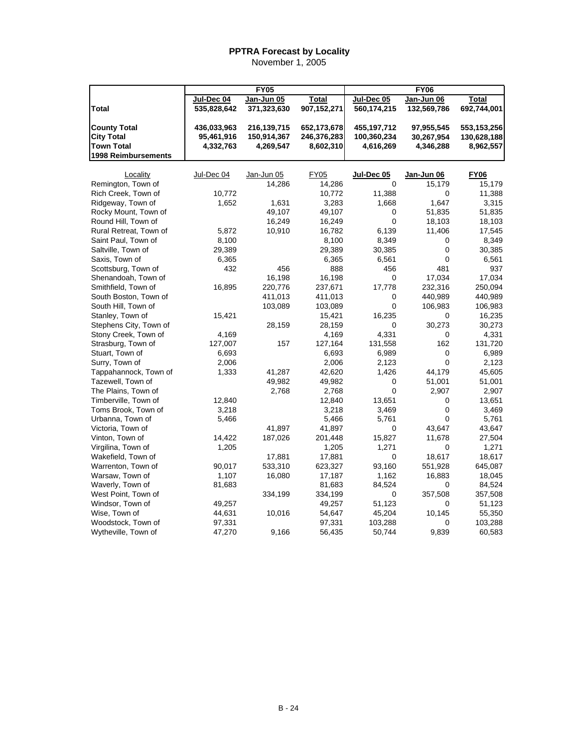# PPTRA Forecast by Locality

November 1, 2005

| | FY05 | | | FY06 | | |
|---|---|---|---|---|---|---|
| | Jul-Dec 04 | Jan-Jun 05 | Total | Jul-Dec 05 | Jan-Jun 06 | Total |
| **Total** | **535,828,642** | **371,323,630** | **907,152,271** | **560,174,215** | **132,569,786** | **692,744,001** |
| **County Total** | **436,033,963** | **216,139,715** | **652,173,678** | **455,197,712** | **97,955,545** | **553,153,256** |
| **City Total** | **95,461,916** | **150,914,367** | **246,376,283** | **100,360,234** | **30,267,954** | **130,628,188** |
| **Town Total** | **4,332,763** | **4,269,547** | **8,602,310** | **4,616,269** | **4,346,288** | **8,962,557** |
| **1998 Reimbursements** | | | | | | |

| Locality | Jul-Dec 04 | Jan-Jun 05 | FY05 | Jul-Dec 05 | Jan-Jun 06 | FY06 |
|---|---|---|---|---|---|---|
| Remington, Town of | | 14,286 | 14,286 | 0 | 15,179 | 15,179 |
| Rich Creek, Town of | 10,772 | | 10,772 | 11,388 | 0 | 11,388 |
| Ridgeway, Town of | 1,652 | 1,631 | 3,283 | 1,668 | 1,647 | 3,315 |
| Rocky Mount, Town of | | 49,107 | 49,107 | 0 | 51,835 | 51,835 |
| Round Hill, Town of | | 16,249 | 16,249 | 0 | 18,103 | 18,103 |
| Rural Retreat, Town of | 5,872 | 10,910 | 16,782 | 6,139 | 11,406 | 17,545 |
| Saint Paul, Town of | 8,100 | | 8,100 | 8,349 | 0 | 8,349 |
| Saltville, Town of | 29,389 | | 29,389 | 30,385 | 0 | 30,385 |
| Saxis, Town of | 6,365 | | 6,365 | 6,561 | 0 | 6,561 |
| Scottsburg, Town of | 432 | 456 | 888 | 456 | 481 | 937 |
| Shenandoah, Town of | | 16,198 | 16,198 | 0 | 17,034 | 17,034 |
| Smithfield, Town of | 16,895 | 220,776 | 237,671 | 17,778 | 232,316 | 250,094 |
| South Boston, Town of | | 411,013 | 411,013 | 0 | 440,989 | 440,989 |
| South Hill, Town of | | 103,089 | 103,089 | 0 | 106,983 | 106,983 |
| Stanley, Town of | 15,421 | | 15,421 | 16,235 | 0 | 16,235 |
| Stephens City, Town of | | 28,159 | 28,159 | 0 | 30,273 | 30,273 |
| Stony Creek, Town of | 4,169 | | 4,169 | 4,331 | 0 | 4,331 |
| Strasburg, Town of | 127,007 | 157 | 127,164 | 131,558 | 162 | 131,720 |
| Stuart, Town of | 6,693 | | 6,693 | 6,989 | 0 | 6,989 |
| Surry, Town of | 2,006 | | 2,006 | 2,123 | 0 | 2,123 |
| Tappahannock, Town of | 1,333 | 41,287 | 42,620 | 1,426 | 44,179 | 45,605 |
| Tazewell, Town of | | 49,982 | 49,982 | 0 | 51,001 | 51,001 |
| The Plains, Town of | | 2,768 | 2,768 | 0 | 2,907 | 2,907 |
| Timberville, Town of | 12,840 | | 12,840 | 13,651 | 0 | 13,651 |
| Toms Brook, Town of | 3,218 | | 3,218 | 3,469 | 0 | 3,469 |
| Urbanna, Town of | 5,466 | | 5,466 | 5,761 | 0 | 5,761 |
| Victoria, Town of | | 41,897 | 41,897 | 0 | 43,647 | 43,647 |
| Vinton, Town of | 14,422 | 187,026 | 201,448 | 15,827 | 11,678 | 27,504 |
| Virgilina, Town of | 1,205 | | 1,205 | 1,271 | 0 | 1,271 |
| Wakefield, Town of | | 17,881 | 17,881 | 0 | 18,617 | 18,617 |
| Warrenton, Town of | 90,017 | 533,310 | 623,327 | 93,160 | 551,928 | 645,087 |
| Warsaw, Town of | 1,107 | 16,080 | 17,187 | 1,162 | 16,883 | 18,045 |
| Waverly, Town of | 81,683 | | 81,683 | 84,524 | 0 | 84,524 |
| West Point, Town of | | 334,199 | 334,199 | 0 | 357,508 | 357,508 |
| Windsor, Town of | 49,257 | | 49,257 | 51,123 | 0 | 51,123 |
| Wise, Town of | 44,631 | 10,016 | 54,647 | 45,204 | 10,145 | 55,350 |
| Woodstock, Town of | 97,331 | | 97,331 | 103,288 | 0 | 103,288 |
| Wytheville, Town of | 47,270 | 9,166 | 56,435 | 50,744 | 9,839 | 60,583 |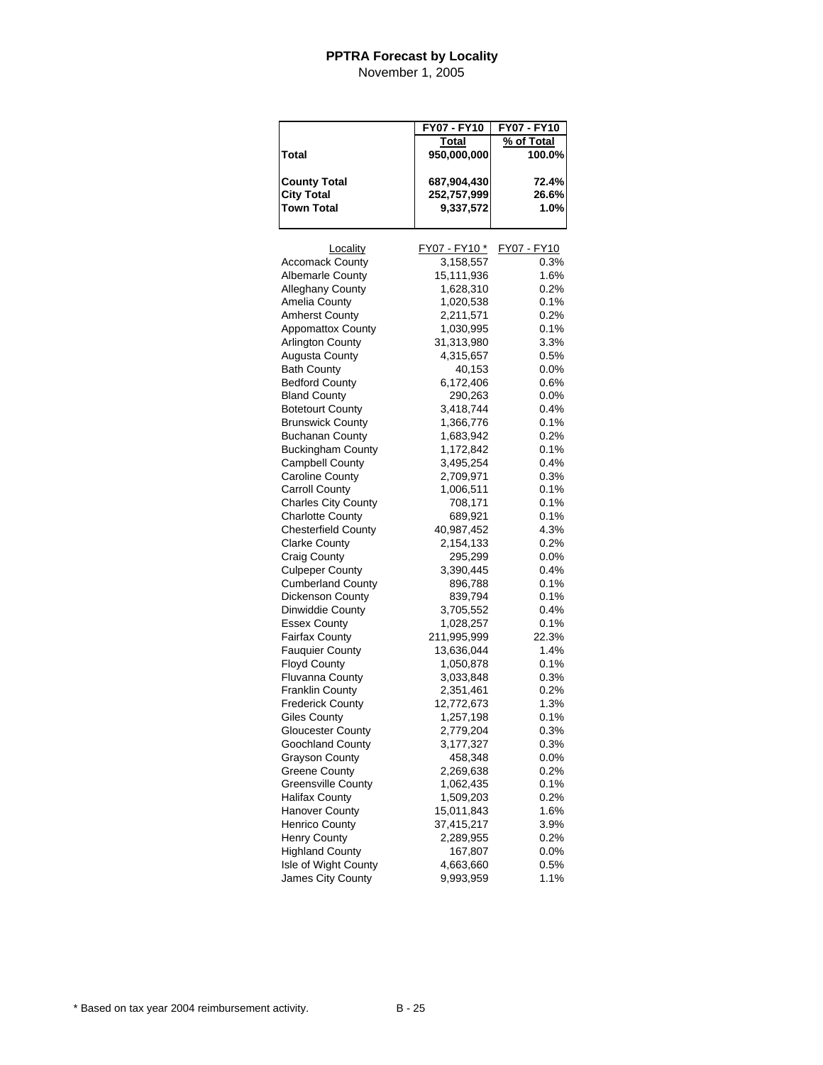# PPTRA Forecast by Locality

November 1, 2005

| | FY07 - FY10 Total | FY07 - FY10 % of Total |
|---|---|---|
| **Total** | **950,000,000** | **100.0%** |
| **County Total** | **687,904,430** | **72.4%** |
| **City Total** | **252,757,999** | **26.6%** |
| **Town Total** | **9,337,572** | **1.0%** |

| Locality | FY07 - FY10 * | FY07 - FY10 |
|---|---|---|
| Accomack County | 3,158,557 | 0.3% |
| Albemarle County | 15,111,936 | 1.6% |
| Alleghany County | 1,628,310 | 0.2% |
| Amelia County | 1,020,538 | 0.1% |
| Amherst County | 2,211,571 | 0.2% |
| Appomattox County | 1,030,995 | 0.1% |
| Arlington County | 31,313,980 | 3.3% |
| Augusta County | 4,315,657 | 0.5% |
| Bath County | 40,153 | 0.0% |
| Bedford County | 6,172,406 | 0.6% |
| Bland County | 290,263 | 0.0% |
| Botetourt County | 3,418,744 | 0.4% |
| Brunswick County | 1,366,776 | 0.1% |
| Buchanan County | 1,683,942 | 0.2% |
| Buckingham County | 1,172,842 | 0.1% |
| Campbell County | 3,495,254 | 0.4% |
| Caroline County | 2,709,971 | 0.3% |
| Carroll County | 1,006,511 | 0.1% |
| Charles City County | 708,171 | 0.1% |
| Charlotte County | 689,921 | 0.1% |
| Chesterfield County | 40,987,452 | 4.3% |
| Clarke County | 2,154,133 | 0.2% |
| Craig County | 295,299 | 0.0% |
| Culpeper County | 3,390,445 | 0.4% |
| Cumberland County | 896,788 | 0.1% |
| Dickenson County | 839,794 | 0.1% |
| Dinwiddie County | 3,705,552 | 0.4% |
| Essex County | 1,028,257 | 0.1% |
| Fairfax County | 211,995,999 | 22.3% |
| Fauquier County | 13,636,044 | 1.4% |
| Floyd County | 1,050,878 | 0.1% |
| Fluvanna County | 3,033,848 | 0.3% |
| Franklin County | 2,351,461 | 0.2% |
| Frederick County | 12,772,673 | 1.3% |
| Giles County | 1,257,198 | 0.1% |
| Gloucester County | 2,779,204 | 0.3% |
| Goochland County | 3,177,327 | 0.3% |
| Grayson County | 458,348 | 0.0% |
| Greene County | 2,269,638 | 0.2% |
| Greensville County | 1,062,435 | 0.1% |
| Halifax County | 1,509,203 | 0.2% |
| Hanover County | 15,011,843 | 1.6% |
| Henrico County | 37,415,217 | 3.9% |
| Henry County | 2,289,955 | 0.2% |
| Highland County | 167,807 | 0.0% |
| Isle of Wight County | 4,663,660 | 0.5% |
| James City County | 9,993,959 | 1.1% |

\* Based on tax year 2004 reimbursement activity.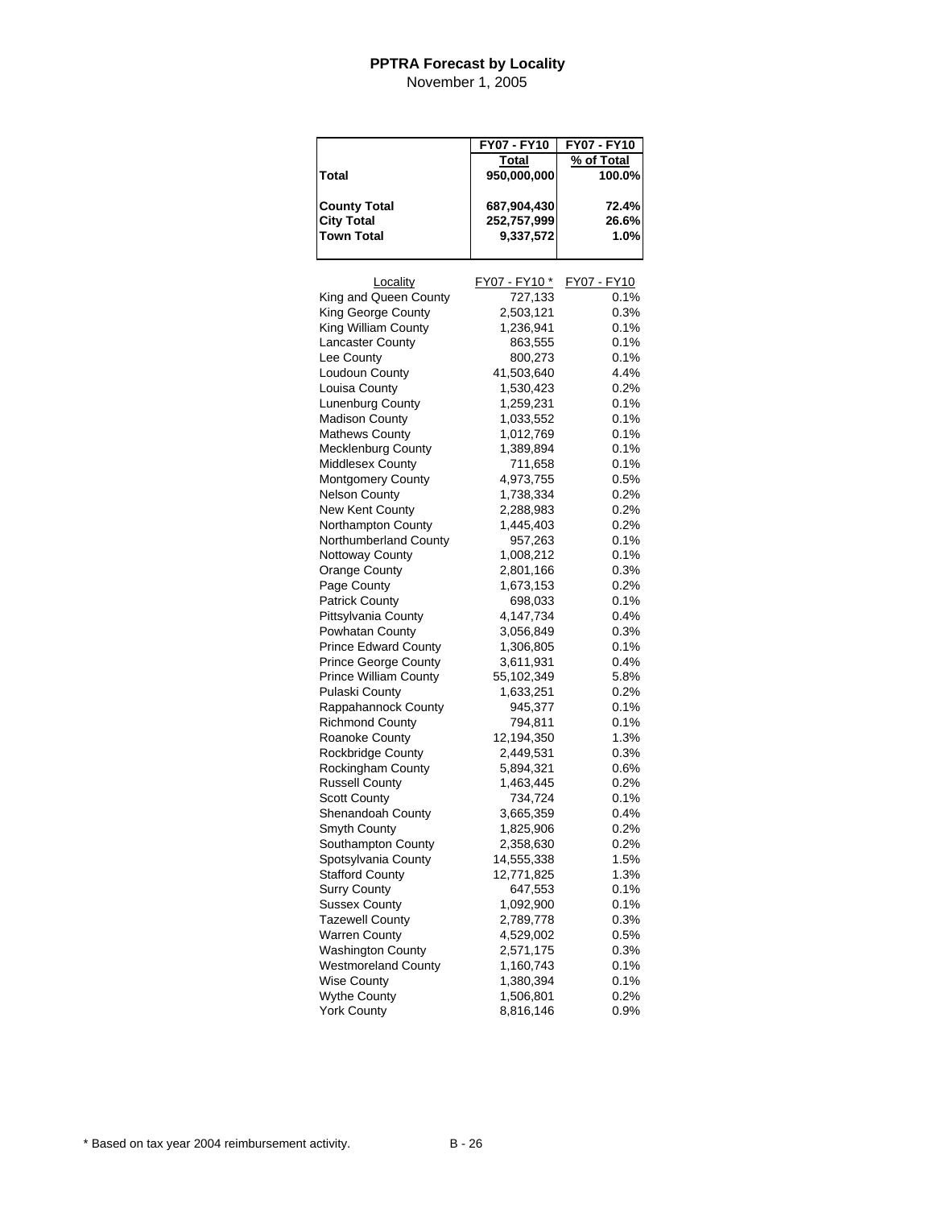# PPTRA Forecast by Locality

November 1, 2005

| | FY07 - FY10 Total | FY07 - FY10 % of Total |
|---|---|---|
| **Total** | **950,000,000** | **100.0%** |
| **County Total** | **687,904,430** | **72.4%** |
| **City Total** | **252,757,999** | **26.6%** |
| **Town Total** | **9,337,572** | **1.0%** |

| Locality | FY07 - FY10 * | FY07 - FY10 |
|---|---|---|
| King and Queen County | 727,133 | 0.1% |
| King George County | 2,503,121 | 0.3% |
| King William County | 1,236,941 | 0.1% |
| Lancaster County | 863,555 | 0.1% |
| Lee County | 800,273 | 0.1% |
| Loudoun County | 41,503,640 | 4.4% |
| Louisa County | 1,530,423 | 0.2% |
| Lunenburg County | 1,259,231 | 0.1% |
| Madison County | 1,033,552 | 0.1% |
| Mathews County | 1,012,769 | 0.1% |
| Mecklenburg County | 1,389,894 | 0.1% |
| Middlesex County | 711,658 | 0.1% |
| Montgomery County | 4,973,755 | 0.5% |
| Nelson County | 1,738,334 | 0.2% |
| New Kent County | 2,288,983 | 0.2% |
| Northampton County | 1,445,403 | 0.2% |
| Northumberland County | 957,263 | 0.1% |
| Nottoway County | 1,008,212 | 0.1% |
| Orange County | 2,801,166 | 0.3% |
| Page County | 1,673,153 | 0.2% |
| Patrick County | 698,033 | 0.1% |
| Pittsylvania County | 4,147,734 | 0.4% |
| Powhatan County | 3,056,849 | 0.3% |
| Prince Edward County | 1,306,805 | 0.1% |
| Prince George County | 3,611,931 | 0.4% |
| Prince William County | 55,102,349 | 5.8% |
| Pulaski County | 1,633,251 | 0.2% |
| Rappahannock County | 945,377 | 0.1% |
| Richmond County | 794,811 | 0.1% |
| Roanoke County | 12,194,350 | 1.3% |
| Rockbridge County | 2,449,531 | 0.3% |
| Rockingham County | 5,894,321 | 0.6% |
| Russell County | 1,463,445 | 0.2% |
| Scott County | 734,724 | 0.1% |
| Shenandoah County | 3,665,359 | 0.4% |
| Smyth County | 1,825,906 | 0.2% |
| Southampton County | 2,358,630 | 0.2% |
| Spotsylvania County | 14,555,338 | 1.5% |
| Stafford County | 12,771,825 | 1.3% |
| Surry County | 647,553 | 0.1% |
| Sussex County | 1,092,900 | 0.1% |
| Tazewell County | 2,789,778 | 0.3% |
| Warren County | 4,529,002 | 0.5% |
| Washington County | 2,571,175 | 0.3% |
| Westmoreland County | 1,160,743 | 0.1% |
| Wise County | 1,380,394 | 0.1% |
| Wythe County | 1,506,801 | 0.2% |
| York County | 8,816,146 | 0.9% |

* Based on tax year 2004 reimbursement activity.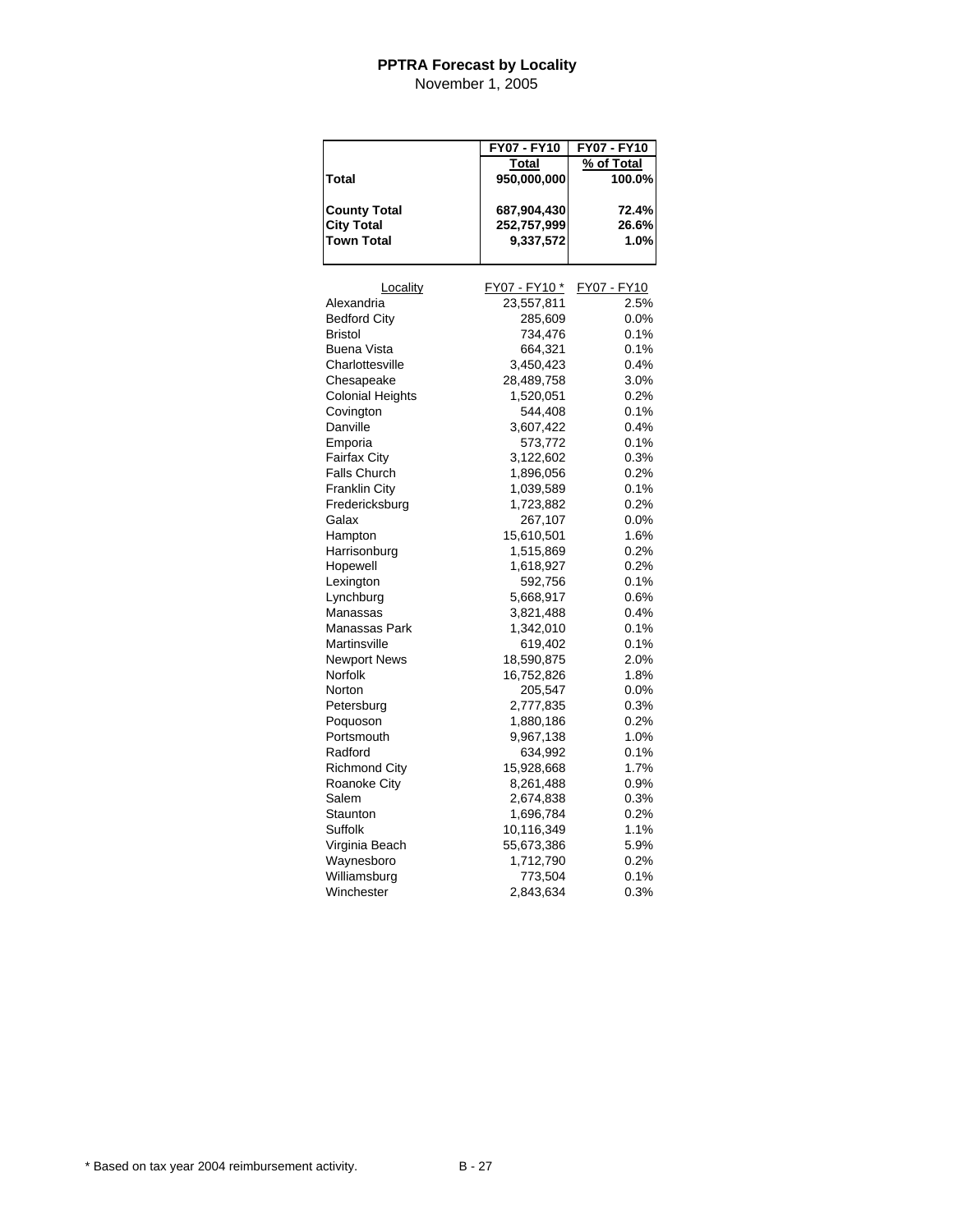# PPTRA Forecast by Locality

November 1, 2005

| | FY07 - FY10 Total | FY07 - FY10 % of Total |
|---|---|---|
| **Total** | **950,000,000** | **100.0%** |
| **County Total** | **687,904,430** | **72.4%** |
| **City Total** | **252,757,999** | **26.6%** |
| **Town Total** | **9,337,572** | **1.0%** |

| Locality | FY07 - FY10 * | FY07 - FY10 |
|---|---|---|
| Alexandria | 23,557,811 | 2.5% |
| Bedford City | 285,609 | 0.0% |
| Bristol | 734,476 | 0.1% |
| Buena Vista | 664,321 | 0.1% |
| Charlottesville | 3,450,423 | 0.4% |
| Chesapeake | 28,489,758 | 3.0% |
| Colonial Heights | 1,520,051 | 0.2% |
| Covington | 544,408 | 0.1% |
| Danville | 3,607,422 | 0.4% |
| Emporia | 573,772 | 0.1% |
| Fairfax City | 3,122,602 | 0.3% |
| Falls Church | 1,896,056 | 0.2% |
| Franklin City | 1,039,589 | 0.1% |
| Fredericksburg | 1,723,882 | 0.2% |
| Galax | 267,107 | 0.0% |
| Hampton | 15,610,501 | 1.6% |
| Harrisonburg | 1,515,869 | 0.2% |
| Hopewell | 1,618,927 | 0.2% |
| Lexington | 592,756 | 0.1% |
| Lynchburg | 5,668,917 | 0.6% |
| Manassas | 3,821,488 | 0.4% |
| Manassas Park | 1,342,010 | 0.1% |
| Martinsville | 619,402 | 0.1% |
| Newport News | 18,590,875 | 2.0% |
| Norfolk | 16,752,826 | 1.8% |
| Norton | 205,547 | 0.0% |
| Petersburg | 2,777,835 | 0.3% |
| Poquoson | 1,880,186 | 0.2% |
| Portsmouth | 9,967,138 | 1.0% |
| Radford | 634,992 | 0.1% |
| Richmond City | 15,928,668 | 1.7% |
| Roanoke City | 8,261,488 | 0.9% |
| Salem | 2,674,838 | 0.3% |
| Staunton | 1,696,784 | 0.2% |
| Suffolk | 10,116,349 | 1.1% |
| Virginia Beach | 55,673,386 | 5.9% |
| Waynesboro | 1,712,790 | 0.2% |
| Williamsburg | 773,504 | 0.1% |
| Winchester | 2,843,634 | 0.3% |

* Based on tax year 2004 reimbursement activity.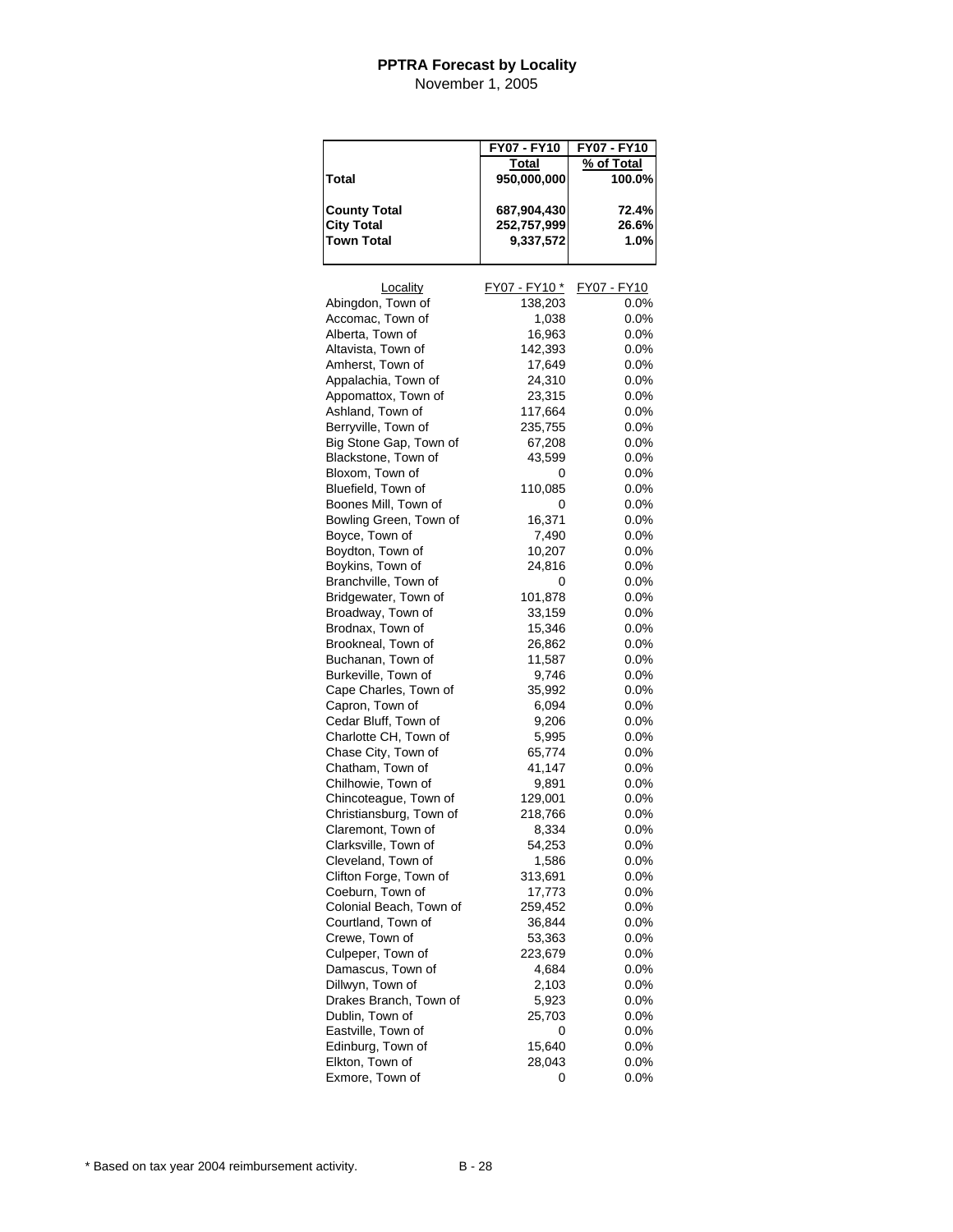# PPTRA Forecast by Locality

November 1, 2005

|  | FY07 - FY10 Total | FY07 - FY10 % of Total |
|---|---|---|
| **Total** | **950,000,000** | **100.0%** |
| **County Total** | **687,904,430** | **72.4%** |
| **City Total** | **252,757,999** | **26.6%** |
| **Town Total** | **9,337,572** | **1.0%** |

| Locality | FY07 - FY10 * | FY07 - FY10 |
|---|---|---|
| Abingdon, Town of | 138,203 | 0.0% |
| Accomac, Town of | 1,038 | 0.0% |
| Alberta, Town of | 16,963 | 0.0% |
| Altavista, Town of | 142,393 | 0.0% |
| Amherst, Town of | 17,649 | 0.0% |
| Appalachia, Town of | 24,310 | 0.0% |
| Appomattox, Town of | 23,315 | 0.0% |
| Ashland, Town of | 117,664 | 0.0% |
| Berryville, Town of | 235,755 | 0.0% |
| Big Stone Gap, Town of | 67,208 | 0.0% |
| Blackstone, Town of | 43,599 | 0.0% |
| Bloxom, Town of | 0 | 0.0% |
| Bluefield, Town of | 110,085 | 0.0% |
| Boones Mill, Town of | 0 | 0.0% |
| Bowling Green, Town of | 16,371 | 0.0% |
| Boyce, Town of | 7,490 | 0.0% |
| Boydton, Town of | 10,207 | 0.0% |
| Boykins, Town of | 24,816 | 0.0% |
| Branchville, Town of | 0 | 0.0% |
| Bridgewater, Town of | 101,878 | 0.0% |
| Broadway, Town of | 33,159 | 0.0% |
| Brodnax, Town of | 15,346 | 0.0% |
| Brookneal, Town of | 26,862 | 0.0% |
| Buchanan, Town of | 11,587 | 0.0% |
| Burkeville, Town of | 9,746 | 0.0% |
| Cape Charles, Town of | 35,992 | 0.0% |
| Capron, Town of | 6,094 | 0.0% |
| Cedar Bluff, Town of | 9,206 | 0.0% |
| Charlotte CH, Town of | 5,995 | 0.0% |
| Chase City, Town of | 65,774 | 0.0% |
| Chatham, Town of | 41,147 | 0.0% |
| Chilhowie, Town of | 9,891 | 0.0% |
| Chincoteague, Town of | 129,001 | 0.0% |
| Christiansburg, Town of | 218,766 | 0.0% |
| Claremont, Town of | 8,334 | 0.0% |
| Clarksville, Town of | 54,253 | 0.0% |
| Cleveland, Town of | 1,586 | 0.0% |
| Clifton Forge, Town of | 313,691 | 0.0% |
| Coeburn, Town of | 17,773 | 0.0% |
| Colonial Beach, Town of | 259,452 | 0.0% |
| Courtland, Town of | 36,844 | 0.0% |
| Crewe, Town of | 53,363 | 0.0% |
| Culpeper, Town of | 223,679 | 0.0% |
| Damascus, Town of | 4,684 | 0.0% |
| Dillwyn, Town of | 2,103 | 0.0% |
| Drakes Branch, Town of | 5,923 | 0.0% |
| Dublin, Town of | 25,703 | 0.0% |
| Eastville, Town of | 0 | 0.0% |
| Edinburg, Town of | 15,640 | 0.0% |
| Elkton, Town of | 28,043 | 0.0% |
| Exmore, Town of | 0 | 0.0% |

\* Based on tax year 2004 reimbursement activity.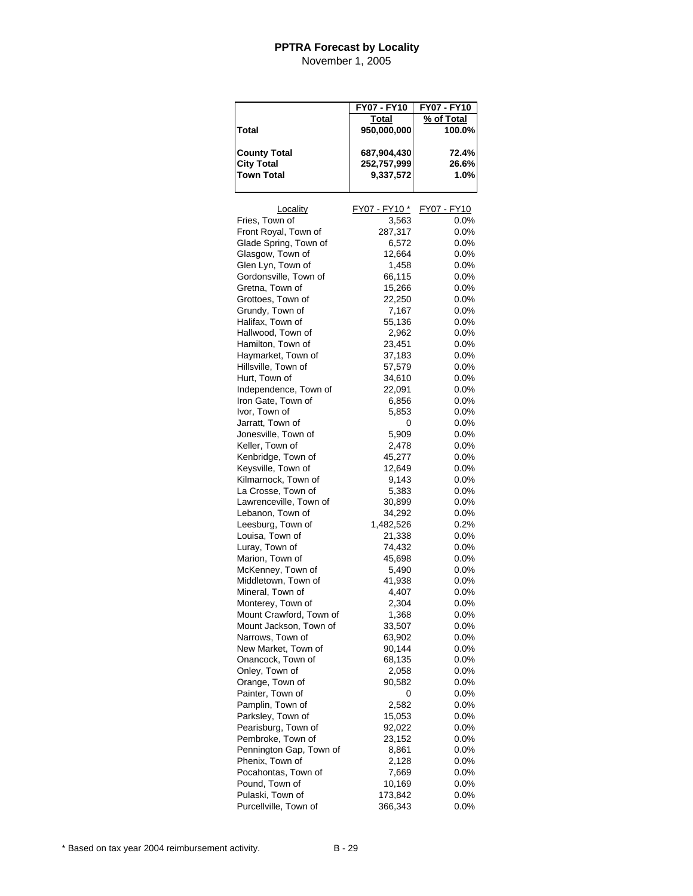# PPTRA Forecast by Locality

November 1, 2005

| | FY07 - FY10 Total | FY07 - FY10 % of Total |
|---|---|---|
| **Total** | **950,000,000** | **100.0%** |
| **County Total** | **687,904,430** | **72.4%** |
| **City Total** | **252,757,999** | **26.6%** |
| **Town Total** | **9,337,572** | **1.0%** |

| Locality | FY07 - FY10 * | FY07 - FY10 |
|---|---|---|
| Fries, Town of | 3,563 | 0.0% |
| Front Royal, Town of | 287,317 | 0.0% |
| Glade Spring, Town of | 6,572 | 0.0% |
| Glasgow, Town of | 12,664 | 0.0% |
| Glen Lyn, Town of | 1,458 | 0.0% |
| Gordonsville, Town of | 66,115 | 0.0% |
| Gretna, Town of | 15,266 | 0.0% |
| Grottoes, Town of | 22,250 | 0.0% |
| Grundy, Town of | 7,167 | 0.0% |
| Halifax, Town of | 55,136 | 0.0% |
| Hallwood, Town of | 2,962 | 0.0% |
| Hamilton, Town of | 23,451 | 0.0% |
| Haymarket, Town of | 37,183 | 0.0% |
| Hillsville, Town of | 57,579 | 0.0% |
| Hurt, Town of | 34,610 | 0.0% |
| Independence, Town of | 22,091 | 0.0% |
| Iron Gate, Town of | 6,856 | 0.0% |
| Ivor, Town of | 5,853 | 0.0% |
| Jarratt, Town of | 0 | 0.0% |
| Jonesville, Town of | 5,909 | 0.0% |
| Keller, Town of | 2,478 | 0.0% |
| Kenbridge, Town of | 45,277 | 0.0% |
| Keysville, Town of | 12,649 | 0.0% |
| Kilmarnock, Town of | 9,143 | 0.0% |
| La Crosse, Town of | 5,383 | 0.0% |
| Lawrenceville, Town of | 30,899 | 0.0% |
| Lebanon, Town of | 34,292 | 0.0% |
| Leesburg, Town of | 1,482,526 | 0.2% |
| Louisa, Town of | 21,338 | 0.0% |
| Luray, Town of | 74,432 | 0.0% |
| Marion, Town of | 45,698 | 0.0% |
| McKenney, Town of | 5,490 | 0.0% |
| Middletown, Town of | 41,938 | 0.0% |
| Mineral, Town of | 4,407 | 0.0% |
| Monterey, Town of | 2,304 | 0.0% |
| Mount Crawford, Town of | 1,368 | 0.0% |
| Mount Jackson, Town of | 33,507 | 0.0% |
| Narrows, Town of | 63,902 | 0.0% |
| New Market, Town of | 90,144 | 0.0% |
| Onancock, Town of | 68,135 | 0.0% |
| Onley, Town of | 2,058 | 0.0% |
| Orange, Town of | 90,582 | 0.0% |
| Painter, Town of | 0 | 0.0% |
| Pamplin, Town of | 2,582 | 0.0% |
| Parksley, Town of | 15,053 | 0.0% |
| Pearisburg, Town of | 92,022 | 0.0% |
| Pembroke, Town of | 23,152 | 0.0% |
| Pennington Gap, Town of | 8,861 | 0.0% |
| Phenix, Town of | 2,128 | 0.0% |
| Pocahontas, Town of | 7,669 | 0.0% |
| Pound, Town of | 10,169 | 0.0% |
| Pulaski, Town of | 173,842 | 0.0% |
| Purcellville, Town of | 366,343 | 0.0% |

* Based on tax year 2004 reimbursement activity.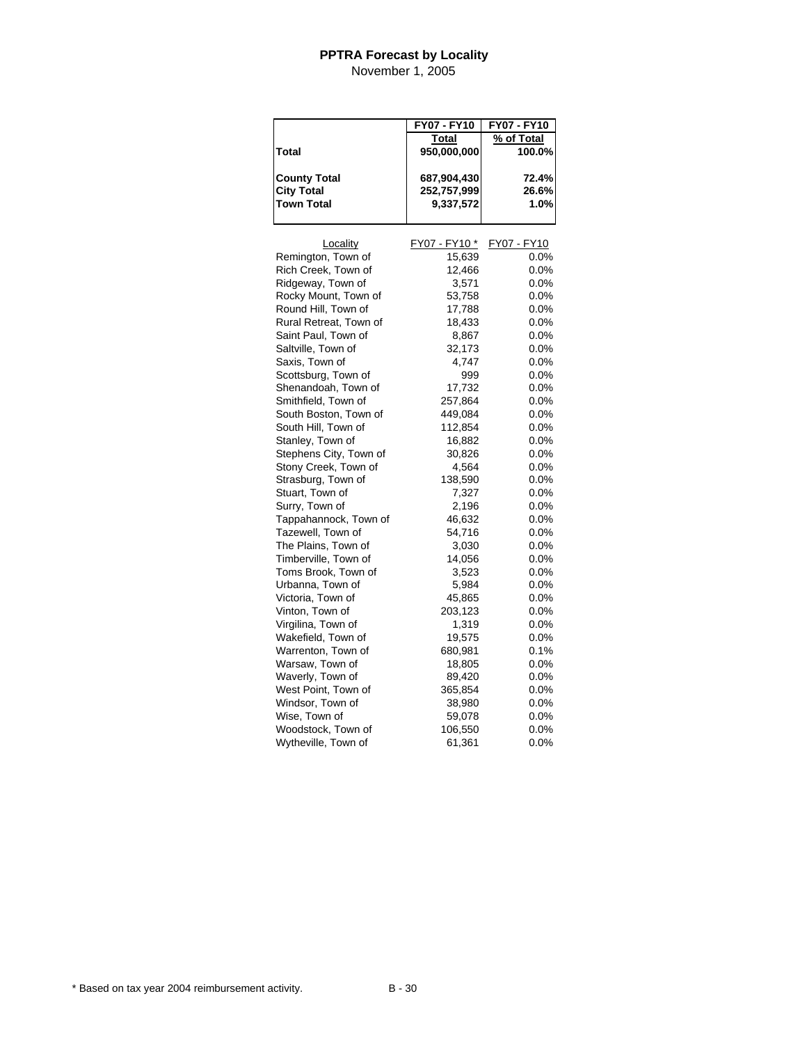# PPTRA Forecast by Locality

November 1, 2005

| | FY07 - FY10<br>Total | FY07 - FY10<br>% of Total |
|---|---|---|
| **Total** | **950,000,000** | **100.0%** |
| **County Total** | **687,904,430** | **72.4%** |
| **City Total** | **252,757,999** | **26.6%** |
| **Town Total** | **9,337,572** | **1.0%** |

| Locality | FY07 - FY10 * | FY07 - FY10 |
|---|---|---|
| Remington, Town of | 15,639 | 0.0% |
| Rich Creek, Town of | 12,466 | 0.0% |
| Ridgeway, Town of | 3,571 | 0.0% |
| Rocky Mount, Town of | 53,758 | 0.0% |
| Round Hill, Town of | 17,788 | 0.0% |
| Rural Retreat, Town of | 18,433 | 0.0% |
| Saint Paul, Town of | 8,867 | 0.0% |
| Saltville, Town of | 32,173 | 0.0% |
| Saxis, Town of | 4,747 | 0.0% |
| Scottsburg, Town of | 999 | 0.0% |
| Shenandoah, Town of | 17,732 | 0.0% |
| Smithfield, Town of | 257,864 | 0.0% |
| South Boston, Town of | 449,084 | 0.0% |
| South Hill, Town of | 112,854 | 0.0% |
| Stanley, Town of | 16,882 | 0.0% |
| Stephens City, Town of | 30,826 | 0.0% |
| Stony Creek, Town of | 4,564 | 0.0% |
| Strasburg, Town of | 138,590 | 0.0% |
| Stuart, Town of | 7,327 | 0.0% |
| Surry, Town of | 2,196 | 0.0% |
| Tappahannock, Town of | 46,632 | 0.0% |
| Tazewell, Town of | 54,716 | 0.0% |
| The Plains, Town of | 3,030 | 0.0% |
| Timberville, Town of | 14,056 | 0.0% |
| Toms Brook, Town of | 3,523 | 0.0% |
| Urbanna, Town of | 5,984 | 0.0% |
| Victoria, Town of | 45,865 | 0.0% |
| Vinton, Town of | 203,123 | 0.0% |
| Virgilina, Town of | 1,319 | 0.0% |
| Wakefield, Town of | 19,575 | 0.0% |
| Warrenton, Town of | 680,981 | 0.1% |
| Warsaw, Town of | 18,805 | 0.0% |
| Waverly, Town of | 89,420 | 0.0% |
| West Point, Town of | 365,854 | 0.0% |
| Windsor, Town of | 38,980 | 0.0% |
| Wise, Town of | 59,078 | 0.0% |
| Woodstock, Town of | 106,550 | 0.0% |
| Wytheville, Town of | 61,361 | 0.0% |

\* Based on tax year 2004 reimbursement activity.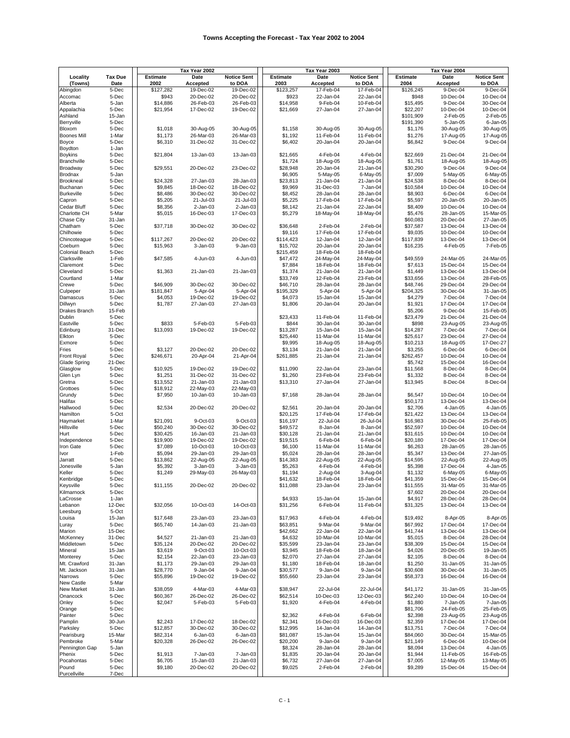# Towns Accepting the Forecast - Tax Year 2002 to 2004

| Locality (Towns) | Tax Due Date | Tax Year 2002 Estimate 2002 | Date Accepted | Notice Sent to DOA | Tax Year 2003 Estimate 2003 | Date Accepted | Notice Sent to DOA | Tax Year 2004 Estimate 2004 | Date Accepted | Notice Sent to DOA |
|---|---|---|---|---|---|---|---|---|---|---|
| Abingdon | 5-Dec | $127,282 | 19-Dec-02 | 19-Dec-02 | $123,257 | 17-Feb-04 | 17-Feb-04 | $126,245 | 9-Dec-04 | 9-Dec-04 |
| Accomac | 5-Dec | $943 | 20-Dec-02 | 20-Dec-02 | $923 | 22-Jan-04 | 22-Jan-04 | $948 | 10-Dec-04 | 10-Dec-04 |
| Alberta | 5-Jan | $14,886 | 26-Feb-03 | 26-Feb-03 | $14,958 | 9-Feb-04 | 10-Feb-04 | $15,495 | 9-Dec-04 | 30-Dec-04 |
| Appalachia | 5-Dec | $21,954 | 17-Dec-02 | 19-Dec-02 | $21,669 | 27-Jan-04 | 27-Jan-04 | $22,207 | 10-Dec-04 | 10-Dec-04 |
| Ashland | 15-Jan | | | | | | | $101,909 | 2-Feb-05 | 2-Feb-05 |
| Berryville | 5-Dec | | | | | | | $191,390 | 5-Jan-05 | 6-Jan-05 |
| Bloxom | 5-Dec | $1,018 | 30-Aug-05 | 30-Aug-05 | $1,158 | 30-Aug-05 | 30-Aug-05 | $1,176 | 30-Aug-05 | 30-Aug-05 |
| Boones Mill | 1-Mar | $1,173 | 26-Mar-03 | 26-Mar-03 | $1,192 | 11-Feb-04 | 11-Feb-04 | $1,276 | 17-Aug-05 | 17-Aug-05 |
| Boyce | 5-Dec | $6,310 | 31-Dec-02 | 31-Dec-02 | $6,402 | 20-Jan-04 | 20-Jan-04 | $6,842 | 9-Dec-04 | 9-Dec-04 |
| Boydton | 1-Jan | | | | | | | | | |
| Boykins | 5-Dec | $21,804 | 13-Jan-03 | 13-Jan-03 | $21,665 | 4-Feb-04 | 4-Feb-04 | $22,669 | 21-Dec-04 | 21-Dec-04 |
| Branchville | 5-Dec | | | | $1,724 | 18-Aug-05 | 18-Aug-05 | $1,761 | 18-Aug-05 | 18-Aug-05 |
| Broadway | 5-Dec | $29,551 | 20-Dec-02 | 23-Dec-02 | $28,948 | 20-Jan-04 | 21-Jan-04 | $30,290 | 9-Dec-04 | 9-Dec-04 |
| Brodnax | 5-Jan | | | | $6,905 | 5-May-05 | 6-May-05 | $7,009 | 5-May-05 | 6-May-05 |
| Brookneal | 5-Dec | $24,328 | 27-Jan-03 | 28-Jan-03 | $23,813 | 21-Jan-04 | 21-Jan-04 | $24,538 | 8-Dec-04 | 8-Dec-04 |
| Buchanan | 5-Dec | $9,845 | 18-Dec-02 | 18-Dec-02 | $9,969 | 31-Dec-03 | 7-Jan-04 | $10,584 | 10-Dec-04 | 10-Dec-04 |
| Burkeville | 5-Dec | $8,486 | 30-Dec-02 | 30-Dec-02 | $8,452 | 28-Jan-04 | 28-Jan-04 | $8,903 | 6-Dec-04 | 6-Dec-04 |
| Capron | 5-Dec | $5,205 | 21-Jul-03 | 21-Jul-03 | $5,225 | 17-Feb-04 | 17-Feb-04 | $5,597 | 20-Jan-05 | 20-Jan-05 |
| Cedar Bluff | 5-Dec | $8,356 | 2-Jan-03 | 2-Jan-03 | $8,142 | 21-Jan-04 | 22-Jan-04 | $8,409 | 10-Dec-04 | 10-Dec-04 |
| Charlotte CH | 5-Mar | $5,015 | 16-Dec-03 | 17-Dec-03 | $5,279 | 18-May-04 | 18-May-04 | $5,476 | 28-Jan-05 | 15-Mar-05 |
| Chase City | 31-Jan | | | | | | | $60,083 | 20-Dec-04 | 27-Jan-05 |
| Chatham | 5-Dec | $37,718 | 30-Dec-02 | 30-Dec-02 | $36,648 | 2-Feb-04 | 2-Feb-04 | $37,587 | 13-Dec-04 | 13-Dec-04 |
| Chilhowie | 5-Dec | | | | $9,116 | 17-Feb-04 | 17-Feb-04 | $9,035 | 10-Dec-04 | 10-Dec-04 |
| Chincoteague | 5-Dec | $117,267 | 20-Dec-02 | 20-Dec-02 | $114,423 | 12-Jan-04 | 12-Jan-04 | $117,839 | 13-Dec-04 | 13-Dec-04 |
| Coeburn | 5-Dec | $15,963 | 3-Jan-03 | 9-Jan-03 | $15,702 | 20-Jan-04 | 20-Jan-04 | $16,235 | 4-Feb-05 | 7-Feb-05 |
| Colonial Beach | 5-Dec | | | | $215,459 | 18-Feb-04 | 18-Feb-04 | | | |
| Clarksville | 1-Feb | $47,585 | 4-Jun-03 | 4-Jun-03 | $47,472 | 24-May-04 | 24-May-04 | $49,559 | 24-Mar-05 | 24-Mar-05 |
| Claremont | 5-Dec | | | | $7,884 | 18-Feb-04 | 18-Feb-04 | $7,613 | 15-Dec-04 | 15-Dec-04 |
| Cleveland | 5-Dec | $1,363 | 21-Jan-03 | 21-Jan-03 | $1,374 | 21-Jan-04 | 21-Jan-04 | $1,449 | 13-Dec-04 | 13-Dec-04 |
| Courtland | 1-Mar | | | | $33,749 | 12-Feb-04 | 23-Feb-04 | $33,656 | 13-Dec-04 | 28-Feb-05 |
| Crewe | 5-Dec | $46,909 | 30-Dec-02 | 30-Dec-02 | $46,710 | 28-Jan-04 | 28-Jan-04 | $48,746 | 29-Dec-04 | 29-Dec-04 |
| Culpeper | 31-Jan | $181,847 | 5-Apr-04 | 5-Apr-04 | $195,329 | 5-Apr-04 | 5-Apr-04 | $204,325 | 30-Dec-04 | 31-Jan-05 |
| Damascus | 5-Dec | $4,053 | 19-Dec-02 | 19-Dec-02 | $4,073 | 15-Jan-04 | 15-Jan-04 | $4,279 | 7-Dec-04 | 7-Dec-04 |
| Dillwyn | 5-Dec | $1,787 | 27-Jan-03 | 27-Jan-03 | $1,806 | 20-Jan-04 | 20-Jan-04 | $1,921 | 17-Dec-04 | 17-Dec-04 |
| Drakes Branch | 15-Feb | | | | | | | $5,206 | 9-Dec-04 | 15-Feb-05 |
| Dublin | 5-Dec | | | | $23,433 | 11-Feb-04 | 11-Feb-04 | $23,479 | 21-Dec-04 | 21-Dec-04 |
| Eastville | 5-Dec | $833 | 5-Feb-03 | 5-Feb-03 | $844 | 30-Jan-04 | 30-Jan-04 | $898 | 23-Aug-05 | 23-Aug-05 |
| Edinburg | 31-Dec | $13,093 | 19-Dec-02 | 19-Dec-02 | $13,287 | 15-Jan-04 | 15-Jan-04 | $14,287 | 7-Dec-04 | 7-Dec-04 |
| Elkton | 5-Dec | | | | $25,440 | 11-Mar-04 | 11-Mar-04 | $25,617 | 23-Dec-04 | 27-Dec-04 |
| Exmore | 5-Dec | | | | $9,995 | 18-Aug-05 | 18-Aug-05 | $10,213 | 18-Aug-05 | 17-Dec-27 |
| Fries | 5-Dec | $3,127 | 20-Dec-02 | 20-Dec-02 | $3,134 | 21-Jan-04 | 21-Jan-04 | $3,255 | 6-Dec-04 | 6-Dec-04 |
| Front Royal | 5-Dec | $246,671 | 20-Apr-04 | 21-Apr-04 | $261,885 | 21-Jan-04 | 21-Jan-04 | $262,457 | 10-Dec-04 | 10-Dec-04 |
| Glade Spring | 21-Dec | | | | | | | $5,742 | 15-Dec-04 | 16-Dec-04 |
| Glasglow | 5-Dec | $10,925 | 19-Dec-02 | 19-Dec-02 | $11,090 | 22-Jan-04 | 23-Jan-04 | $11,568 | 8-Dec-04 | 8-Dec-04 |
| Glen Lyn | 5-Dec | $1,251 | 31-Dec-02 | 31-Dec-02 | $1,260 | 23-Feb-04 | 23-Feb-04 | $1,332 | 8-Dec-04 | 8-Dec-04 |
| Gretna | 5-Dec | $13,552 | 21-Jan-03 | 21-Jan-03 | $13,310 | 27-Jan-04 | 27-Jan-04 | $13,945 | 8-Dec-04 | 8-Dec-04 |
| Grottoes | 5-Dec | $18,912 | 22-May-03 | 22-May-03 | | | | | | |
| Grundy | 5-Dec | $7,950 | 10-Jan-03 | 10-Jan-03 | $7,168 | 28-Jan-04 | 28-Jan-04 | $6,547 | 10-Dec-04 | 10-Dec-04 |
| Halifax | 5-Dec | | | | | | | $50,173 | 13-Dec-04 | 13-Dec-04 |
| Hallwood | 5-Dec | $2,534 | 20-Dec-02 | 20-Dec-02 | $2,561 | 20-Jan-04 | 20-Jan-04 | $2,706 | 4-Jan-05 | 4-Jan-05 |
| Hamilton | 5-Oct | | | | $20,125 | 17-Feb-04 | 17-Feb-04 | $21,422 | 13-Dec-04 | 13-Dec-04 |
| Haymarket | 1-Mar | $21,091 | 9-Oct-03 | 9-Oct-03 | $16,197 | 22-Jul-04 | 26-Jul-04 | $16,983 | 30-Dec-04 | 25-Feb-05 |
| Hillsville | 5-Dec | $50,240 | 30-Dec-02 | 30-Dec-02 | $49,572 | 8-Jan-04 | 8-Jan-04 | $52,597 | 10-Dec-04 | 10-Dec-04 |
| Hurt | 5-Dec | $30,425 | 16-Jan-03 | 21-Jan-03 | $30,128 | 21-Jan-04 | 21-Jan-04 | $31,615 | 10-Dec-04 | 10-Dec-04 |
| Independence | 5-Dec | $19,900 | 19-Dec-02 | 19-Dec-02 | $19,515 | 6-Feb-04 | 6-Feb-04 | $20,180 | 17-Dec-04 | 17-Dec-04 |
| Iron Gate | 5-Dec | $7,089 | 10-Oct-03 | 10-Oct-03 | $6,100 | 11-Mar-04 | 11-Mar-04 | $6,263 | 28-Jan-05 | 28-Jan-05 |
| Ivor | 1-Feb | $5,094 | 29-Jan-03 | 29-Jan-03 | $5,024 | 28-Jan-04 | 28-Jan-04 | $5,347 | 13-Dec-04 | 27-Jan-05 |
| Jarratt | 5-Dec | $13,862 | 22-Aug-05 | 22-Aug-05 | $14,383 | 22-Aug-05 | 22-Aug-05 | $14,595 | 22-Aug-05 | 22-Aug-05 |
| Jonesville | 5-Jan | $5,392 | 3-Jan-03 | 3-Jan-03 | $5,263 | 4-Feb-04 | 4-Feb-04 | $5,398 | 17-Dec-04 | 4-Jan-05 |
| Keller | 5-Dec | $1,249 | 29-May-03 | 26-May-03 | $1,194 | 2-Aug-04 | 3-Aug-04 | $1,132 | 6-May-05 | 6-May-05 |
| Kenbridge | 5-Dec | | | | $41,632 | 18-Feb-04 | 18-Feb-04 | $41,359 | 15-Dec-04 | 15-Dec-04 |
| Keysville | 5-Dec | $11,155 | 20-Dec-02 | 20-Dec-02 | $11,088 | 23-Jan-04 | 23-Jan-04 | $11,555 | 31-Mar-05 | 31-Mar-05 |
| Kilmarnock | 5-Dec | | | | | | | $7,602 | 20-Dec-04 | 20-Dec-04 |
| LaCrosse | 1-Jan | | | | $4,933 | 15-Jan-04 | 15-Jan-04 | $4,917 | 28-Dec-04 | 28-Dec-04 |
| Lebanon | 12-Dec | $32,056 | 10-Oct-03 | 14-Oct-03 | $31,256 | 6-Feb-04 | 11-Feb-04 | $31,325 | 13-Dec-04 | 13-Dec-04 |
| Leesburg | 5-Oct | | | | | | | | | |
| Louisa | 15-Jan | $17,648 | 23-Jan-03 | 23-Jan-03 | $17,963 | 4-Feb-04 | 4-Feb-04 | $19,492 | 8-Apr-05 | 8-Apr-05 |
| Luray | 5-Dec | $65,740 | 14-Jan-03 | 21-Jan-03 | $63,851 | 9-Mar-04 | 9-Mar-04 | $67,992 | 17-Dec-04 | 17-Dec-04 |
| Marion | 15-Dec | | | | $42,662 | 22-Jan-04 | 22-Jan-04 | $41,744 | 13-Dec-04 | 13-Dec-04 |
| McKenney | 31-Dec | $4,527 | 21-Jan-03 | 21-Jan-03 | $4,632 | 10-Mar-04 | 10-Mar-04 | $5,015 | 8-Dec-04 | 28-Dec-04 |
| Middletown | 5-Dec | $35,124 | 20-Dec-02 | 20-Dec-02 | $35,599 | 23-Jan-04 | 23-Jan-04 | $38,309 | 15-Dec-04 | 15-Dec-04 |
| Mineral | 15-Jan | $3,619 | 9-Oct-03 | 10-Oct-03 | $3,945 | 18-Feb-04 | 18-Jan-04 | $4,026 | 20-Dec-05 | 19-Jan-05 |
| Monterey | 5-Dec | $2,154 | 22-Jan-03 | 23-Jan-03 | $2,070 | 27-Jan-04 | 27-Jan-04 | $2,105 | 8-Dec-04 | 8-Dec-04 |
| Mt. Crawford | 31-Jan | $1,173 | 29-Jan-03 | 29-Jan-03 | $1,180 | 18-Feb-04 | 18-Jan-04 | $1,250 | 31-Jan-05 | 31-Jan-05 |
| Mt. Jackson | 31-Jan | $28,770 | 9-Jan-04 | 9-Jan-04 | $30,577 | 9-Jan-04 | 9-Jan-04 | $30,608 | 30-Dec-04 | 31-Jan-05 |
| Narrows | 5-Dec | $55,896 | 19-Dec-02 | 19-Dec-02 | $55,660 | 23-Jan-04 | 23-Jan-04 | $58,373 | 16-Dec-04 | 16-Dec-04 |
| New Castle | 5-Mar | | | | | | | | | |
| New Market | 31-Jan | $38,059 | 4-Mar-03 | 4-Mar-03 | $38,947 | 22-Jul-04 | 22-Jul-04 | $41,172 | 31-Jan-05 | 31-Jan-05 |
| Onancock | 5-Dec | $60,367 | 26-Dec-02 | 26-Dec-02 | $62,514 | 10-Dec-03 | 12-Dec-03 | $62,240 | 10-Dec-04 | 10-Dec-04 |
| Onley | 5-Dec | $2,047 | 5-Feb-03 | 5-Feb-03 | $1,920 | 4-Feb-04 | 4-Feb-04 | $1,880 | 7-Jan-05 | 7-Jan-05 |
| Orange | 5-Dec | | | | | | | $81,706 | 24-Feb-05 | 25-Feb-05 |
| Painter | 5-Dec | | | | $2,362 | 4-Feb-04 | 6-Feb-04 | $2,398 | 23-Aug-05 | 23-Aug-05 |
| Pamplin | 30-Jun | $2,243 | 17-Dec-02 | 18-Dec-02 | $2,341 | 16-Dec-03 | 16-Dec-03 | $2,359 | 17-Dec-04 | 17-Dec-04 |
| Parksley | 5-Dec | $12,857 | 30-Dec-02 | 30-Dec-02 | $12,995 | 14-Jan-04 | 14-Jan-04 | $13,751 | 7-Dec-04 | 7-Dec-04 |
| Pearisburg | 15-Mar | $82,314 | 6-Jan-03 | 6-Jan-03 | $81,087 | 15-Jan-04 | 15-Jan-04 | $84,060 | 30-Dec-04 | 15-Mar-05 |
| Pembroke | 5-Mar | $20,328 | 26-Dec-02 | 26-Dec-02 | $20,200 | 9-Jan-04 | 9-Jan-04 | $21,149 | 6-Dec-04 | 10-Dec-04 |
| Pennington Gap | 5-Jan | | | | $8,324 | 28-Jan-04 | 28-Jan-04 | $8,094 | 13-Dec-04 | 4-Jan-05 |
| Phenix | 5-Dec | $1,913 | 7-Jan-03 | 7-Jan-03 | $1,835 | 20-Jan-04 | 20-Jan-04 | $1,944 | 11-Feb-05 | 16-Feb-05 |
| Pocahontas | 5-Dec | $6,705 | 15-Jan-03 | 21-Jan-03 | $6,732 | 27-Jan-04 | 27-Jan-04 | $7,005 | 12-May-05 | 13-May-05 |
| Pound | 5-Dec | $9,180 | 20-Dec-02 | 20-Dec-02 | $9,025 | 2-Feb-04 | 2-Feb-04 | $9,289 | 15-Dec-04 | 15-Dec-04 |
| Purcellville | 7-Dec | | | | | | | | | |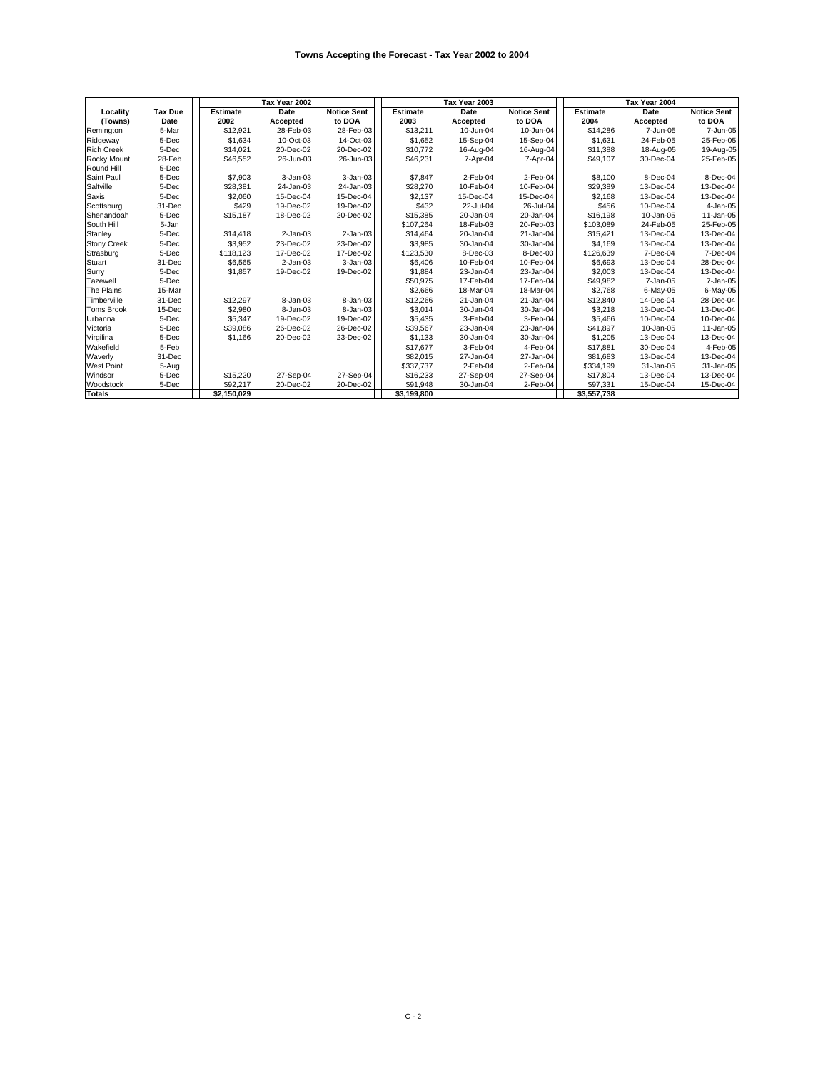# Towns Accepting the Forecast - Tax Year 2002 to 2004

| Locality (Towns) | Tax Due Date | Tax Year 2002 Estimate 2002 | Date Accepted | Notice Sent to DOA | Tax Year 2003 Estimate 2003 | Date Accepted | Notice Sent to DOA | Tax Year 2004 Estimate 2004 | Date Accepted | Notice Sent to DOA |
|---|---|---|---|---|---|---|---|---|---|---|
| Remington | 5-Mar | $12,921 | 28-Feb-03 | 28-Feb-03 | $13,211 | 10-Jun-04 | 10-Jun-04 | $14,286 | 7-Jun-05 | 7-Jun-05 |
| Ridgeway | 5-Dec | $1,634 | 10-Oct-03 | 14-Oct-03 | $1,652 | 15-Sep-04 | 15-Sep-04 | $1,631 | 24-Feb-05 | 25-Feb-05 |
| Rich Creek | 5-Dec | $14,021 | 20-Dec-02 | 20-Dec-02 | $10,772 | 16-Aug-04 | 16-Aug-04 | $11,388 | 18-Aug-05 | 19-Aug-05 |
| Rocky Mount | 28-Feb | $46,552 | 26-Jun-03 | 26-Jun-03 | $46,231 | 7-Apr-04 | 7-Apr-04 | $49,107 | 30-Dec-04 | 25-Feb-05 |
| Round Hill | 5-Dec | | | | | | | | | |
| Saint Paul | 5-Dec | $7,903 | 3-Jan-03 | 3-Jan-03 | $7,847 | 2-Feb-04 | 2-Feb-04 | $8,100 | 8-Dec-04 | 8-Dec-04 |
| Saltville | 5-Dec | $28,381 | 24-Jan-03 | 24-Jan-03 | $28,270 | 10-Feb-04 | 10-Feb-04 | $29,389 | 13-Dec-04 | 13-Dec-04 |
| Saxis | 5-Dec | $2,060 | 15-Dec-04 | 15-Dec-04 | $2,137 | 15-Dec-04 | 15-Dec-04 | $2,168 | 13-Dec-04 | 13-Dec-04 |
| Scottsburg | 31-Dec | $429 | 19-Dec-02 | 19-Dec-02 | $432 | 22-Jul-04 | 26-Jul-04 | $456 | 10-Dec-04 | 4-Jan-05 |
| Shenandoah | 5-Dec | $15,187 | 18-Dec-02 | 20-Dec-02 | $15,385 | 20-Jan-04 | 20-Jan-04 | $16,198 | 10-Jan-05 | 11-Jan-05 |
| South Hill | 5-Jan | | | | $107,264 | 18-Feb-03 | 20-Feb-03 | $103,089 | 24-Feb-05 | 25-Feb-05 |
| Stanley | 5-Dec | $14,418 | 2-Jan-03 | 2-Jan-03 | $14,464 | 20-Jan-04 | 21-Jan-04 | $15,421 | 13-Dec-04 | 13-Dec-04 |
| Stony Creek | 5-Dec | $3,952 | 23-Dec-02 | 23-Dec-02 | $3,985 | 30-Jan-04 | 30-Jan-04 | $4,169 | 13-Dec-04 | 13-Dec-04 |
| Strasburg | 5-Dec | $118,123 | 17-Dec-02 | 17-Dec-02 | $123,530 | 8-Dec-03 | 8-Dec-03 | $126,639 | 7-Dec-04 | 7-Dec-04 |
| Stuart | 31-Dec | $6,565 | 2-Jan-03 | 3-Jan-03 | $6,406 | 10-Feb-04 | 10-Feb-04 | $6,693 | 13-Dec-04 | 28-Dec-04 |
| Surry | 5-Dec | $1,857 | 19-Dec-02 | 19-Dec-02 | $1,884 | 23-Jan-04 | 23-Jan-04 | $2,003 | 13-Dec-04 | 13-Dec-04 |
| Tazewell | 5-Dec | | | | $50,975 | 17-Feb-04 | 17-Feb-04 | $49,982 | 7-Jan-05 | 7-Jan-05 |
| The Plains | 15-Mar | | | | $2,666 | 18-Mar-04 | 18-Mar-04 | $2,768 | 6-May-05 | 6-May-05 |
| Timberville | 31-Dec | $12,297 | 8-Jan-03 | 8-Jan-03 | $12,266 | 21-Jan-04 | 21-Jan-04 | $12,840 | 14-Dec-04 | 28-Dec-04 |
| Toms Brook | 15-Dec | $2,980 | 8-Jan-03 | 8-Jan-03 | $3,014 | 30-Jan-04 | 30-Jan-04 | $3,218 | 13-Dec-04 | 13-Dec-04 |
| Urbanna | 5-Dec | $5,347 | 19-Dec-02 | 19-Dec-02 | $5,435 | 3-Feb-04 | 3-Feb-04 | $5,466 | 10-Dec-04 | 10-Dec-04 |
| Victoria | 5-Dec | $39,086 | 26-Dec-02 | 26-Dec-02 | $39,567 | 23-Jan-04 | 23-Jan-04 | $41,897 | 10-Jan-05 | 11-Jan-05 |
| Virgilina | 5-Dec | $1,166 | 20-Dec-02 | 23-Dec-02 | $1,133 | 30-Jan-04 | 30-Jan-04 | $1,205 | 13-Dec-04 | 13-Dec-04 |
| Wakefield | 5-Feb | | | | $17,677 | 3-Feb-04 | 4-Feb-04 | $17,881 | 30-Dec-04 | 4-Feb-05 |
| Waverly | 31-Dec | | | | $82,015 | 27-Jan-04 | 27-Jan-04 | $81,683 | 13-Dec-04 | 13-Dec-04 |
| West Point | 5-Aug | | | | $337,737 | 2-Feb-04 | 2-Feb-04 | $334,199 | 31-Jan-05 | 31-Jan-05 |
| Windsor | 5-Dec | $15,220 | 27-Sep-04 | 27-Sep-04 | $16,233 | 27-Sep-04 | 27-Sep-04 | $17,804 | 13-Dec-04 | 13-Dec-04 |
| Woodstock | 5-Dec | $92,217 | 20-Dec-02 | 20-Dec-02 | $91,948 | 30-Jan-04 | 2-Feb-04 | $97,331 | 15-Dec-04 | 15-Dec-04 |
| **Totals** | | **$2,150,029** | | | **$3,199,800** | | | **$3,557,738** | | |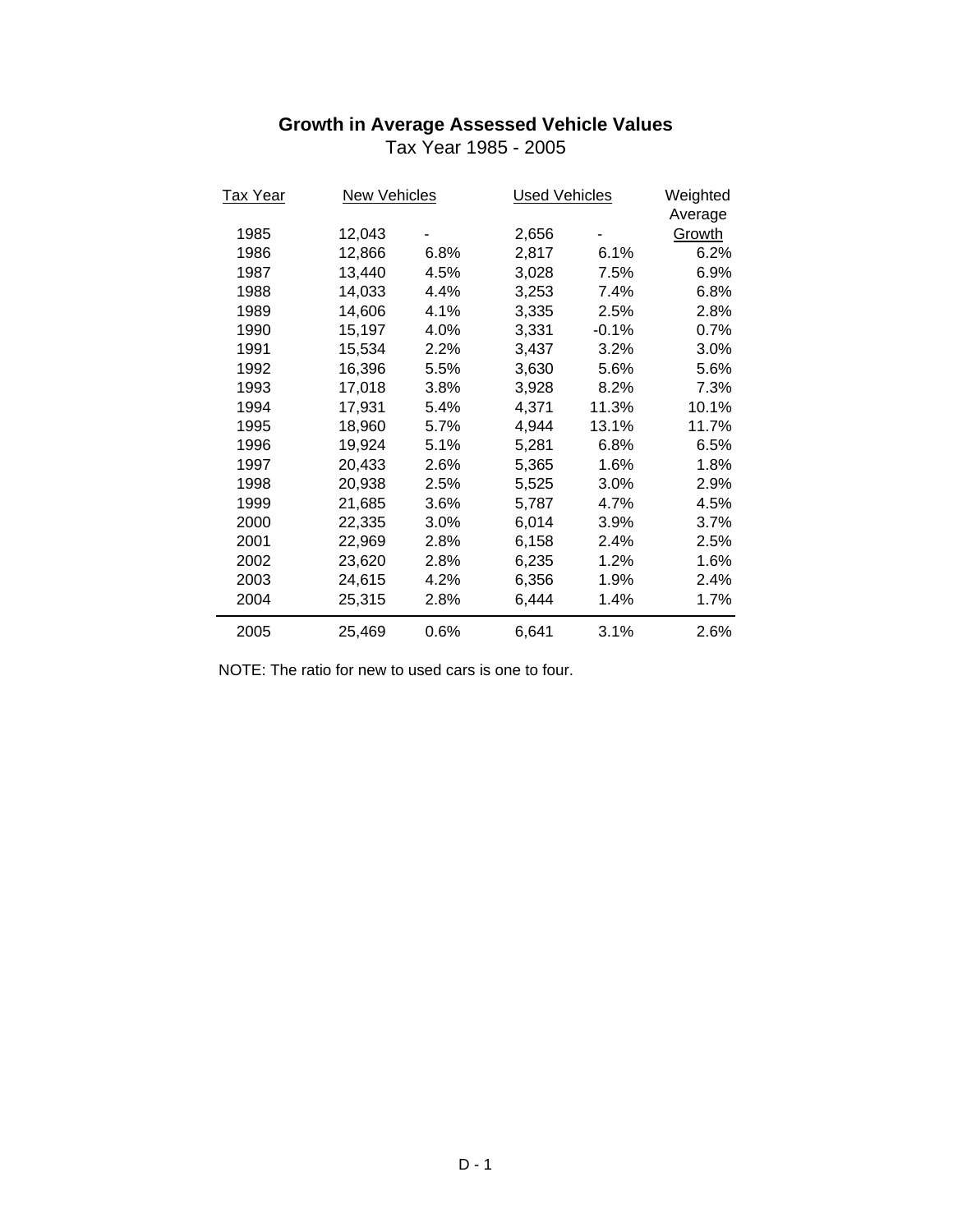## Growth in Average Assessed Vehicle Values

Tax Year 1985 - 2005

| Tax Year | New Vehicles | | Used Vehicles | | Weighted Average Growth |
|---|---|---|---|---|---|
| 1985 | 12,043 | - | 2,656 | - | |
| 1986 | 12,866 | 6.8% | 2,817 | 6.1% | 6.2% |
| 1987 | 13,440 | 4.5% | 3,028 | 7.5% | 6.9% |
| 1988 | 14,033 | 4.4% | 3,253 | 7.4% | 6.8% |
| 1989 | 14,606 | 4.1% | 3,335 | 2.5% | 2.8% |
| 1990 | 15,197 | 4.0% | 3,331 | -0.1% | 0.7% |
| 1991 | 15,534 | 2.2% | 3,437 | 3.2% | 3.0% |
| 1992 | 16,396 | 5.5% | 3,630 | 5.6% | 5.6% |
| 1993 | 17,018 | 3.8% | 3,928 | 8.2% | 7.3% |
| 1994 | 17,931 | 5.4% | 4,371 | 11.3% | 10.1% |
| 1995 | 18,960 | 5.7% | 4,944 | 13.1% | 11.7% |
| 1996 | 19,924 | 5.1% | 5,281 | 6.8% | 6.5% |
| 1997 | 20,433 | 2.6% | 5,365 | 1.6% | 1.8% |
| 1998 | 20,938 | 2.5% | 5,525 | 3.0% | 2.9% |
| 1999 | 21,685 | 3.6% | 5,787 | 4.7% | 4.5% |
| 2000 | 22,335 | 3.0% | 6,014 | 3.9% | 3.7% |
| 2001 | 22,969 | 2.8% | 6,158 | 2.4% | 2.5% |
| 2002 | 23,620 | 2.8% | 6,235 | 1.2% | 1.6% |
| 2003 | 24,615 | 4.2% | 6,356 | 1.9% | 2.4% |
| 2004 | 25,315 | 2.8% | 6,444 | 1.4% | 1.7% |
| 2005 | 25,469 | 0.6% | 6,641 | 3.1% | 2.6% |

NOTE: The ratio for new to used cars is one to four.